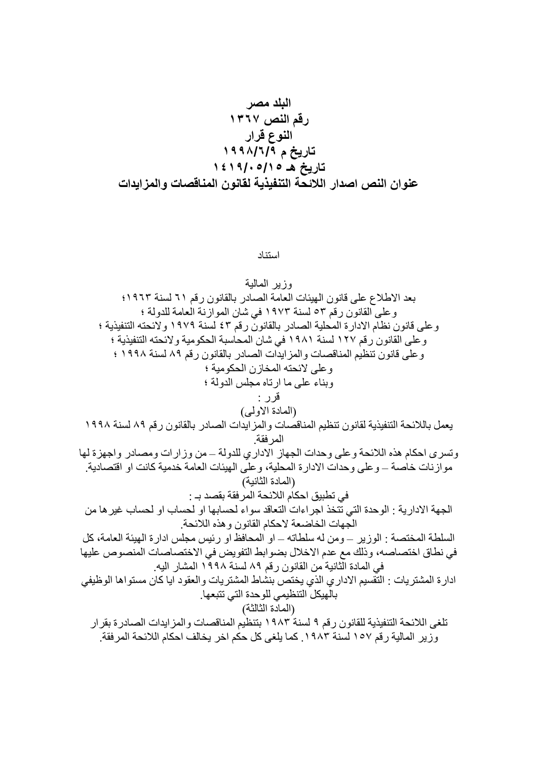**البلد مصر**
**رقم النص ١٣٦٧**
**النوع قرار**
**تاريخ م ١٩٩٨/٦/٩**
**تاريخ هـ ١٤١٩/٠٥/١٥**
**عنوان النص اصدار اللائحة التنفيذية لقانون المناقصات والمزايدات**

استناد

وزير المالية

بعد الاطلاع على قانون الهيئات العامة الصادر بالقانون رقم ٦١ لسنة ١٩٦٣؛
وعلى القانون رقم ٥٣ لسنة ١٩٧٣ في شان الموازنة العامة للدولة ؛
وعلى قانون نظام الادارة المحلية الصادر بالقانون رقم ٤٣ لسنة ١٩٧٩ ولائحته التنفيذية ؛
وعلى القانون رقم ١٢٧ لسنة ١٩٨١ في شان المحاسبة الحكومية ولائحته التنفيذية ؛
وعلى قانون تنظيم المناقصات والمزايدات الصادر بالقانون رقم ٨٩ لسنة ١٩٩٨ ؛
وعلى لائحته المخازن الحكومية ؛
وبناء على ما ارتاه مجلس الدولة ؛

قرر :

(المادة الاولى)

يعمل باللائحة التنفيذية لقانون تنظيم المناقصات والمزايدات الصادر بالقانون رقم ٨٩ لسنة ١٩٩٨ المرفقة.

وتسرى احكام هذه اللائحة وعلى وحدات الجهاز الاداري للدولة – من وزارات ومصادر واجهزة لها موازنات خاصة – وعلى وحدات الادارة المحلية، وعلى الهيئات العامة خدمية كانت او اقتصادية.

(المادة الثانية)

في تطبيق احكام اللائحة المرفقة بقصد بـ :

الجهة الادارية : الوحدة التي تتخذ اجراءات التعاقد سواء لحسابها او لحساب او لحساب غيرها من الجهات الخاضعة لاحكام القانون وهذه اللائحة.

السلطة المختصة : الوزير – ومن له سلطاته – او المحافظ او رئيس مجلس ادارة الهيئة العامة، كل في نطاق اختصاصه، وذلك مع عدم الاخلال بضوابط التفويض في الاختصاصات المنصوص عليها في المادة الثانية من القانون رقم ٨٩ لسنة ١٩٩٨ المشار اليه.

ادارة المشتريات : التقسيم الاداري الذي يختص بنشاط المشتريات والعقود ايا كان مستواها الوظيفي بالهيكل التنظيمي للوحدة التي تتبعها.

(المادة الثالثة)

تلغى اللائحة التنفيذية للقانون رقم ٩ لسنة ١٩٨٣ بتنظيم المناقصات والمزايدات الصادرة بقرار وزير المالية رقم ١٥٧ لسنة ١٩٨٣. كما يلغى كل حكم اخر يخالف احكام اللائحة المرفقة.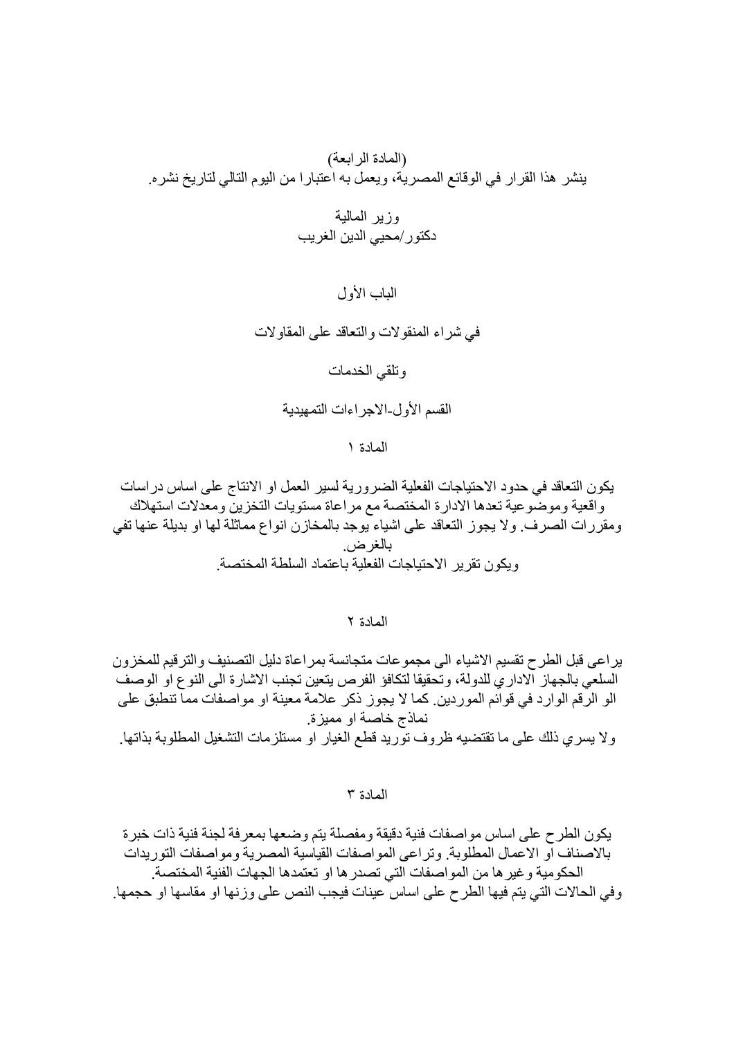(المادة الرابعة)

ينشر هذا القرار في الوقائع المصرية، ويعمل به اعتبارا من اليوم التالي لتاريخ نشره.

وزير المالية

دكتور/محيي الدين الغريب

# الباب الأول

## في شراء المنقولات والتعاقد على المقاولات

## وتلقي الخدمات

### القسم الأول-الاجراءات التمهيدية

#### المادة ١

يكون التعاقد في حدود الاحتياجات الفعلية الضرورية لسير العمل او الانتاج على اساس دراسات واقعية وموضوعية تعدها الادارة المختصة مع مراعاة مستويات التخزين ومعدلات استهلاك ومقررات الصرف. ولا يجوز التعاقد على اشياء يوجد بالمخازن انواع مماثلة لها او بديلة عنها تفي بالغرض.

ويكون تقرير الاحتياجات الفعلية باعتماد السلطة المختصة.

#### المادة ٢

يراعى قبل الطرح تقسيم الاشياء الى مجموعات متجانسة بمراعاة دليل التصنيف والترقيم للمخزون السلعي بالجهاز الاداري للدولة، وتحقيقا لتكافؤ الفرص يتعين تجنب الاشارة الى النوع او الوصف الو الرقم الوارد في قوائم الموردين. كما لا يجوز ذكر علامة معينة او مواصفات مما تنطبق على نماذج خاصة او مميزة.

ولا يسري ذلك على ما تقتضيه ظروف توريد قطع الغيار او مستلزمات التشغيل المطلوبة بذاتها.

#### المادة ٣

يكون الطرح على اساس مواصفات فنية دقيقة ومفصلة يتم وضعها بمعرفة لجنة فنية ذات خبرة بالاصناف او الاعمال المطلوبة. وتراعى المواصفات القياسية المصرية ومواصفات التوريدات الحكومية وغيرها من المواصفات التي تصدرها او تعتمدها الجهات الفنية المختصة.

وفي الحالات التي يتم فيها الطرح على اساس عينات فيجب النص على وزنها او مقاسها او حجمها.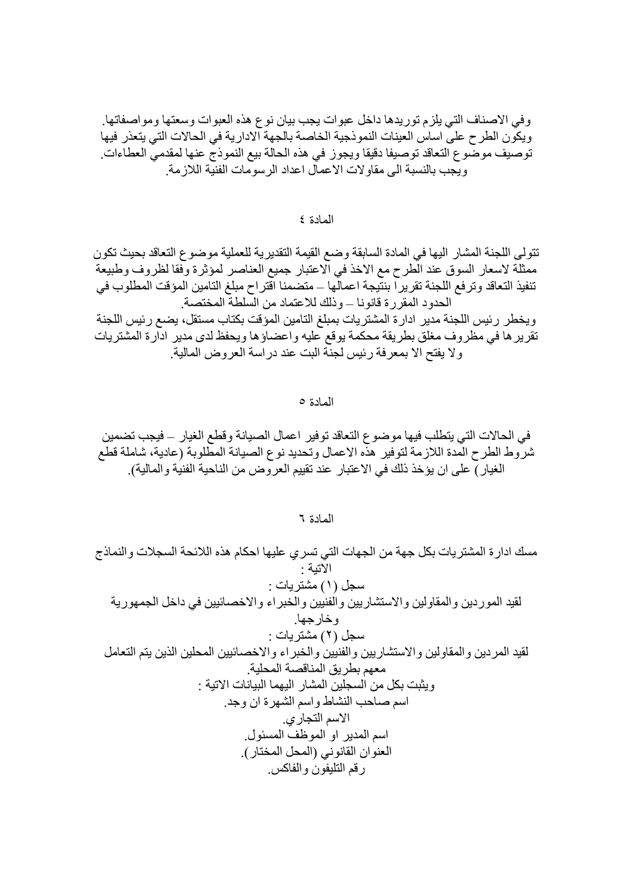وفي الاصناف التي يلزم توريدها داخل عبوات يجب بيان نوع هذه العبوات وسعتها ومواصفاتها.
ويكون الطرح على اساس العينات النموذجية الخاصة بالجهة الادارية في الحالات التي يتعذر فيها توصيف موضوع التعاقد توصيفا دقيقا ويجوز في هذه الحالة بيع النموذج عنها لمقدمي العطاءات.
ويجب بالنسبة الى مقاولات الاعمال اعداد الرسومات الفنية اللازمة.

## المادة ٤

تتولى اللجنة المشار اليها في المادة السابقة وضع القيمة التقديرية للعملية موضوع التعاقد بحيث تكون ممثلة لاسعار السوق عند الطرح مع الاخذ في الاعتبار جميع العناصر لمؤثرة وفقا لظروف وطبيعة تنفيذ التعاقد وترفع اللجنة تقريرا بنتيجة اعمالها – متضمنا اقتراح مبلغ التامين المؤقت المطلوب في الحدود المقررة قانونا – وذلك للاعتماد من السلطة المختصة.
ويخطر رئيس اللجنة مدير ادارة المشتريات بمبلغ التامين المؤقت بكتاب مستقل، يضع رئيس اللجنة تقريرها في مظروف مغلق بطريقة محكمة يوقع عليه واعضاؤها ويحفظ لدى مدير ادارة المشتريات ولا يفتح الا بمعرفة رئيس لجنة البت عند دراسة العروض المالية.

## المادة ٥

في الحالات التي يتطلب فيها موضوع التعاقد توفير اعمال الصيانة وقطع الغيار – فيجب تضمين شروط الطرح المدة اللازمة لتوفير هذه الاعمال وتحديد نوع الصيانة المطلوبة (عادية، شاملة قطع الغيار) على ان يؤخذ ذلك في الاعتبار عند تقييم العروض من الناحية الفنية والمالية).

## المادة ٦

مسك ادارة المشتريات بكل جهة من الجهات التي تسري عليها احكام هذه اللائحة السجلات والنماذج الاتية :

سجل (١) مشتريات :
لقيد الموردين والمقاولين والاستشاريين والفنيين والخبراء والاخصائيين في داخل الجمهورية وخارجها.

سجل (٢) مشتريات :
لقيد المردين والمقاولين والاستشاريين والفنيين والخبراء والاخصائيين المحلين الذين يتم التعامل معهم بطريق المناقصة المحلية.

ويثبت بكل من السجلين المشار اليهما البيانات الاتية :

اسم صاحب النشاط واسم الشهرة ان وجد.
الاسم التجاري.
اسم المدير او الموظف المسئول.
العنوان القانوني (المحل المختار).
رقم التليفون والفاكس.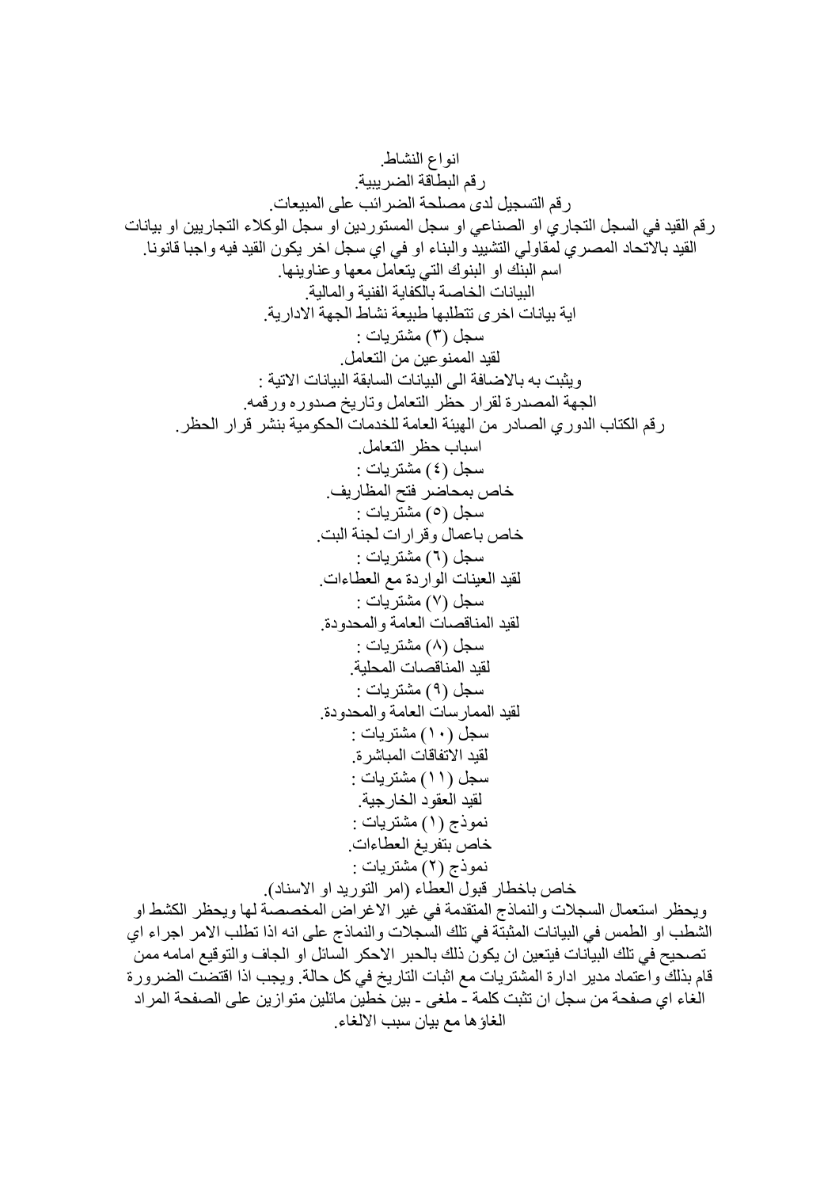انواع النشاط.

رقم البطاقة الضريبية.

رقم التسجيل لدى مصلحة الضرائب على المبيعات.

رقم القيد في السجل التجاري او الصناعي او سجل المستوردين او سجل الوكلاء التجاريين او بيانات القيد بالاتحاد المصري لمقاولي التشييد والبناء او في اي سجل اخر يكون القيد فيه واجبا قانونا.

اسم البنك او البنوك التي يتعامل معها وعناوينها.

البيانات الخاصة بالكفاية الفنية والمالية.

اية بيانات اخرى تتطلبها طبيعة نشاط الجهة الادارية.

سجل (٣) مشتريات :

لقيد الممنوعين من التعامل.

ويثبت به بالاضافة الى البيانات السابقة البيانات الاتية :

الجهة المصدرة لقرار حظر التعامل وتاريخ صدوره ورقمه.

رقم الكتاب الدوري الصادر من الهيئة العامة للخدمات الحكومية بنشر قرار الحظر.

اسباب حظر التعامل.

سجل (٤) مشتريات :

خاص بمحاضر فتح المظاريف.

سجل (٥) مشتريات :

خاص باعمال وقرارات لجنة البت.

سجل (٦) مشتريات :

لقيد العينات الواردة مع العطاءات.

سجل (٧) مشتريات :

لقيد المناقصات العامة والمحدودة.

سجل (٨) مشتريات :

لقيد المناقصات المحلية.

سجل (٩) مشتريات :

لقيد الممارسات العامة والمحدودة.

سجل (١٠) مشتريات :

لقيد الاتفاقات المباشرة.

سجل (١١) مشتريات :

لقيد العقود الخارجية.

نموذج (١) مشتريات :

خاص بتفريغ العطاءات.

نموذج (٢) مشتريات :

خاص باخطار قبول العطاء (امر التوريد او الاسناد).

ويحظر استعمال السجلات والنماذج المتقدمة في غير الاغراض المخصصة لها ويحظر الكشط او الشطب او الطمس في البيانات المثبتة في تلك السجلات والنماذج على انه اذا تطلب الامر اجراء اي تصحيح في تلك البيانات فيتعين ان يكون ذلك بالحبر الاحكر السائل او الجاف والتوقيع امامه ممن قام بذلك واعتماد مدير ادارة المشتريات مع اثبات التاريخ في كل حالة. ويجب اذا اقتضت الضرورة الغاء اي صفحة من سجل ان تثبت كلمة - ملغى - بين خطين مائلين متوازين على الصفحة المراد الغاؤها مع بيان سبب الالغاء.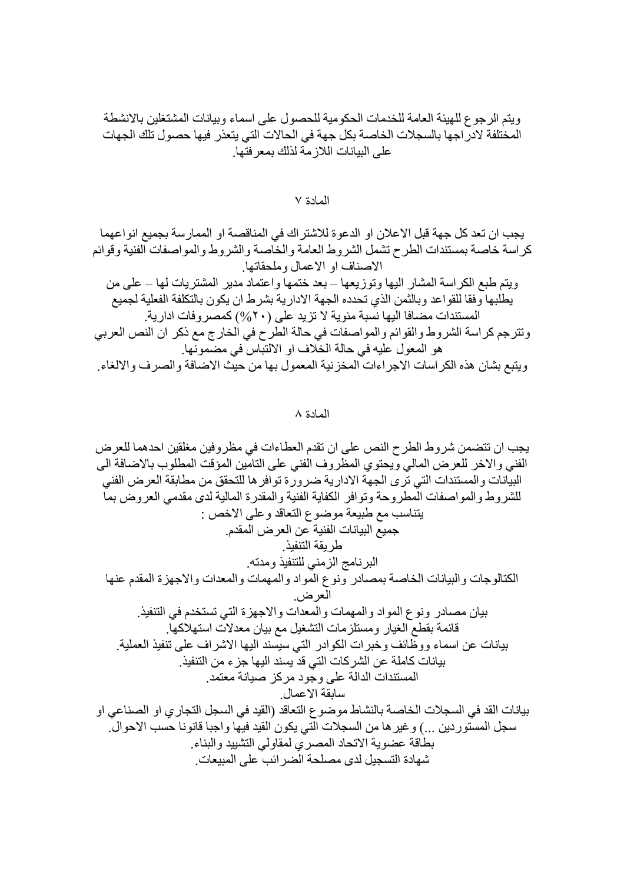ويتم الرجوع للهيئة العامة للخدمات الحكومية للحصول على اسماء وبيانات المشتغلين بالانشطة المختلفة لادراجها بالسجلات الخاصة بكل جهة في الحالات التي يتعذر فيها حصول تلك الجهات على البيانات اللازمة لذلك بمعرفتها.

## المادة ٧

يجب ان تعد كل جهة قبل الاعلان او الدعوة للاشتراك في المناقصة او الممارسة بجميع انواعهما كراسة خاصة بمستندات الطرح تشمل الشروط العامة والخاصة والشروط والمواصفات الفنية وقوائم الاصناف او الاعمال وملحقاتها.

ويتم طبع الكراسة المشار اليها وتوزيعها – بعد ختمها واعتماد مدير المشتريات لها – على من يطلبها وفقا للقواعد وبالثمن الذي تحدده الجهة الادارية بشرط ان يكون بالتكلفة الفعلية لجميع المستندات مضافا اليها نسبة مئوية لا تزيد على (٢٠%) كمصروفات ادارية.

وتترجم كراسة الشروط والقوائم والمواصفات في حالة الطرح في الخارج مع ذكر ان النص العربي هو المعول عليه في حالة الخلاف او الالتباس في مضمونها.

ويتبع بشان هذه الكراسات الاجراءات المخزنية المعمول بها من حيث الاضافة والصرف والالغاء.

## المادة ٨

يجب ان تتضمن شروط الطرح النص على ان تقدم العطاءات في مظروفين مغلقين احدهما للعرض الفني والاخر للعرض المالي ويحتوي المظروف الفني على التامين المؤقت المطلوب بالاضافة الى البيانات والمستندات التي ترى الجهة الادارية ضرورة توافرها للتحقق من مطابقة العرض الفني للشروط والمواصفات المطروحة وتوافر الكفاية الفنية والمقدرة المالية لدى مقدمي العروض بما يتناسب مع طبيعة موضوع التعاقد وعلى الاخص :

جميع البيانات الفنية عن العرض المقدم.

طريقة التنفيذ.

البرنامج الزمني للتنفيذ ومدته.

الكتالوجات والبيانات الخاصة بمصادر ونوع المواد والمهمات والمعدات والاجهزة المقدم عنها العرض.

بيان مصادر ونوع المواد والمهمات والمعدات والاجهزة التي تستخدم في التنفيذ.

قائمة بقطع الغيار ومستلزمات التشغيل مع بيان معدلات استهلاكها.

بيانات عن اسماء ووظائف وخبرات الكوادر التي سيسند اليها الاشراف على تنفيذ العملية.

بيانات كاملة عن الشركات التي قد يسند اليها جزء من التنفيذ.

المستندات الدالة على وجود مركز صيانة معتمد.

سابقة الاعمال.

بيانات القد في السجلات الخاصة بالنشاط موضوع التعاقد (القيد في السجل التجاري او الصناعي او سجل المستوردين ...) وغيرها من السجلات التي يكون القيد فيها واجبا قانونا حسب الاحوال.

بطاقة عضوية الاتحاد المصري لمقاولي التشييد والبناء.

شهادة التسجيل لدى مصلحة الضرائب على المبيعات.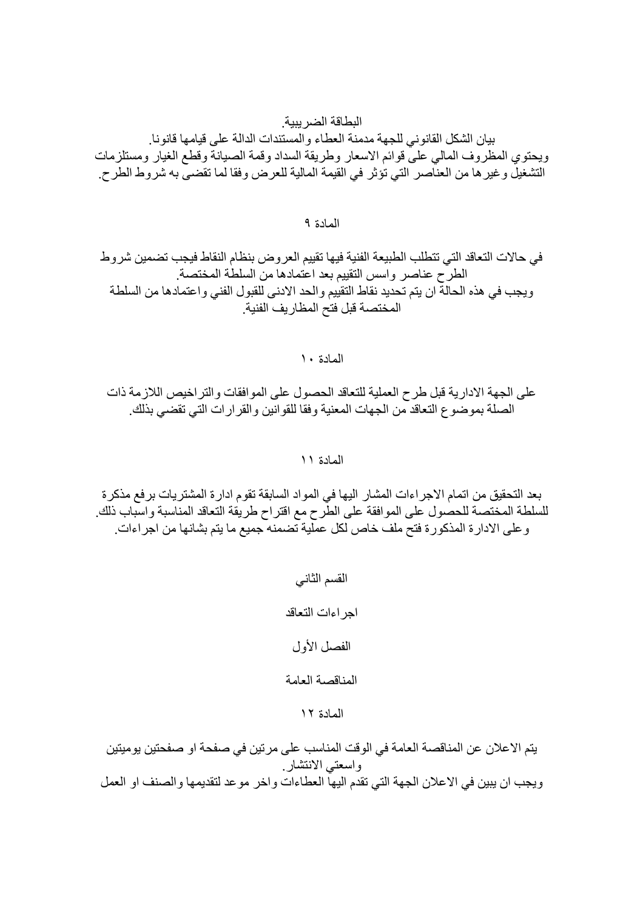البطاقة الضريبية.

بيان الشكل القانوني للجهة مدمنة العطاء والمستندات الدالة على قيامها قانونا.

ويحتوي المظروف المالي على قوائم الاسعار وطريقة السداد وقمة الصيانة وقطع الغيار ومستلزمات التشغيل وغيرها من العناصر التي تؤثر في القيمة المالية للعرض وفقا لما تقضى به شروط الطرح.

المادة ٩

في حالات التعاقد التي تتطلب الطبيعة الفنية فيها تقييم العروض بنظام النقاط فيجب تضمين شروط الطرح عناصر واسس التقييم بعد اعتمادها من السلطة المختصة.

ويجب في هذه الحالة ان يتم تحديد نقاط التقييم والحد الادنى للقبول الفني واعتمادها من السلطة المختصة قبل فتح المظاريف الفنية.

المادة ١٠

على الجهة الادارية قبل طرح العملية للتعاقد الحصول على الموافقات والتراخيص اللازمة ذات الصلة بموضوع التعاقد من الجهات المعنية وفقا للقوانين والقرارات التي تقضي بذلك.

المادة ١١

بعد التحقيق من اتمام الاجراءات المشار اليها في المواد السابقة تقوم ادارة المشتريات برفع مذكرة للسلطة المختصة للحصول على الموافقة على الطرح مع اقتراح طريقة التعاقد المناسبة واسباب ذلك.

وعلى الادارة المذكورة فتح ملف خاص لكل عملية تضمنه جميع ما يتم بشانها من اجراءات.

## القسم الثاني

## اجراءات التعاقد

### الفصل الأول

### المناقصة العامة

المادة ١٢

يتم الاعلان عن المناقصة العامة في الوقت المناسب على مرتين في صفحة او صفحتين يوميتين واسعتي الانتشار.

ويجب ان يبين في الاعلان الجهة التي تقدم اليها العطاءات واخر موعد لتقديمها والصنف او العمل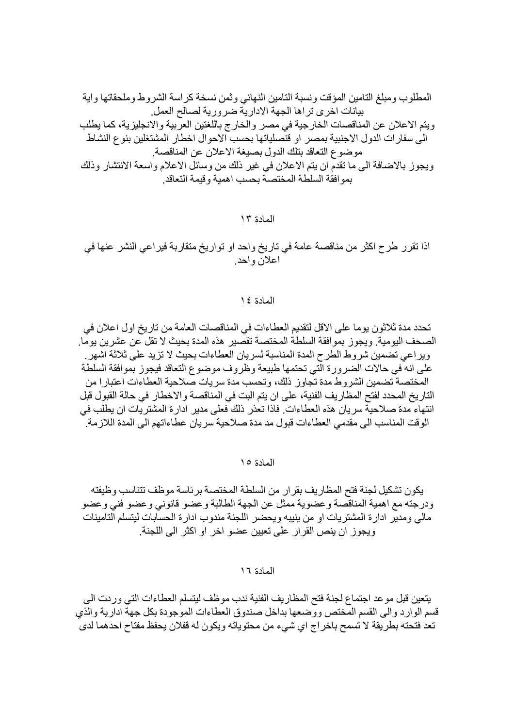المطلوب ومبلغ التامين المؤقت ونسبة التامين النهائي وثمن نسخة كراسة الشروط وملحقاتها واية بيانات اخرى تراها الجهة الادارية ضرورية لصالح العمل.
ويتم الاعلان عن المناقصات الخارجية في مصر والخارج باللغتين العربية والانجليزية، كما يطلب الى سفارات الدول الاجنبية بمصر او قنصلياتها بحسب الاحوال اخطار المشتغلين بنوع النشاط موضوع التعاقد بتلك الدول بصيغة الاعلان عن المناقصة.
ويجوز بالاضافة الى ما تقدم ان يتم الاعلان في غير ذلك من وسائل الاعلام واسعة الانتشار وذلك بموافقة السلطة المختصة بحسب اهمية وقيمة التعاقد.

## المادة ١٣

اذا تقرر طرح اكثر من مناقصة عامة في تاريخ واحد او تواريخ متقاربة فيراعي النشر عنها في اعلان واحد.

## المادة ١٤

تحدد مدة ثلاثون يوما على الاقل لتقديم العطاءات في المناقصات العامة من تاريخ اول اعلان في الصحف اليومية. ويجوز بموافقة السلطة المختصة تقصير هذه المدة بحيث لا تقل عن عشرين يوما.
ويراعي تضمين شروط الطرح المدة المناسبة لسريان العطاءات بحيث لا تزيد على ثلاثة اشهر. على انه في حالات الضرورة التي تحتمها طبيعة وظروف موضوع التعاقد فيجوز بموافقة السلطة المختصة تضمين الشروط مدة تجاوز ذلك، وتحسب مدة سريان صلاحية العطاءات اعتبارا من التاريخ المحدد لفتح المظاريف الفنية، على ان يتم البت في المناقصة والاخطار في حالة القبول قبل انتهاء مدة صلاحية سريان هذه العطاءات. فاذا تعذر ذلك فعلى مدير ادارة المشتريات ان يطلب في الوقت المناسب الى مقدمي العطاءات قبول مد مدة صلاحية سريان عطاءاتهم الى المدة اللازمة.

## المادة ١٥

يكون تشكيل لجنة فتح المظاريف بقرار من السلطة المختصة برئاسة موظف تتناسب وظيفته ودرجته مع اهمية المناقصة وعضوية ممثل عن الجهة الطالبة وعضو قانوني وعضو فني وعضو مالي ومدير ادارة المشتريات او من ينيبه ويحضر اللجنة مندوب ادارة الحسابات ليتسلم التامينات ويجوز ان ينص القرار على تعيين عضو اخر او اكثر الى اللجنة.

## المادة ١٦

يتعين قبل موعد اجتماع لجنة فتح المظاريف الفنية ندب موظف ليتسلم العطاءات التي وردت الى قسم الوارد والى القسم المختص ووضعها بداخل صندوق العطاءات الموجودة بكل جهة ادارية والذي تعد فتحته بطريقة لا تسمح باخراج اي شيء من محتوياته ويكون له قفلان يحفظ مفتاح احدهما لدى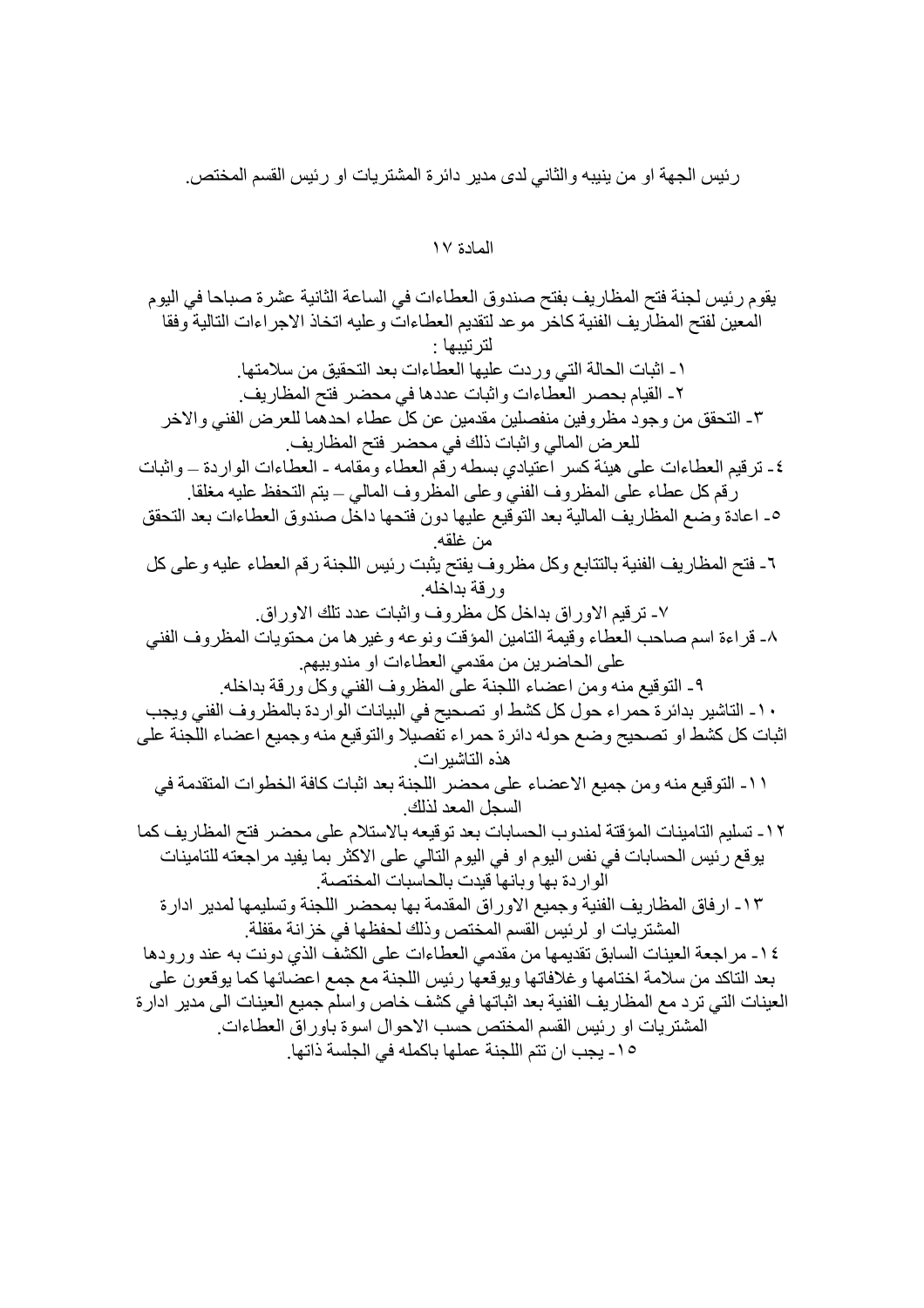رئيس الجهة او من ينيبه والثاني لدى مدير دائرة المشتريات او رئيس القسم المختص.

## المادة ١٧

يقوم رئيس لجنة فتح المظاريف بفتح صندوق العطاءات في الساعة الثانية عشرة صباحا في اليوم المعين لفتح المظاريف الفنية كاخر موعد لتقديم العطاءات وعليه اتخاذ الاجراءات التالية وفقا لترتيبها :

١- اثبات الحالة التي وردت عليها العطاءات بعد التحقيق من سلامتها.

٢- القيام بحصر العطاءات واثبات عددها في محضر فتح المظاريف.

٣- التحقق من وجود مظروفين منفصلين مقدمين عن كل عطاء احدهما للعرض الفني والاخر للعرض المالي واثبات ذلك في محضر فتح المظاريف.

٤- ترقيم العطاءات على هيئة كسر اعتيادي بسطه رقم العطاء ومقامه - العطاءات الواردة – واثبات رقم كل عطاء على المظروف الفني وعلى المظروف المالي – يتم التحفظ عليه مغلقا.

٥- اعادة وضع المظاريف المالية بعد التوقيع عليها دون فتحها داخل صندوق العطاءات بعد التحقق من غلقه.

٦- فتح المظاريف الفنية بالتتابع وكل مظروف يفتح يثبت رئيس اللجنة رقم العطاء عليه وعلى كل ورقة بداخله.

٧- ترقيم الاوراق بداخل كل مظروف واثبات عدد تلك الاوراق.

٨- قراءة اسم صاحب العطاء وقيمة التامين المؤقت ونوعه وغيرها من محتويات المظروف الفني على الحاضرين من مقدمي العطاءات او مندوبيهم.

٩- التوقيع منه ومن اعضاء اللجنة على المظروف الفني وكل ورقة بداخله.

١٠- التاشير بدائرة حمراء حول كل كشط او تصحيح في البيانات الواردة بالمظروف الفني ويجب اثبات كل كشط او تصحيح وضع حوله دائرة حمراء تفصيلا والتوقيع منه وجميع اعضاء اللجنة على هذه التاشيرات.

١١- التوقيع منه ومن جميع الاعضاء على محضر اللجنة بعد اثبات كافة الخطوات المتقدمة في السجل المعد لذلك.

١٢- تسليم التامينات المؤقتة لمندوب الحسابات بعد توقيعه بالاستلام على محضر فتح المظاريف كما يوقع رئيس الحسابات في نفس اليوم او في اليوم التالي على الاكثر بما يفيد مراجعته للتامينات الواردة بها وبانها قيدت بالحاسبات المختصة.

١٣- ارفاق المظاريف الفنية وجميع الاوراق المقدمة بها بمحضر اللجنة وتسليمها لمدير ادارة المشتريات او لرئيس القسم المختص وذلك لحفظها في خزانة مقفلة.

١٤- مراجعة العينات السابق تقديمها من مقدمي العطاءات على الكشف الذي دونت به عند ورودها بعد التاكد من سلامة اختامها وغلافاتها ويوقعها رئيس اللجنة مع جمع اعضائها كما يوقعون على العينات التي ترد مع المظاريف الفنية بعد اثباتها في كشف خاص واسلم جميع العينات الى مدير ادارة المشتريات او رئيس القسم المختص حسب الاحوال اسوة باوراق العطاءات.

١٥- يجب ان تتم اللجنة عملها باكمله في الجلسة ذاتها.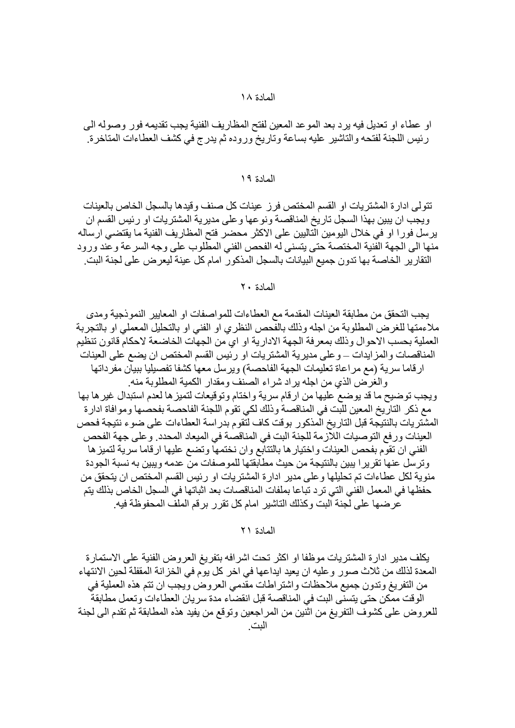المادة ١٨

او عطاء او تعديل فيه يرد بعد الموعد المعين لفتح المظاريف الفنية يجب تقديمه فور وصوله الى رئيس اللجنة لفتحه والتاشير عليه بساعة وتاريخ وروده ثم يدرج في كشف العطاءات المتاخرة.

المادة ١٩

تتولى ادارة المشتريات او القسم المختص فرز عينات كل صنف وقيدها بالسجل الخاص بالعينات ويجب ان يبين بهذا السجل تاريخ المناقصة ونوعها وعلى مديرية المشتريات او رئيس القسم ان يرسل فورا او في خلال اليومين التاليين على الاكثر محضر فتح المظاريف الفنية ما يقتضي ارساله منها الى الجهة الفنية المختصة حتى يتسنى له الفحص الفني المطلوب على وجه السرعة وعند ورود التقارير الخاصة بها تدون جميع البيانات بالسجل المذكور امام كل عينة ليعرض على لجنة البت.

المادة ٢٠

يجب التحقق من مطابقة العينات المقدمة مع العطاءات للمواصفات او المعايير النموذجية ومدى ملاءمتها للغرض المطلوبة من اجله وذلك بالفحص النظري او الفني او بالتحليل المعملي او بالتجربة العملية بحسب الاحوال وذلك بمعرفة الجهة الادارية او اي من الجهات الخاضعة لاحكام قانون تنظيم المناقصات والمزايدات – وعلى مديرية المشتريات او رئيس القسم المختص ان يضع على العينات ارقاما سرية (مع مراعاة تعليمات الجهة الفاحصة) ويرسل معها كشفا تفصيليا ببيان مفرداتها والغرض الذي من اجله يراد شراء الصنف ومقدار الكمية المطلوبة منه.
ويجب توضيح ما قد يوضع عليها من ارقام سرية واختام وتوقيعات لتميزها لعدم استبدال غيرها بها مع ذكر التاريخ المعين للبت في المناقصة وذلك لكي تقوم اللجنة الفاحصة بفحصها وموافاة ادارة المشتريات بالنتيجة قبل التاريخ المذكور بوقت كاف لتقوم بدراسة العطاءات على ضوء نتيجة فحص العينات ورفع التوصيات اللازمة للجنة البت في المناقصة في الميعاد المحدد. وعلى جهة الفحص الفني ان تقوم بفحص العينات واختيارها بالتتابع وان نختمها وتضع عليها ارقاما سرية لتميزها وترسل عنها تقريرا يبين بالنتيجة من حيث مطابقتها للموصفات من عدمه ويبين به نسبة الجودة منوية لكل عطاءات تم تحليلها وعلى مدير ادارة المشتريات او رئيس القسم المختص ان يتحقق من حفظها في المعمل الفني التي ترد تباعا بملفات المناقصات بعد اثباتها في السجل الخاص بذلك يتم عرضها على لجنة البت وكذلك التاشير امام كل تقرر برقم الملف المحفوظة فيه.

المادة ٢١

يكلف مدير ادارة المشتريات موظفا او اكثر تحت اشرافه بتفريغ العروض الفنية على الاستمارة المعدة لذلك من ثلاث صور وعليه ان يعيد ايداعها في اخر كل يوم في الخزانة المقفلة لحين الانتهاء من التفريغ وتدون جميع ملاحظات واشتراطات مقدمي العروض ويجب ان تتم هذه العملية في الوقت ممكن حتى يتسنى البت في المناقصة قبل انقضاء مدة سريان العطاءات وتعمل مطابقة للعروض على كشوف التفريغ من اثنين من المراجعين وتوقع من يفيد هذه المطابقة ثم تقدم الى لجنة البت.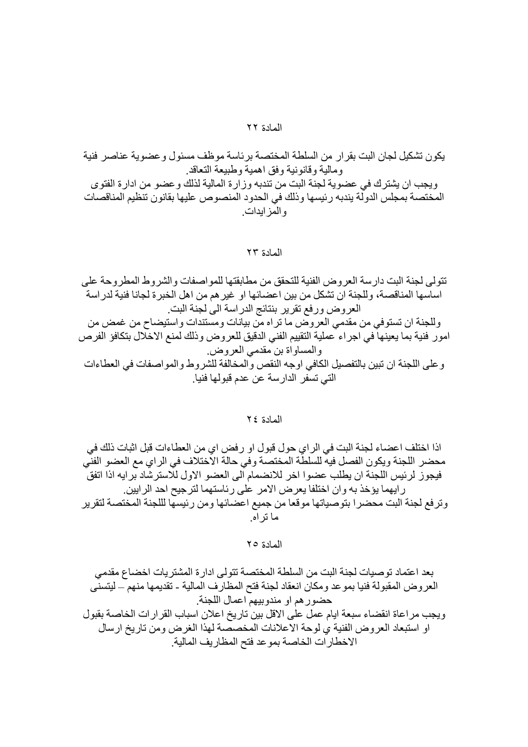## المادة ٢٢

يكون تشكيل لجان البت بقرار من السلطة المختصة برئاسة موظف مسئول وعضوية عناصر فنية ومالية وقانونية وفق اهمية وطبيعة التعاقد.
ويجب ان يشترك في عضوية لجنة البت من تندبه وزارة المالية لذلك وعضو من ادارة الفتوى المختصة بمجلس الدولة يندبه رئيسها وذلك في الحدود المنصوص عليها بقانون تنظيم المناقصات والمزايدات.

## المادة ٢٣

تتولى لجنة البت دارسة العروض الفنية للتحقق من مطابقتها للمواصفات والشروط المطروحة على اساسها المناقصة، وللجنة ان تشكل من بين اعضائها او غيرهم من اهل الخبرة لجانا فنية لدراسة العروض ورفع تقرير بنتائج الدراسة الى لجنة البت.
وللجنة ان تستوفي من مقدمي العروض ما تراه من بيانات ومستندات واستيضاح من غمض من امور فنية بما يعينها في اجراء عملية التقييم الفني الدقيق للعروض وذلك لمنع الاخلال بتكافؤ الفرص والمساواة بن مقدمي العروض.
وعلى اللجنة ان تبين بالتفصيل الكافي اوجه النقص والمخالفة للشروط والمواصفات في العطاءات التي تسفر الدارسة عن عدم قبولها فنيا.

## المادة ٢٤

اذا اختلف اعضاء لجنة البت في الراي حول قبول او رفض اي من العطاءات قبل اثبات ذلك في محضر اللجنة ويكون الفصل فيه للسلطة المختصة وفي حالة الاختلاف في الراي مع العضو الفني فيجوز لرئيس اللجنة ان يطلب عضوا اخر للانضمام الى العضو الاول للاسترشاد برايه اذا اتفق رايهما يؤخذ به وان اختلفا يعرض الامر على رئاستهما لترجيح احد الرايين.
وترفع لجنة البت محضرا بتوصياتها موقعا من جميع اعضائها ومن رئيسها لللجنة المختصة لتقرير ما تراه.

## المادة ٢٥

بعد اعتماد توصيات لجنة البت من السلطة المختصة تتولى ادارة المشتريات اخضاع مقدمي العروض المقبولة فنيا بموعد ومكان انعقاد لجنة فتح المظارف المالية - تقديمها منهم – ليتسنى حضورهم او مندوبيهم اعمال اللجنة.
ويجب مراعاة انقضاء سبعة ايام عمل على الاقل بين تاريخ اعلان اسباب القرارات الخاصة بقبول او استبعاد العروض الفنية ي لوحة الاعلانات المخصصة لهذا الغرض ومن تاريخ ارسال الاخطارات الخاصة بموعد فتح المظاريف المالية.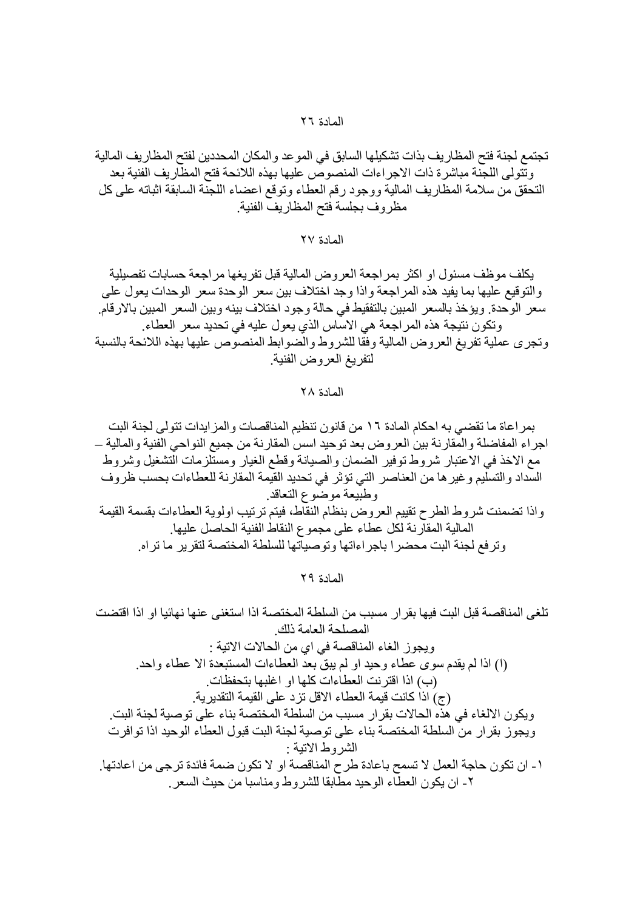## المادة ٢٦

تجتمع لجنة فتح المظاريف بذات تشكيلها السابق في الموعد والمكان المحددين لفتح المظاريف المالية وتتولى اللجنة مباشرة ذات الاجراءات المنصوص عليها بهذه اللائحة فتح المظاريف الفنية بعد التحقق من سلامة المظاريف المالية ووجود رقم العطاء وتوقع اعضاء اللجنة السابقة اثباته على كل مظروف بجلسة فتح المظاريف الفنية.

## المادة ٢٧

يكلف موظف مسئول او اكثر بمراجعة العروض المالية قبل تفريغها مراجعة حسابات تفصيلية والتوقيع عليها بما يفيد هذه المراجعة واذا وجد اختلاف بين سعر الوحدة سعر الوحدات يعول على سعر الوحدة. ويؤخذ بالسعر المبين بالتفقيط في حالة وجود اختلاف بينه وبين السعر المبين بالارقام. وتكون نتيجة هذه المراجعة هي الاساس الذي يعول عليه في تحديد سعر العطاء.
وتجرى عملية تفريغ العروض المالية وفقا للشروط والضوابط المنصوص عليها بهذه اللائحة بالنسبة لتفريغ العروض الفنية.

## المادة ٢٨

بمراعاة ما تقضي به احكام المادة ١٦ من قانون تنظيم المناقصات والمزايدات تتولى لجنة البت اجراء المفاضلة والمقارنة بين العروض بعد توحيد اسس المقارنة من جميع النواحي الفنية والمالية – مع الاخذ في الاعتبار شروط توفير الضمان والصيانة وقطع الغيار ومستلزمات التشغيل وشروط السداد والتسليم وغيرها من العناصر التي تؤثر في تحديد القيمة المقارنة للعطاءات بحسب ظروف وطبيعة موضوع التعاقد.
واذا تضمنت شروط الطرح تقييم العروض بنظام النقاط، فيتم ترتيب اولوية العطاءات بقسمة القيمة المالية المقارنة لكل عطاء على مجموع النقاط الفنية الحاصل عليها.
وترفع لجنة البت محضرا باجراءاتها وتوصياتها للسلطة المختصة لتقرير ما تراه.

## المادة ٢٩

تلغى المناقصة قبل البت فيها بقرار مسبب من السلطة المختصة اذا استغنى عنها نهائيا او اذا اقتضت المصلحة العامة ذلك.
ويجوز الغاء المناقصة في اي من الحالات الاتية :
(ا) اذا لم يقدم سوى عطاء وحيد او لم يبق بعد العطاءات المستبعدة الا عطاء واحد.
(ب) اذا اقترنت العطاءات كلها او اغلبها بتحفظات.
(ج) اذا كانت قيمة العطاء الاقل تزد على القيمة التقديرية.
ويكون الالغاء في هذه الحالات بقرار مسبب من السلطة المختصة بناء على توصية لجنة البت.
ويجوز بقرار من السلطة المختصة بناء على توصية لجنة البت قبول العطاء الوحيد اذا توافرت الشروط الاتية :
١- ان تكون حاجة العمل لا تسمح باعادة طرح المناقصة او لا تكون ضمة فائدة ترجى من اعادتها.
٢- ان يكون العطاء الوحيد مطابقا للشروط ومناسبا من حيث السعر.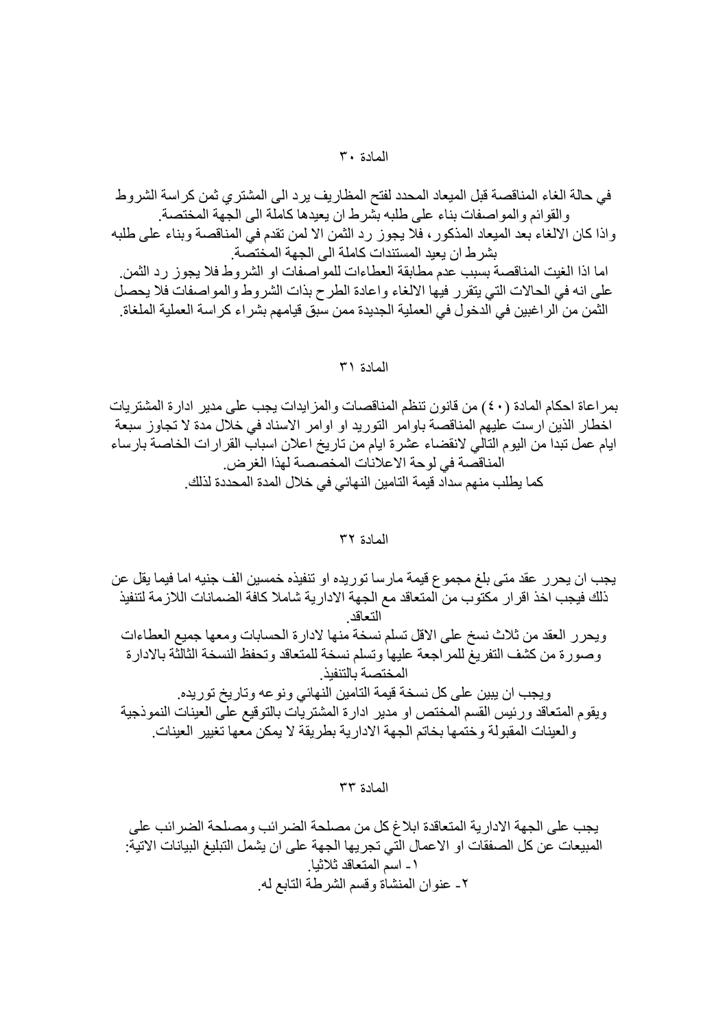## المادة ٣٠

في حالة الغاء المناقصة قبل الميعاد المحدد لفتح المظاريف يرد الى المشتري ثمن كراسة الشروط والقوائم والمواصفات بناء على طلبه بشرط ان يعيدها كاملة الى الجهة المختصة.
واذا كان الالغاء بعد الميعاد المذكور، فلا يجوز رد الثمن الا لمن تقدم في المناقصة وبناء على طلبه بشرط ان يعيد المستندات كاملة الى الجهة المختصة.
اما اذا الغيت المناقصة بسبب عدم مطابقة العطاءات للمواصفات او الشروط فلا يجوز رد الثمن.
على انه في الحالات التي يتقرر فيها الالغاء واعادة الطرح بذات الشروط والمواصفات فلا يحصل الثمن من الراغبين في الدخول في العملية الجديدة ممن سبق قيامهم بشراء كراسة العملية الملغاة.

## المادة ٣١

بمراعاة احكام المادة (٤٠) من قانون تنظم المناقصات والمزايدات يجب على مدير ادارة المشتريات اخطار الذين ارست عليهم المناقصة باوامر التوريد او اوامر الاسناد في خلال مدة لا تجاوز سبعة ايام عمل تبدا من اليوم التالي لانقضاء عشرة ايام من تاريخ اعلان اسباب القرارات الخاصة بارساء المناقصة في لوحة الاعلانات المخصصة لهذا الغرض.
كما يطلب منهم سداد قيمة التامين النهائي في خلال المدة المحددة لذلك.

## المادة ٣٢

يجب ان يحرر عقد متى بلغ مجموع قيمة مارسا توريده او تنفيذه خمسين الف جنيه اما فيما يقل عن ذلك فيجب اخذ اقرار مكتوب من المتعاقد مع الجهة الادارية شاملا كافة الضمانات اللازمة لتنفيذ التعاقد.
ويحرر العقد من ثلاث نسخ على الاقل تسلم نسخة منها لادارة الحسابات ومعها جميع العطاءات وصورة من كشف التفريغ للمراجعة عليها وتسلم نسخة للمتعاقد وتحفظ النسخة الثالثة بالادارة المختصة بالتنفيذ.
ويجب ان يبين على كل نسخة قيمة التامين النهائي ونوعه وتاريخ توريده.
ويقوم المتعاقد ورئيس القسم المختص او مدير ادارة المشتريات بالتوقيع على العينات النموذجية والعينات المقبولة وختمها بخاتم الجهة الادارية بطريقة لا يمكن معها تغيير العينات.

## المادة ٣٣

يجب على الجهة الادارية المتعاقدة ابلاغ كل من مصلحة الضرائب ومصلحة الضرائب على المبيعات عن كل الصفقات او الاعمال التي تجريها الجهة على ان يشمل التبليغ البيانات الاتية:

١- اسم المتعاقد ثلاثيا.
٢- عنوان المنشاة وقسم الشرطة التابع له.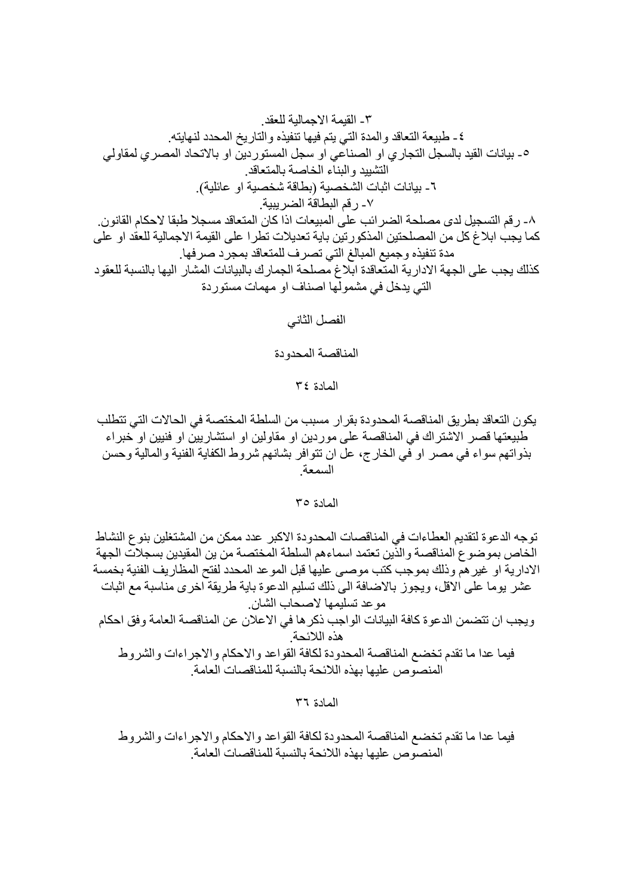٣- القيمة الاجمالية للعقد.

٤- طبيعة التعاقد والمدة التي يتم فيها تنفيذه والتاريخ المحدد لنهايته.

٥- بيانات القيد بالسجل التجاري او الصناعي او سجل المستوردين او بالاتحاد المصري لمقاولي التشييد والبناء الخاصة بالمتعاقد.

٦- بيانات اثبات الشخصية (بطاقة شخصية او عائلية).

٧- رقم البطاقة الضريبية.

٨- رقم التسجيل لدى مصلحة الضرائب على المبيعات اذا كان المتعاقد مسجلا طبقا لاحكام القانون.

كما يجب ابلاغ كل من المصلحتين المذكورتين باية تعديلات تطرا على القيمة الاجمالية للعقد او على مدة تنفيذه وجميع المبالغ التي تصرف للمتعاقد بمجرد صرفها.

كذلك يجب على الجهة الادارية المتعاقدة ابلاغ مصلحة الجمارك بالبيانات المشار اليها بالنسبة للعقود التي يدخل في مشمولها اصناف او مهمات مستوردة

## الفصل الثاني

## المناقصة المحدودة

### المادة ٣٤

يكون التعاقد بطريق المناقصة المحدودة بقرار مسبب من السلطة المختصة في الحالات التي تتطلب طبيعتها قصر الاشتراك في المناقصة على موردين او مقاولين او استشاريين او فنيين او خبراء بذواتهم سواء في مصر او في الخارج، عل ان تتوافر بشانهم شروط الكفاية الفنية والمالية وحسن السمعة.

### المادة ٣٥

توجه الدعوة لتقديم العطاءات في المناقصات المحدودة الاكبر عدد ممكن من المشتغلين بنوع النشاط الخاص بموضوع المناقصة والذين تعتمد اسماءهم السلطة المختصة من ين المقيدين بسجلات الجهة الادارية او غيرهم وذلك بموجب كتب موصى عليها قبل الموعد المحدد لفتح المظاريف الفنية بخمسة عشر يوما على الاقل، ويجوز بالاضافة الى ذلك تسليم الدعوة باية طريقة اخرى مناسبة مع اثبات موعد تسليمها لاصحاب الشان.

ويجب ان تتضمن الدعوة كافة البيانات الواجب ذكرها في الاعلان عن المناقصة العامة وفق احكام هذه اللائحة.

فيما عدا ما تقدم تخضع المناقصة المحدودة لكافة القواعد والاحكام والاجراءات والشروط المنصوص عليها بهذه اللائحة بالنسبة للمناقصات العامة.

### المادة ٣٦

فيما عدا ما تقدم تخضع المناقصة المحدودة لكافة القواعد والاحكام والاجراءات والشروط المنصوص عليها بهذه اللائحة بالنسبة للمناقصات العامة.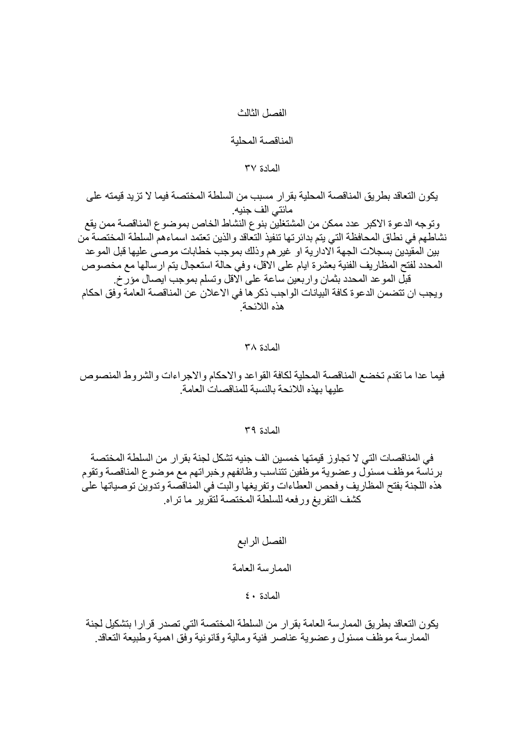## الفصل الثالث

## المناقصة المحلية

### المادة ٣٧

يكون التعاقد بطريق المناقصة المحلية بقرار مسبب من السلطة المختصة فيما لا تزيد قيمته على مائتي الف جنيه.
وتوجه الدعوة الاكبر عدد ممكن من المشتغلين بنوع النشاط الخاص بموضوع المناقصة ممن يقع نشاطهم في نطاق المحافظة التي يتم بدائرتها تنفيذ التعاقد والذين تعتمد السلطة المختصة اسماءهم من بين المقيدين بسجلات الجهة الادارية او غيرهم وذلك بموجب خطابات موصى عليها قبل الموعد المحدد لفتح المظاريف الفنية بعشرة ايام على الاقل، وفي حالة استعجال يتم ارسالها مع مخصوص قبل الموعد المحدد بثمان واربعين ساعة على الاقل وتسلم بموجب ايصال مؤرخ.
ويجب ان تتضمن الدعوة كافة البيانات الواجب ذكرها في الاعلان عن المناقصة العامة وفق احكام هذه اللائحة.

### المادة ٣٨

فيما عدا ما تقدم تخضع المناقصة المحلية لكافة القواعد والاحكام والاجراءات والشروط المنصوص عليها بهذه اللائحة بالنسبة للمناقصات العامة.

### المادة ٣٩

في المناقصات التي لا تجاوز قيمتها خمسين الف جنيه تشكل لجنة بقرار من السلطة المختصة برئاسة موظف مسئول وعضوية موظفين تتناسب وظائفهم وخبراتهم مع موضوع المناقصة وتقوم هذه اللجنة بفتح المظاريف وفحص العطاءات وتفريغها والبت في المناقصة وتدوين توصياتها على كشف التفريغ ورفعه للسلطة المختصة لتقرير ما تراه.

## الفصل الرابع

## الممارسة العامة

### المادة ٤٠

يكون التعاقد بطريق الممارسة العامة بقرار من السلطة المختصة التي تصدر قرارا بتشكيل لجنة الممارسة موظف مسئول وعضوية عناصر فنية ومالية وقانونية وفق اهمية وطبيعة التعاقد.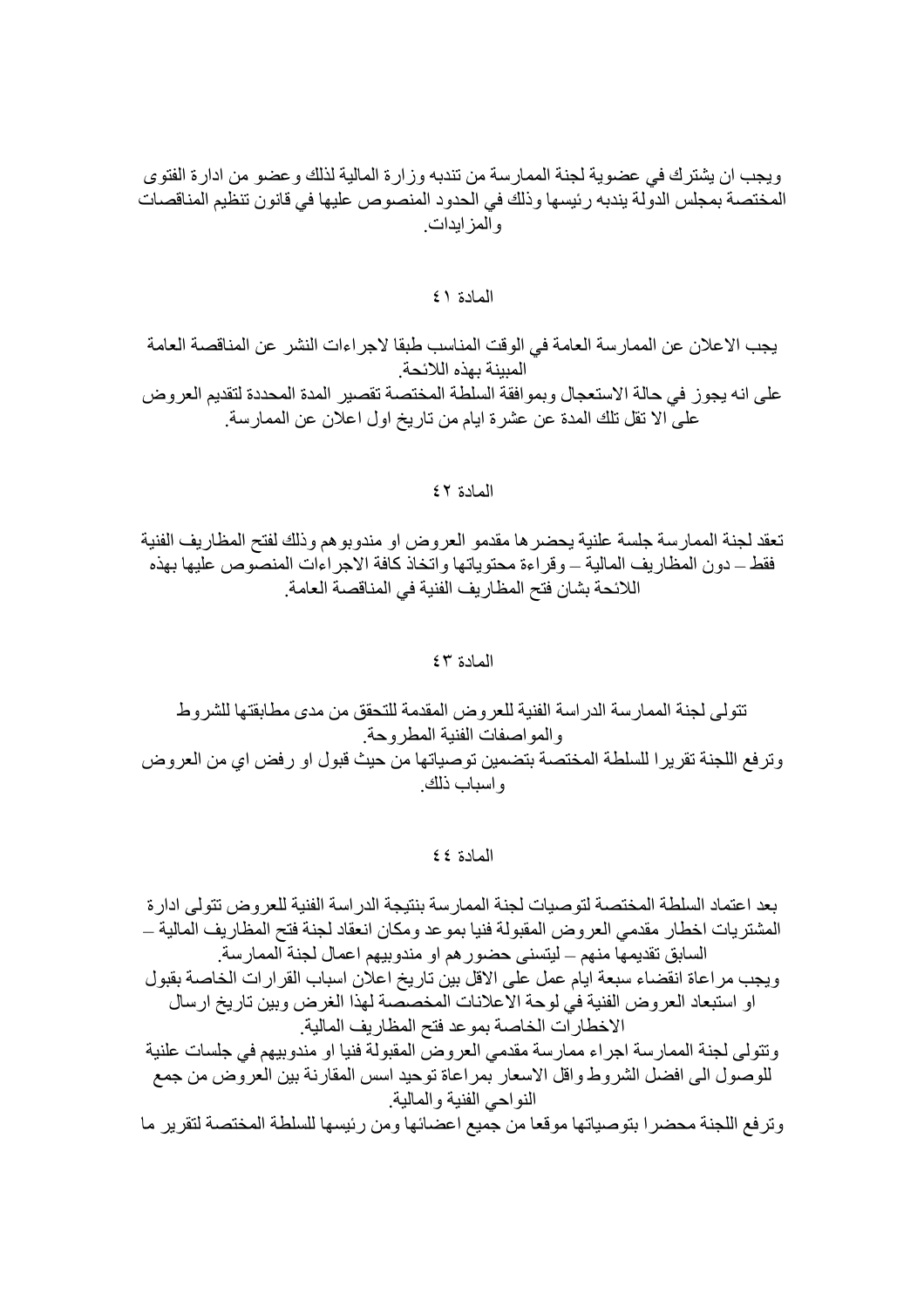ويجب ان يشترك في عضوية لجنة الممارسة من تندبه وزارة المالية لذلك وعضو من ادارة الفتوى المختصة بمجلس الدولة يندبه رئيسها وذلك في الحدود المنصوص عليها في قانون تنظيم المناقصات والمزايدات.

### المادة ٤١

يجب الاعلان عن الممارسة العامة في الوقت المناسب طبقا لاجراءات النشر عن المناقصة العامة المبينة بهذه اللائحة.
على انه يجوز في حالة الاستعجال وبموافقة السلطة المختصة تقصير المدة المحددة لتقديم العروض على الا تقل تلك المدة عن عشرة ايام من تاريخ اول اعلان عن الممارسة.

### المادة ٤٢

تعقد لجنة الممارسة جلسة علنية يحضرها مقدمو العروض او مندوبوهم وذلك لفتح المظاريف الفنية فقط – دون المظاريف المالية – وقراءة محتوياتها واتخاذ كافة الاجراءات المنصوص عليها بهذه اللائحة بشان فتح المظاريف الفنية في المناقصة العامة.

### المادة ٤٣

تتولى لجنة الممارسة الدراسة الفنية للعروض المقدمة للتحقق من مدى مطابقتها للشروط والمواصفات الفنية المطروحة.
وترفع اللجنة تقريرا للسلطة المختصة بتضمين توصياتها من حيث قبول او رفض اي من العروض واسباب ذلك.

### المادة ٤٤

بعد اعتماد السلطة المختصة لتوصيات لجنة الممارسة بنتيجة الدراسة الفنية للعروض تتولى ادارة المشتريات اخطار مقدمي العروض المقبولة فنيا بموعد ومكان انعقاد لجنة فتح المظاريف المالية – السابق تقديمها منهم – ليتسنى حضورهم او مندوبيهم اعمال لجنة الممارسة.
ويجب مراعاة انقضاء سبعة ايام عمل على الاقل بين تاريخ اعلان اسباب القرارات الخاصة بقبول او استبعاد العروض الفنية في لوحة الاعلانات المخصصة لهذا الغرض وبين تاريخ ارسال الاخطارات الخاصة بموعد فتح المظاريف المالية.
وتتولى لجنة الممارسة اجراء ممارسة مقدمي العروض المقبولة فنيا او مندوبيهم في جلسات علنية للوصول الى افضل الشروط واقل الاسعار بمراعاة توحيد اسس المقارنة بين العروض من جميع النواحي الفنية والمالية.
وترفع اللجنة محضرا بتوصياتها موقعا من جميع اعضائها ومن رئيسها للسلطة المختصة لتقرير ما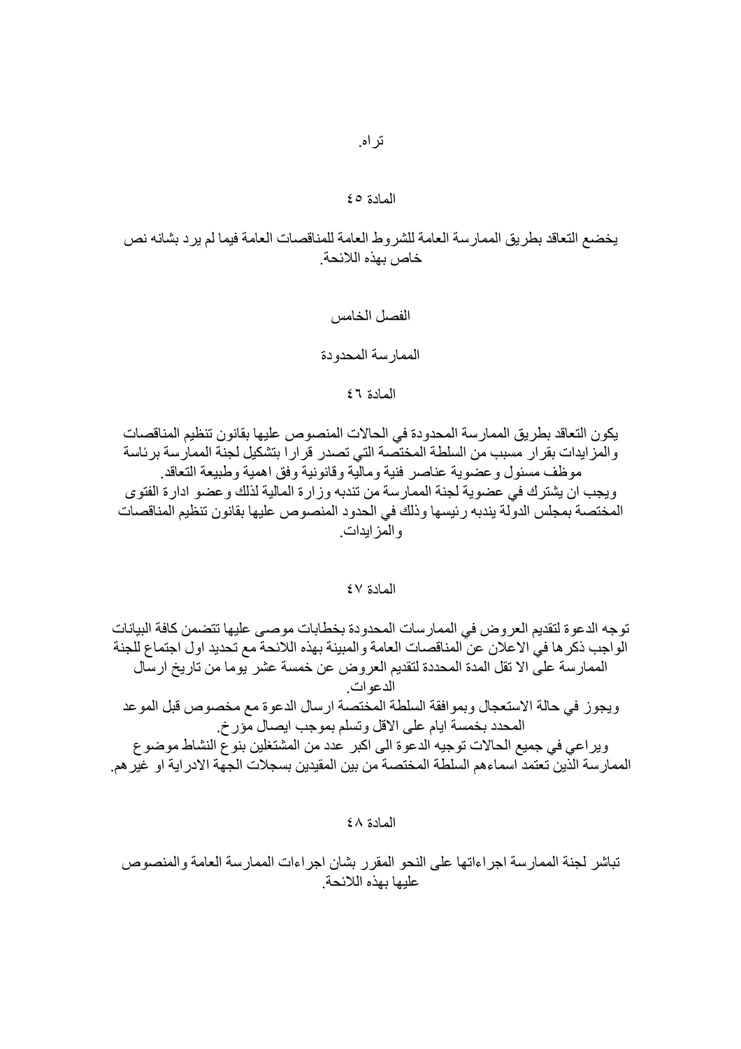تراه.

المادة ٤٥

يخضع التعاقد بطريق الممارسة العامة للشروط العامة للمناقصات العامة فيما لم يرد بشانه نص خاص بهذه اللائحة.

## الفصل الخامس

## الممارسة المحدودة

المادة ٤٦

يكون التعاقد بطريق الممارسة المحدودة في الحالات المنصوص عليها بقانون تنظيم المناقصات والمزايدات بقرار مسبب من السلطة المختصة التي تصدر قرارا بتشكيل لجنة الممارسة برئاسة موظف مسئول وعضوية عناصر فنية ومالية وقانونية وفق اهمية وطبيعة التعاقد.
ويجب ان يشترك في عضوية لجنة الممارسة من تندبه وزارة المالية لذلك وعضو ادارة الفتوى المختصة بمجلس الدولة يندبه رئيسها وذلك في الحدود المنصوص عليها بقانون تنظيم المناقصات والمزايدات.

المادة ٤٧

توجه الدعوة لتقديم العروض في الممارسات المحدودة بخطابات موصى عليها تتضمن كافة البيانات الواجب ذكرها في الاعلان عن المناقصات العامة والمبينة بهذه اللائحة مع تحديد اول اجتماع للجنة الممارسة على الا تقل المدة المحددة لتقديم العروض عن خمسة عشر يوما من تاريخ ارسال الدعوات.
ويجوز في حالة الاستعجال وبموافقة السلطة المختصة ارسال الدعوة مع مخصوص قبل الموعد المحدد بخمسة ايام على الاقل وتسلم بموجب ايصال مؤرخ.
ويراعي في جميع الحالات توجيه الدعوة الى اكبر عدد من المشتغلين بنوع النشاط موضوع الممارسة الذين تعتمد اسماءهم السلطة المختصة من بين المقيدين بسجلات الجهة الادراية او غيرهم.

المادة ٤٨

تباشر لجنة الممارسة اجراءاتها على النحو المقرر بشان اجراءات الممارسة العامة والمنصوص عليها بهذه اللائحة.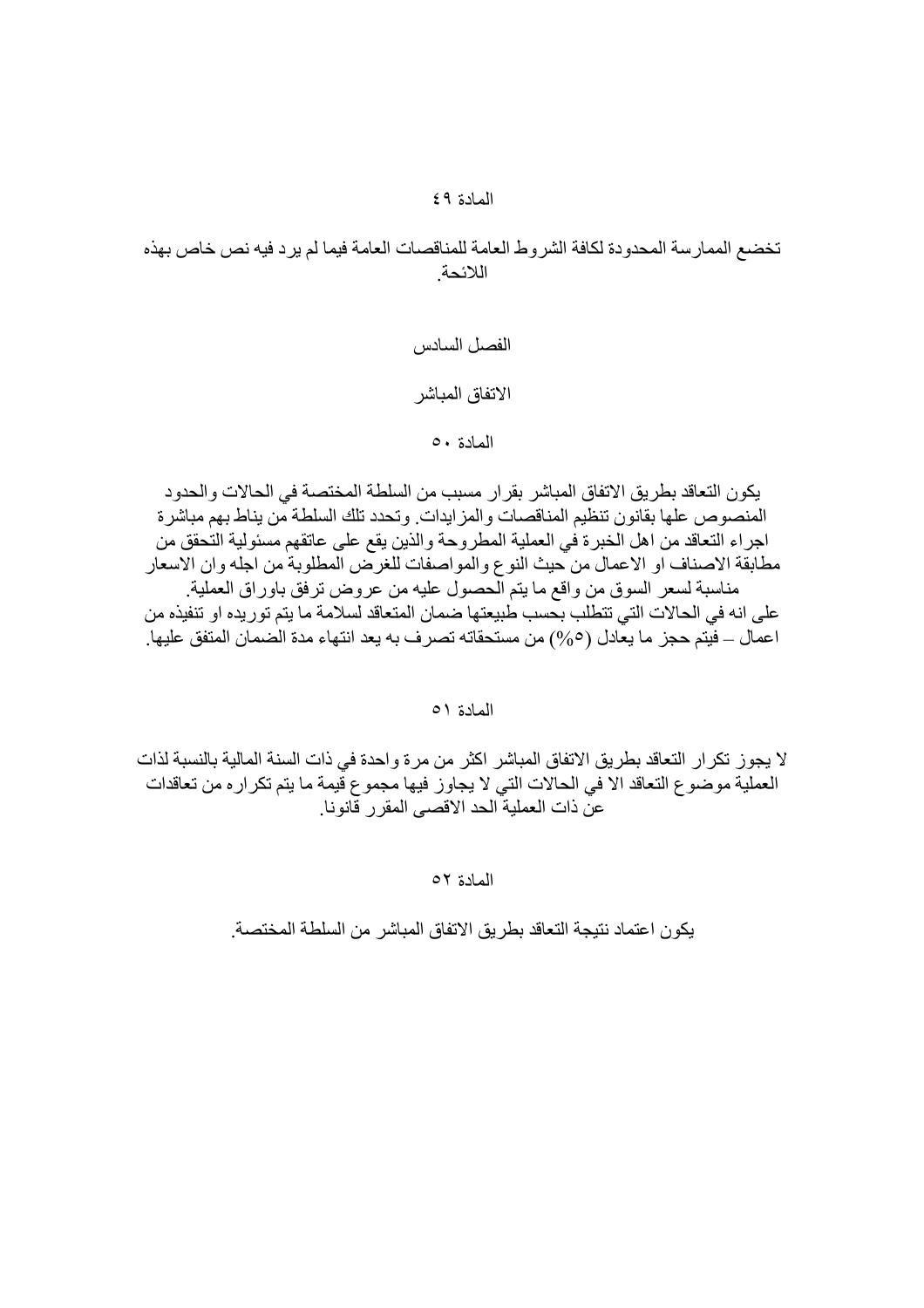المادة ٤٩

تخضع الممارسة المحدودة لكافة الشروط العامة للمناقصات العامة فيما لم يرد فيه نص خاص بهذه اللائحة.

## الفصل السادس

## الاتفاق المباشر

المادة ٥٠

يكون التعاقد بطريق الاتفاق المباشر بقرار مسبب من السلطة المختصة في الحالات والحدود المنصوص علها بقانون تنظيم المناقصات والمزايدات. وتحدد تلك السلطة من يناط بهم مباشرة اجراء التعاقد من اهل الخبرة في العملية المطروحة والذين يقع على عاتقهم مسئولية التحقق من مطابقة الاصناف او الاعمال من حيث النوع والمواصفات للغرض المطلوبة من اجله وان الاسعار مناسبة لسعر السوق من واقع ما يتم الحصول عليه من عروض ترفق باوراق العملية.
على انه في الحالات التي تتطلب بحسب طبيعتها ضمان المتعاقد لسلامة ما يتم توريده او تنفيذه من اعمال – فيتم حجز ما يعادل (٥%) من مستحقاته تصرف به بعد انتهاء مدة الضمان المتفق عليها.

المادة ٥١

لا يجوز تكرار التعاقد بطريق الاتفاق المباشر اكثر من مرة واحدة في ذات السنة المالية بالنسبة لذات العملية موضوع التعاقد الا في الحالات التي لا يجاوز فيها مجموع قيمة ما يتم تكراره من تعاقدات عن ذات العملية الحد الاقصى المقرر قانونا.

المادة ٥٢

يكون اعتماد نتيجة التعاقد بطريق الاتفاق المباشر من السلطة المختصة.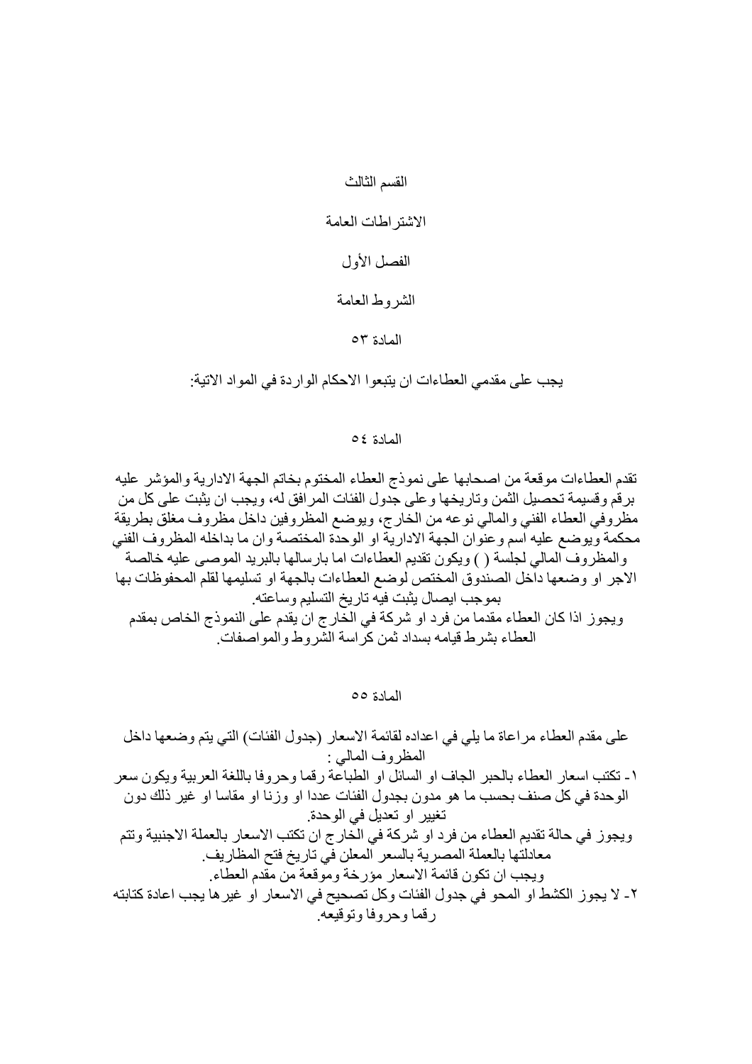# القسم الثالث

## الاشتراطات العامة

### الفصل الأول

### الشروط العامة

#### المادة ٥٣

يجب على مقدمي العطاءات ان يتبعوا الاحكام الواردة في المواد الاتية:

#### المادة ٥٤

تقدم العطاءات موقعة من اصحابها على نموذج العطاء المختوم بخاتم الجهة الادارية والمؤشر عليه برقم وقسيمة تحصيل الثمن وتاريخها وعلى جدول الفئات المرافق له، ويجب ان يثبت على كل من مظروفي العطاء الفني والمالي نوعه من الخارج، ويوضع المظروفين داخل مظروف مغلق بطريقة محكمة ويوضع عليه اسم وعنوان الجهة الادارية او الوحدة المختصة وان ما بداخله المظروف الفني والمظروف المالي لجلسة ( ) ويكون تقديم العطاءات اما بارسالها بالبريد الموصى عليه خالصة الاجر او وضعها داخل الصندوق المختص لوضع العطاءات بالجهة او تسليمها لقلم المحفوظات بها بموجب ايصال يثبت فيه تاريخ التسليم وساعته.

ويجوز اذا كان العطاء مقدما من فرد او شركة في الخارج ان يقدم على النموذج الخاص بمقدم العطاء بشرط قيامه بسداد ثمن كراسة الشروط والمواصفات.

#### المادة ٥٥

على مقدم العطاء مراعاة ما يلي في اعداده لقائمة الاسعار (جدول الفئات) التي يتم وضعها داخل المظروف المالي :

١- تكتب اسعار العطاء بالحبر الجاف او السائل او الطباعة رقما وحروفا باللغة العربية ويكون سعر الوحدة في كل صنف بحسب ما هو مدون بجدول الفئات عددا او وزنا او مقاسا او غير ذلك دون تغيير او تعديل في الوحدة.

ويجوز في حالة تقديم العطاء من فرد او شركة في الخارج ان تكتب الاسعار بالعملة الاجنبية وتتم معادلتها بالعملة المصرية بالسعر المعلن في تاريخ فتح المظاريف.

ويجب ان تكون قائمة الاسعار مؤرخة وموقعة من مقدم العطاء.

٢- لا يجوز الكشط او المحو في جدول الفئات وكل تصحيح في الاسعار او غيرها يجب اعادة كتابته رقما وحروفا وتوقيعه.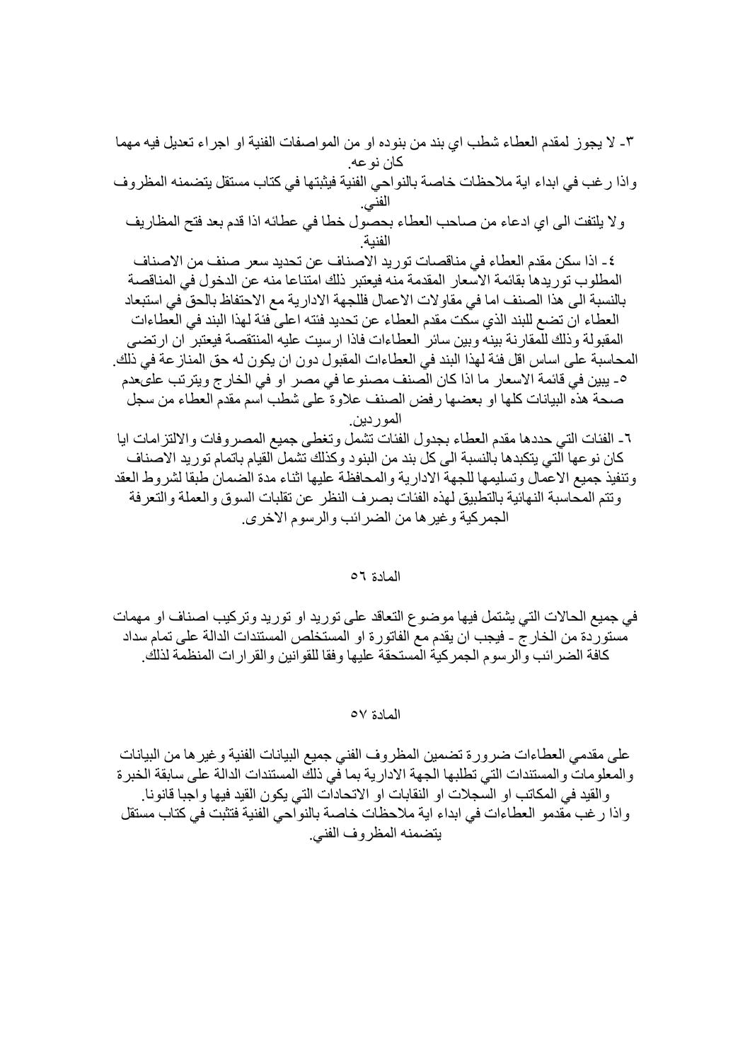٣- لا يجوز لمقدم العطاء شطب اي بند من بنوده او من المواصفات الفنية او اجراء تعديل فيه مهما كان نوعه.

واذا رغب في ابداء اية ملاحظات خاصة بالنواحي الفنية فيثبتها في كتاب مستقل يتضمنه المظروف الفني.

ولا يلتفت الى اي ادعاء من صاحب العطاء بحصول خطا في عطائه اذا قدم بعد فتح المظاريف الفنية.

٤- اذا سكن مقدم العطاء في مناقصات توريد الاصناف عن تحديد سعر صنف من الاصناف المطلوب توريدها بقائمة الاسعار المقدمة منه فيعتبر ذلك امتناعا منه عن الدخول في المناقصة بالنسبة الى هذا الصنف اما في مقاولات الاعمال فللجهة الادارية مع الاحتفاظ بالحق في استبعاد العطاء ان تضع للبند الذي سكت مقدم العطاء عن تحديد فئته اعلى فئة لهذا البند في العطاءات المقبولة وذلك للمقارنة بينه وبين سائر العطاءات فاذا ارسيت عليه المنتقصة فيعتبر ان ارتضى المحاسبة على اساس اقل فئة لهذا البند في العطاءات المقبول دون ان يكون له حق المنازعة في ذلك.

٥- يبين في قائمة الاسعار ما اذا كان الصنف مصنوعا في مصر او في الخارج ويترتب علىعدم صحة هذه البيانات كلها او بعضها رفض الصنف علاوة على شطب اسم مقدم العطاء من سجل الموردين.

٦- الفئات التي حددها مقدم العطاء بجدول الفئات تشمل وتغطى جميع المصروفات والالتزامات ايا كان نوعها التي يتكبدها بالنسبة الى كل بند من البنود وكذلك تشمل القيام باتمام توريد الاصناف وتنفيذ جميع الاعمال وتسليمها للجهة الادارية والمحافظة عليها اثناء مدة الضمان طبقا لشروط العقد وتتم المحاسبة النهائية بالتطبيق لهذه الفئات بصرف النظر عن تقلبات السوق والعملة والتعرفة الجمركية وغيرها من الضرائب والرسوم الاخرى.

## المادة ٥٦

في جميع الحالات التي يشتمل فيها موضوع التعاقد على توريد او توريد وتركيب اصناف او مهمات مستوردة من الخارج - فيجب ان يقدم مع الفاتورة او المستخلص المستندات الدالة على تمام سداد كافة الضرائب والرسوم الجمركية المستحقة عليها وفقا للقوانين والقرارات المنظمة لذلك.

## المادة ٥٧

على مقدمي العطاءات ضرورة تضمين المظروف الفني جميع البيانات الفنية وغيرها من البيانات والمعلومات والمستندات التي تطلبها الجهة الادارية بما في ذلك المستندات الدالة على سابقة الخبرة والقيد في المكاتب او السجلات او النقابات او الاتحادات التي يكون القيد فيها واجبا قانونا.

واذا رغب مقدمو العطاءات في ابداء اية ملاحظات خاصة بالنواحي الفنية فتثبت في كتاب مستقل يتضمنه المظروف الفني.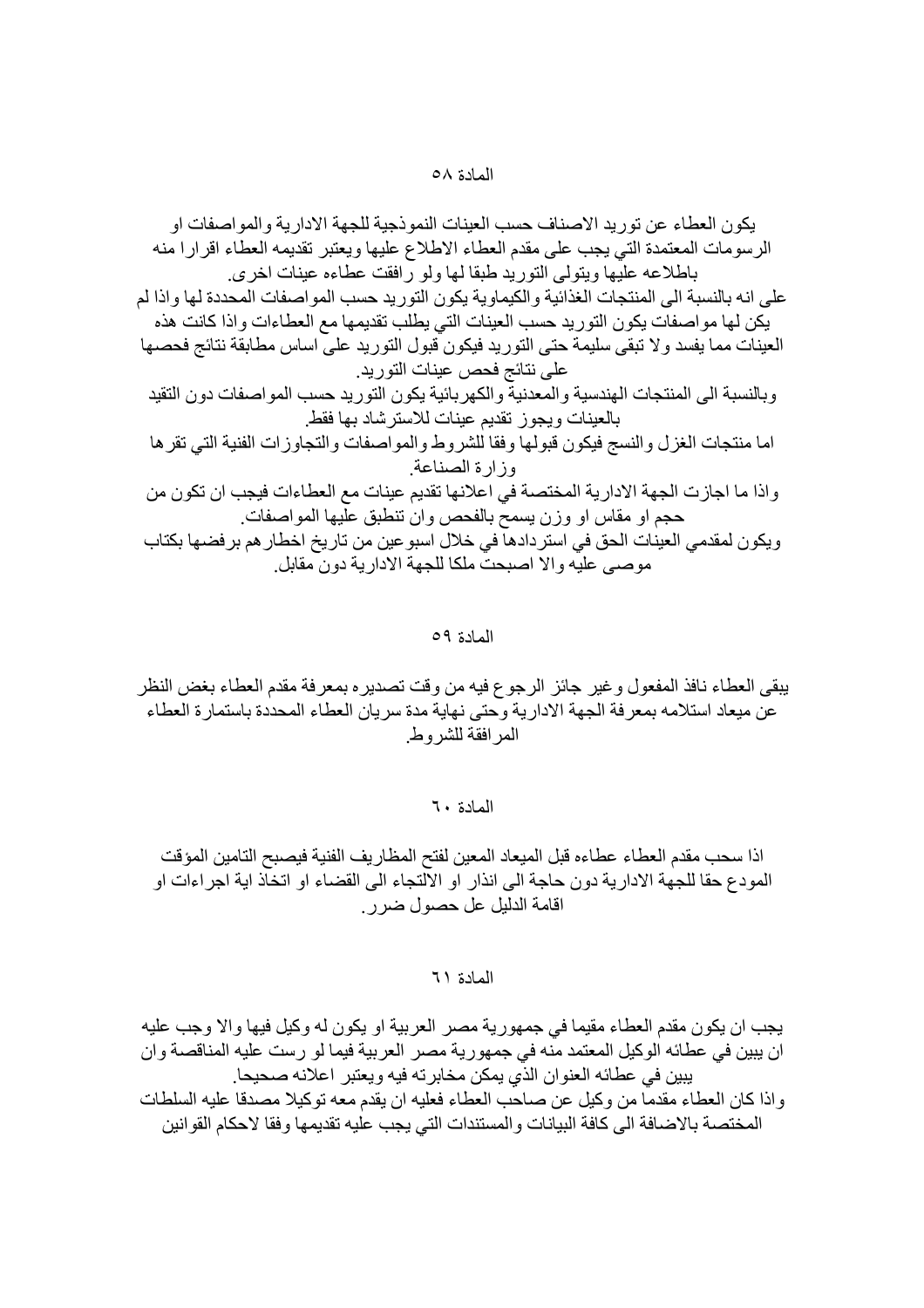المادة ٥٨

يكون العطاء عن توريد الاصناف حسب العينات النموذجية للجهة الادارية والمواصفات او الرسومات المعتمدة التي يجب على مقدم العطاء الاطلاع عليها ويعتبر تقديمه العطاء اقرارا منه باطلاعه عليها ويتولى التوريد طبقا لها ولو رافقت عطاءه عينات اخرى.
على انه بالنسبة الى المنتجات الغذائية والكيماوية يكون التوريد حسب المواصفات المحددة لها واذا لم يكن لها مواصفات يكون التوريد حسب العينات التي يطلب تقديمها مع العطاءات واذا كانت هذه العينات مما يفسد ولا تبقى سليمة حتى التوريد فيكون قبول التوريد على اساس مطابقة نتائج فحصها على نتائج فحص عينات التوريد.
وبالنسبة الى المنتجات الهندسية والمعدنية والكهربائية يكون التوريد حسب المواصفات دون التقيد بالعينات ويجوز تقديم عينات للاسترشاد بها فقط.
اما منتجات الغزل والنسج فيكون قبولها وفقا للشروط والمواصفات والتجاوزات الفنية التي تقرها وزارة الصناعة.
واذا ما اجازت الجهة الادارية المختصة في اعلانها تقديم عينات مع العطاءات فيجب ان تكون من حجم او مقاس او وزن يسمح بالفحص وان تنطبق عليها المواصفات.
ويكون لمقدمي العينات الحق في استردادها في خلال اسبوعين من تاريخ اخطارهم برفضها بكتاب موصى عليه والا اصبحت ملكا للجهة الادارية دون مقابل.

المادة ٥٩

يبقى العطاء نافذ المفعول وغير جائز الرجوع فيه من وقت تصديره بمعرفة مقدم العطاء بغض النظر عن ميعاد استلامه بمعرفة الجهة الادارية وحتى نهاية مدة سريان العطاء المحددة باستمارة العطاء المرافقة للشروط.

المادة ٦٠

اذا سحب مقدم العطاء عطاءه قبل الميعاد المعين لفتح المظاريف الفنية فيصبح التامين المؤقت المودع حقا للجهة الادارية دون حاجة الى انذار او الالتجاء الى القضاء او اتخاذ اية اجراءات او اقامة الدليل عل حصول ضرر.

المادة ٦١

يجب ان يكون مقدم العطاء مقيما في جمهورية مصر العربية او يكون له وكيل فيها والا وجب عليه ان يبين في عطائه الوكيل المعتمد منه في جمهورية مصر العربية فيما لو رست عليه المناقصة وان يبين في عطائه العنوان الذي يمكن مخابرته فيه ويعتبر اعلانه صحيحا.
واذا كان العطاء مقدما من وكيل عن صاحب العطاء فعليه ان يقدم معه توكيلا مصدقا عليه السلطات المختصة بالاضافة الى كافة البيانات والمستندات التي يجب عليه تقديمها وفقا لاحكام القوانين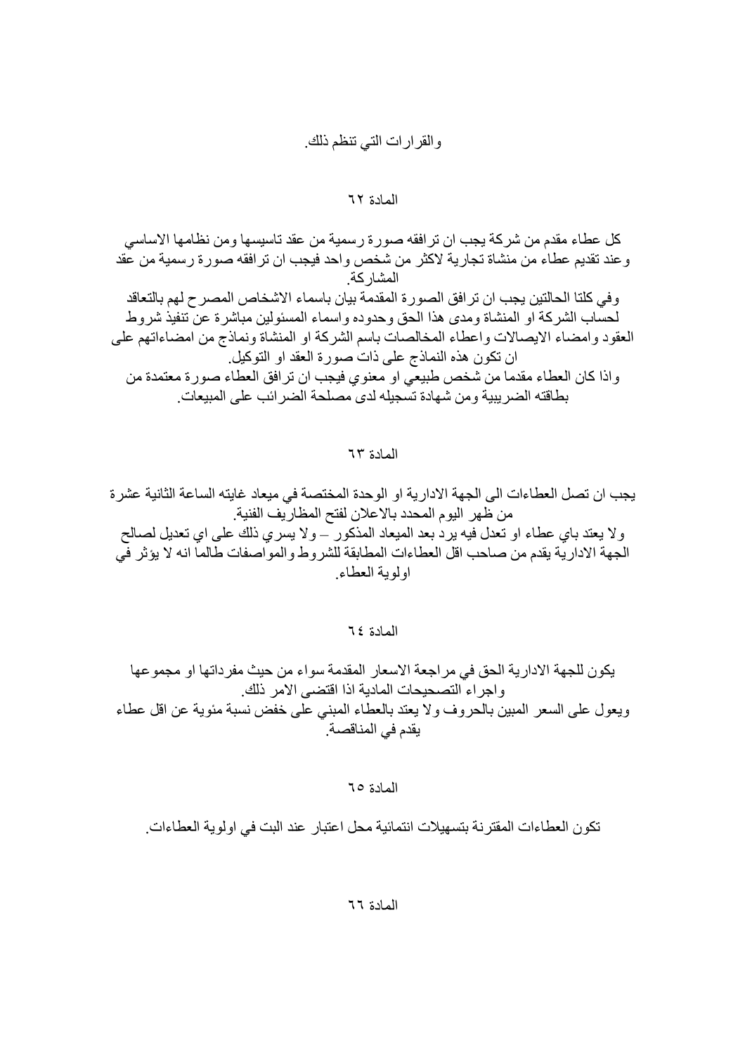والقرارات التي تنظم ذلك.

المادة ٦٢

كل عطاء مقدم من شركة يجب ان ترافقه صورة رسمية من عقد تاسيسها ومن نظامها الاساسي وعند تقديم عطاء من منشاة تجارية لاكثر من شخص واحد فيجب ان ترافقه صورة رسمية من عقد المشاركة.

وفي كلتا الحالتين يجب ان ترافق الصورة المقدمة بيان باسماء الاشخاص المصرح لهم بالتعاقد لحساب الشركة او المنشاة ومدى هذا الحق وحدوده واسماء المسئولين مباشرة عن تنفيذ شروط العقود وامضاء الايصالات واعطاء المخالصات باسم الشركة او المنشاة ونماذج من امضاءاتهم على ان تكون هذه النماذج على ذات صورة العقد او التوكيل.

واذا كان العطاء مقدما من شخص طبيعي او معنوي فيجب ان ترافق العطاء صورة معتمدة من بطاقته الضريبية ومن شهادة تسجيله لدى مصلحة الضرائب على المبيعات.

المادة ٦٣

يجب ان تصل العطاءات الى الجهة الادارية او الوحدة المختصة في ميعاد غايته الساعة الثانية عشرة من ظهر اليوم المحدد بالاعلان لفتح المظاريف الفنية.

ولا يعتد باي عطاء او تعدل فيه يرد بعد الميعاد المذكور – ولا يسري ذلك على اي تعديل لصالح الجهة الادارية يقدم من صاحب اقل العطاءات المطابقة للشروط والمواصفات طالما انه لا يؤثر في اولوية العطاء.

المادة ٦٤

يكون للجهة الادارية الحق في مراجعة الاسعار المقدمة سواء من حيث مفرداتها او مجموعها واجراء التصحيحات المادية اذا اقتضى الامر ذلك.

ويعول على السعر المبين بالحروف ولا يعتد بالعطاء المبني على خفض نسبة مئوية عن اقل عطاء يقدم في المناقصة.

المادة ٦٥

تكون العطاءات المقترنة بتسهيلات انتمائية محل اعتبار عند البت في اولوية العطاءات.

المادة ٦٦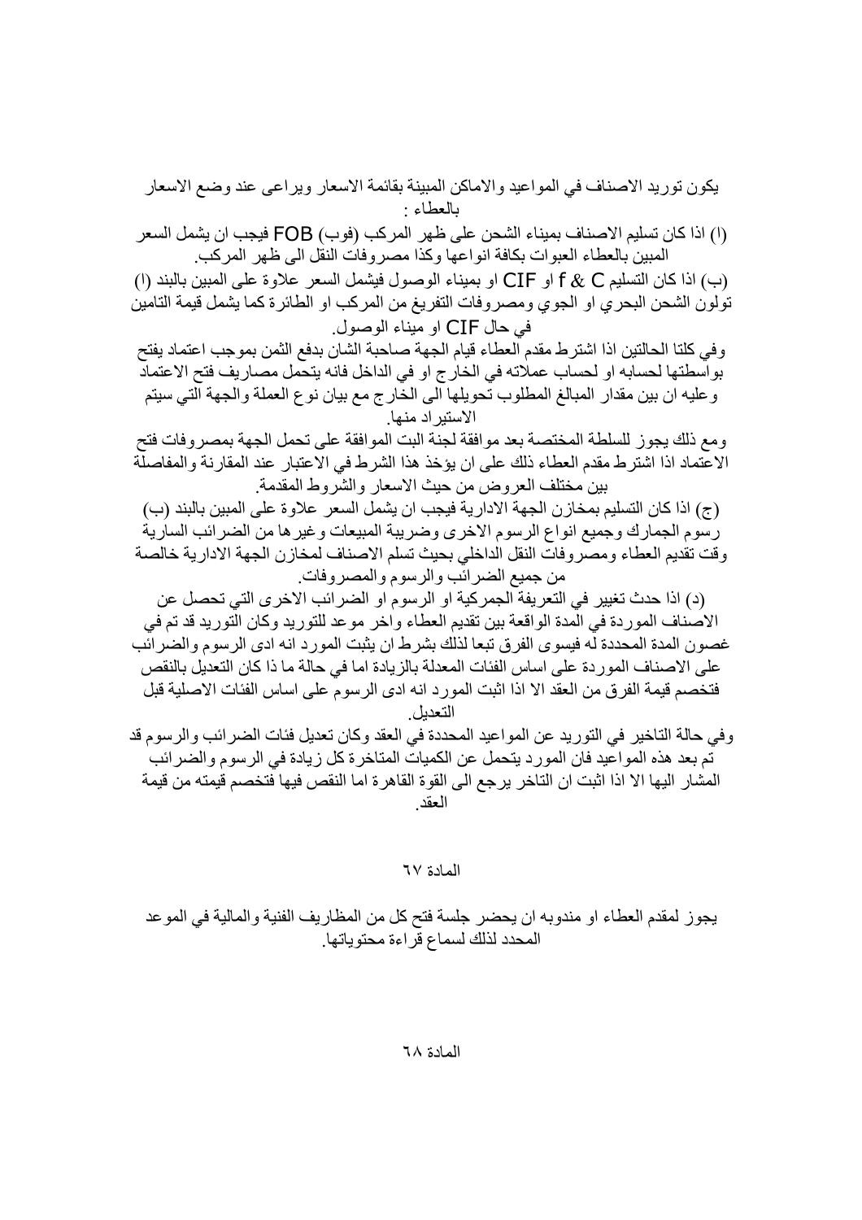يكون توريد الاصناف في المواعيد والاماكن المبينة بقائمة الاسعار ويراعى عند وضع الاسعار بالعطاء :

(ا) اذا كان تسليم الاصناف بميناء الشحن على ظهر المركب (فوب) FOB فيجب ان يشمل السعر المبين بالعطاء العبوات بكافة انواعها وكذا مصروفات النقل الى ظهر المركب.

(ب) اذا كان التسليم C & f او CIF او بميناء الوصول فيشمل السعر علاوة على المبين بالبند (ا) تولون الشحن البحري او الجوي ومصروفات التفريغ من المركب او الطائرة كما يشمل قيمة التامين في حال CIF او ميناء الوصول.

وفي كلتا الحالتين اذا اشترط مقدم العطاء قيام الجهة صاحبة الشان بدفع الثمن بموجب اعتماد يفتح بواسطتها لحسابه او لحساب عملاته في الخارج او في الداخل فانه يتحمل مصاريف فتح الاعتماد وعليه ان بين مقدار المبالغ المطلوب تحويلها الى الخارج مع بيان نوع العملة والجهة التي سيتم الاستيراد منها.

ومع ذلك يجوز للسلطة المختصة بعد موافقة لجنة البت الموافقة على تحمل الجهة بمصروفات فتح الاعتماد اذا اشترط مقدم العطاء ذلك على ان يؤخذ هذا الشرط في الاعتبار عند المقارنة والمفاصلة بين مختلف العروض من حيث الاسعار والشروط المقدمة.

(ج) اذا كان التسليم بمخازن الجهة الادارية فيجب ان يشمل السعر علاوة على المبين بالبند (ب) رسوم الجمارك وجميع انواع الرسوم الاخرى وضريبة المبيعات وغيرها من الضرائب السارية وقت تقديم العطاء ومصروفات النقل الداخلي بحيث تسلم الاصناف لمخازن الجهة الادارية خالصة من جميع الضرائب والرسوم والمصروفات.

(د) اذا حدث تغيير في التعريفة الجمركية او الرسوم او الضرائب الاخرى التي تحصل عن الاصناف الموردة في المدة الواقعة بين تقديم العطاء واخر موعد للتوريد وكان التوريد قد تم في غصون المدة المحددة له فيسوى الفرق تبعا لذلك بشرط ان يثبت المورد انه ادى الرسوم والضرائب على الاصناف الموردة على اساس الفئات المعدلة بالزيادة اما في حالة ما ذا كان التعديل بالنقص فتخصم قيمة الفرق من العقد الا اذا اثبت المورد انه ادى الرسوم على اساس الفئات الاصلية قبل التعديل.

وفي حالة التاخير في التوريد عن المواعيد المحددة في العقد وكان تعديل فئات الضرائب والرسوم قد تم بعد هذه المواعيد فان المورد يتحمل عن الكميات المتاخرة كل زيادة في الرسوم والضرائب المشار اليها الا اذا اثبت ان التاخر يرجع الى القوة القاهرة اما النقص فيها فتخصم قيمته من قيمة العقد.

## المادة ٦٧

يجوز لمقدم العطاء او مندوبه ان يحضر جلسة فتح كل من المظاريف الفنية والمالية في الموعد المحدد لذلك لسماع قراءة محتوياتها.

## المادة ٦٨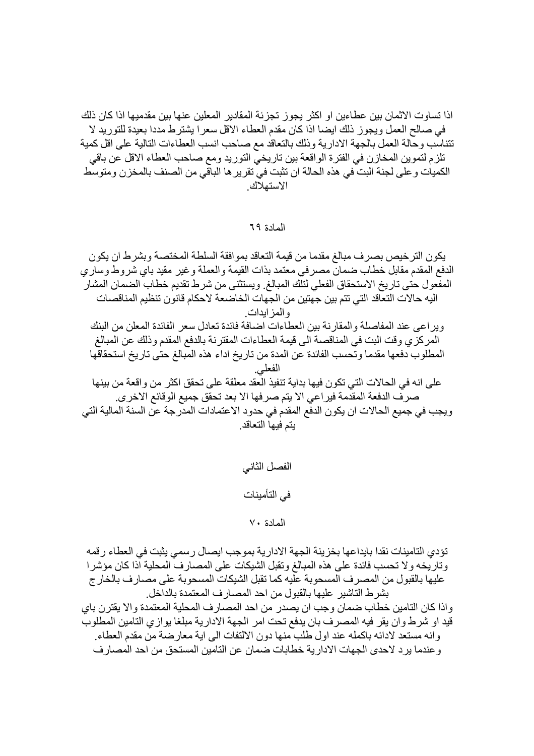اذا تساوت الاثمان بين عطاءين او اكثر يجوز تجزئة المقادير المعلين عنها بين مقدميها اذا كان ذلك في صالح العمل ويجوز ذلك ايضا اذا كان مقدم العطاء الاقل سعرا يشترط مددا بعيدة للتوريد لا تتناسب وحالة العمل بالجهة الادارية وذلك بالتعاقد مع صاحب انسب العطاءات التالية على اقل كمية تلزم لتموين المخازن في الفترة الواقعة بين تاريخي التوريد ومع صاحب العطاء الاقل عن باقي الكميات وعلى لجنة البت في هذه الحالة ان تثبت في تقريرها الباقي من الصنف بالمخزن ومتوسط الاستهلاك.

المادة ٦٩

يكون الترخيص بصرف مبالغ مقدما من قيمة التعاقد بموافقة السلطة المختصة وبشرط ان يكون الدفع المقدم مقابل خطاب ضمان مصرفي معتمد بذات القيمة والعملة وغير مقيد باي شروط وساري المفعول حتى تاريخ الاستحقاق الفعلي لتلك المبالغ. ويستثنى من شرط تقديم خطاب الضمان المشار اليه حالات التعاقد التي تتم بين جهتين من الجهات الخاضعة لاحكام قانون تنظيم المناقصات والمزايدات.

ويراعى عند المفاصلة والمقارنة بين العطاءات اضافة فائدة تعادل سعر الفائدة المعلن من البنك المركزي وقت البت في المناقصة الى قيمة العطاءات المقترنة بالدفع المقدم وذلك عن المبالغ المطلوب دفعها مقدما وتحسب الفائدة عن المدة من تاريخ اداء هذه المبالغ حتى تاريخ استحقاقها الفعلي.

على انه في الحالات التي تكون فيها بداية تنفيذ العقد معلقة على تحقق اكثر من واقعة من بينها صرف الدفعة المقدمة فيراعي الا يتم صرفها الا بعد تحقق جميع الوقائع الاخرى.

ويجب في جميع الحالات ان يكون الدفع المقدم في حدود الاعتمادات المدرجة عن السنة المالية التي يتم فيها التعاقد.

## الفصل الثاني

## في التأمينات

المادة ٧٠

تؤدي التامينات نقدا بايداعها بخزينة الجهة الادارية بموجب ايصال رسمي يثبت في العطاء رقمه وتاريخه ولا تحسب فائدة على هذه المبالغ وتقبل الشيكات على المصارف المحلية اذا كان مؤشرا عليها بالقبول من المصرف المسحوبة عليه كما تقبل الشيكات المسحوبة على مصارف بالخارج بشرط التاشير عليها بالقبول من احد المصارف المعتمدة بالداخل.

واذا كان التامين خطاب ضمان وجب ان يصدر من احد المصارف المحلية المعتمدة والا يقترن باي قيد او شرط وان يقر فيه المصرف بان يدفع تحت امر الجهة الادارية مبلغا يوازي التامين المطلوب وانه مستعد لادائه باكمله عند اول طلب منها دون الالتفات الى اية معارضة من مقدم العطاء.

وعندما يرد لاحدى الجهات الادارية خطابات ضمان عن التامين المستحق من احد المصارف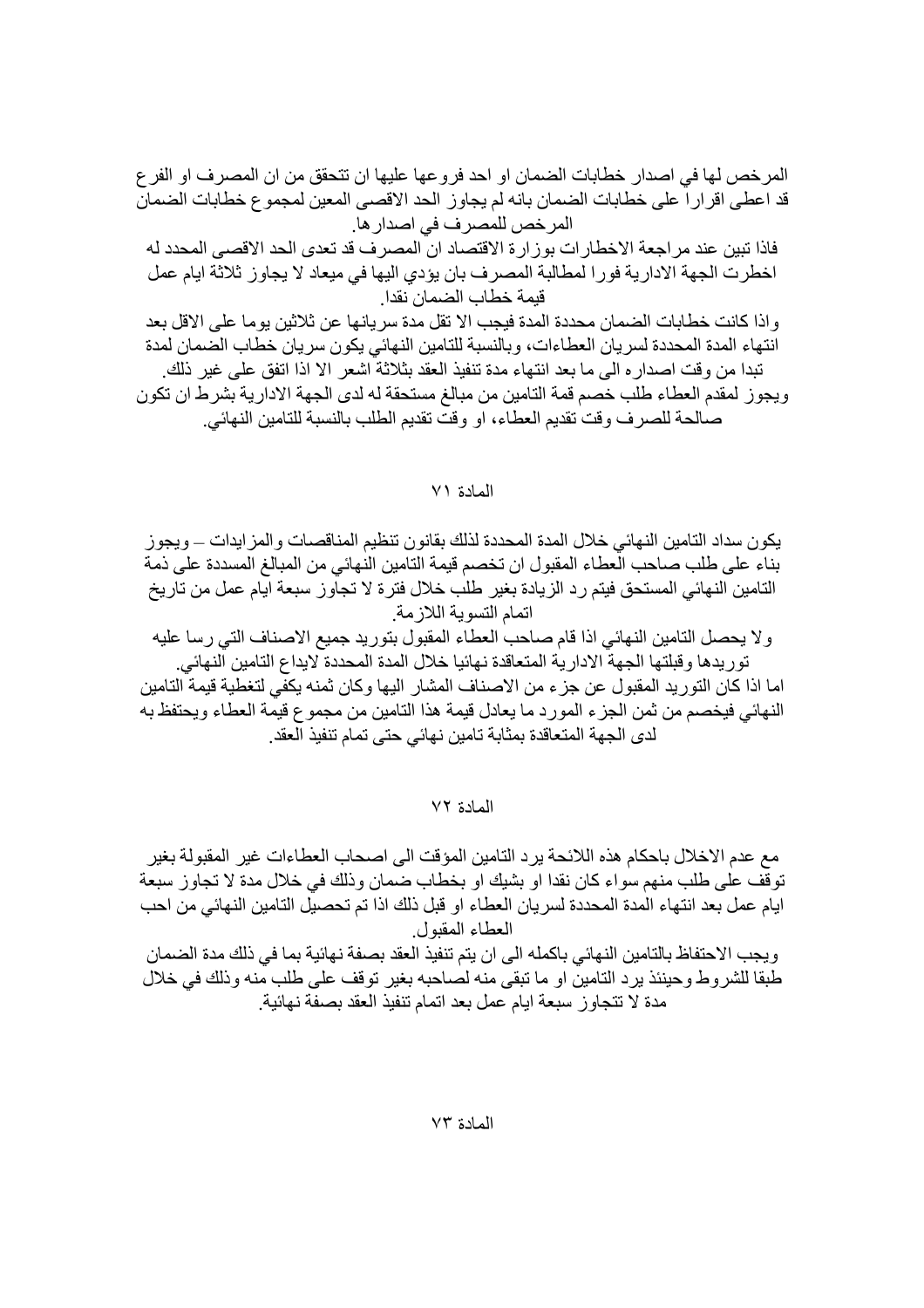المرخص لها في اصدار خطابات الضمان او احد فروعها عليها ان تتحقق من ان المصرف او الفرع قد اعطى اقرارا على خطابات الضمان بانه لم يجاوز الحد الاقصى المعين لمجموع خطابات الضمان المرخص للمصرف في اصدارها.

فاذا تبين عند مراجعة الاخطارات بوزارة الاقتصاد ان المصرف قد تعدى الحد الاقصى المحدد له اخطرت الجهة الادارية فورا لمطالبة المصرف بان يؤدي اليها في ميعاد لا يجاوز ثلاثة ايام عمل قيمة خطاب الضمان نقدا.

واذا كانت خطابات الضمان محددة المدة فيجب الا تقل مدة سريانها عن ثلاثين يوما على الاقل بعد انتهاء المدة المحددة لسريان العطاءات، وبالنسبة للتامين النهائي يكون سريان خطاب الضمان لمدة تبدا من وقت اصداره الى ما بعد انتهاء مدة تنفيذ العقد بثلاثة اشهر الا اذا اتفق على غير ذلك.

ويجوز لمقدم العطاء طلب خصم قمة التامين من مبالغ مستحقة له لدى الجهة الادارية بشرط ان تكون صالحة للصرف وقت تقديم العطاء، او وقت تقديم الطلب بالنسبة للتامين النهائي.

## المادة ٧١

يكون سداد التامين النهائي خلال المدة المحددة لذلك بقانون تنظيم المناقصات والمزايدات – ويجوز بناء على طلب صاحب العطاء المقبول ان تخصم قيمة التامين النهائي من المبالغ المسددة على ذمة التامين النهائي المستحق فيتم رد الزيادة بغير طلب خلال فترة لا تجاوز سبعة ايام عمل من تاريخ اتمام التسوية اللازمة.

ولا يحصل التامين النهائي اذا قام صاحب العطاء المقبول بتوريد جميع الاصناف التي رسا عليه توريدها وقبلتها الجهة الادارية المتعاقدة نهائيا خلال المدة المحددة لايداع التامين النهائي.

اما اذا كان التوريد المقبول عن جزء من الاصناف المشار اليها وكان ثمنه يكفي لتغطية قيمة التامين النهائي فيخصم من ثمن الجزء المورد ما يعادل قيمة هذا التامين من مجموع قيمة العطاء ويحتفظ به لدى الجهة المتعاقدة بمثابة تامين نهائي حتى تمام تنفيذ العقد.

## المادة ٧٢

مع عدم الاخلال باحكام هذه اللائحة يرد التامين المؤقت الى اصحاب العطاءات غير المقبولة بغير توقف على طلب منهم سواء كان نقدا او بشيك او بخطاب ضمان وذلك في خلال مدة لا تجاوز سبعة ايام عمل بعد انتهاء المدة المحددة لسريان العطاء او قبل ذلك اذا تم تحصيل التامين النهائي من احب العطاء المقبول.

ويجب الاحتفاظ بالتامين النهائي باكمله الى ان يتم تنفيذ العقد بصفة نهائية بما في ذلك مدة الضمان طبقا للشروط وحينئذ يرد التامين او ما تبقى منه لصاحبه بغير توقف على طلب منه وذلك في خلال مدة لا تتجاوز سبعة ايام عمل بعد اتمام تنفيذ العقد بصفة نهائية.

## المادة ٧٣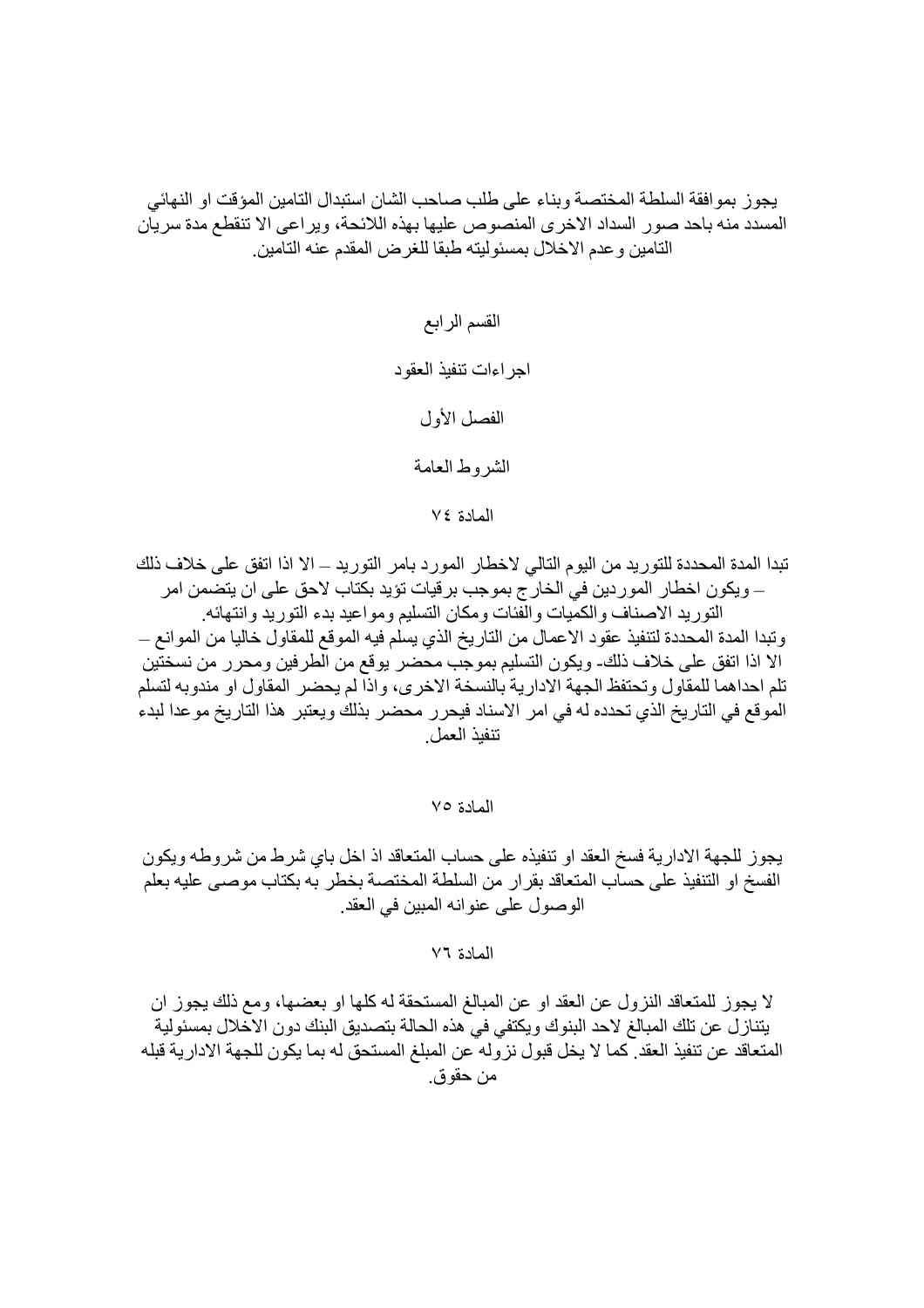يجوز بموافقة السلطة المختصة وبناء على طلب صاحب الشان استبدال التامين المؤقت او النهائي المسدد منه باحد صور السداد الاخرى المنصوص عليها بهذه اللائحة، ويراعى الا تنقطع مدة سريان التامين وعدم الاخلال بمسئوليته طبقا للغرض المقدم عنه التامين.

## القسم الرابع

## اجراءات تنفيذ العقود

### الفصل الأول

### الشروط العامة

#### المادة ٧٤

تبدا المدة المحددة للتوريد من اليوم التالي لاخطار المورد بامر التوريد – الا اذا اتفق على خلاف ذلك – ويكون اخطار الموردين في الخارج بموجب برقيات تؤيد بكتاب لاحق على ان يتضمن امر التوريد الاصناف والكميات والفئات ومكان التسليم ومواعيد بدء التوريد وانتهائه.
وتبدا المدة المحددة لتنفيذ عقود الاعمال من التاريخ الذي يسلم فيه الموقع للمقاول خاليا من الموانع – الا اذا اتفق على خلاف ذلك- ويكون التسليم بموجب محضر يوقع من الطرفين ومحرر من نسختين تلم احداهما للمقاول وتحتفظ الجهة الادارية بالنسخة الاخرى، واذا لم يحضر المقاول او مندوبه لتسلم الموقع في التاريخ الذي تحدده له في امر الاسناد فيحرر محضر بذلك ويعتبر هذا التاريخ موعدا لبدء تنفيذ العمل.

#### المادة ٧٥

يجوز للجهة الادارية فسخ العقد او تنفيذه على حساب المتعاقد اذ اخل باي شرط من شروطه ويكون الفسخ او التنفيذ على حساب المتعاقد بقرار من السلطة المختصة بخطر به بكتاب موصى عليه بعلم الوصول على عنوانه المبين في العقد.

#### المادة ٧٦

لا يجوز للمتعاقد النزول عن العقد او عن المبالغ المستحقة له كلها او بعضها، ومع ذلك يجوز ان يتنازل عن تلك المبالغ لاحد البنوك ويكتفي في هذه الحالة بتصديق البنك دون الاخلال بمسئولية المتعاقد عن تنفيذ العقد. كما لا يخل قبول نزوله عن المبلغ المستحق له بما يكون للجهة الادارية قبله من حقوق.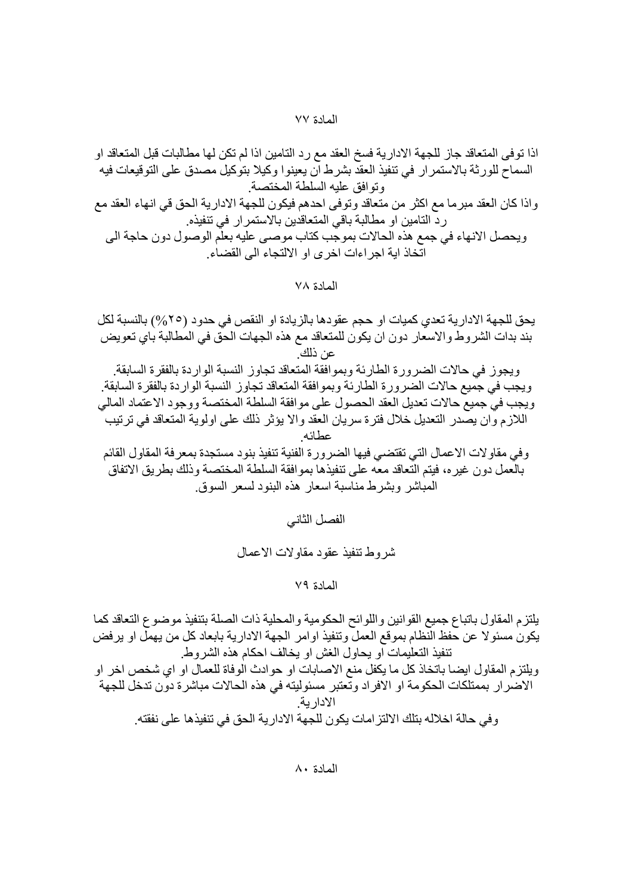## المادة ٧٧

اذا توفى المتعاقد جاز للجهة الادارية فسخ العقد مع رد التامين اذا لم تكن لها مطالبات قبل المتعاقد او السماح للورثة بالاستمرار في تنفيذ العقد بشرط ان يعينوا وكيلا بتوكيل مصدق على التوقيعات فيه وتوافق عليه السلطة المختصة.

واذا كان العقد مبرما مع اكثر من متعاقد وتوفى احدهم فيكون للجهة الادارية الحق قي انهاء العقد مع رد التامين او مطالبة باقي المتعاقدين بالاستمرار في تنفيذه.

ويحصل الانهاء في جمع هذه الحالات بموجب كتاب موصى عليه بعلم الوصول دون حاجة الى اتخاذ اية اجراءات اخرى او الالتجاء الى القضاء.

## المادة ٧٨

يحق للجهة الادارية تعدي كميات او حجم عقودها بالزيادة او النقص في حدود (٢٥%) بالنسبة لكل بند بدات الشروط والاسعار دون ان يكون للمتعاقد مع هذه الجهات الحق في المطالبة باي تعويض عن ذلك.

ويجوز في حالات الضرورة الطارئة وبموافقة المتعاقد تجاوز النسبة الواردة بالفقرة السابقة.

ويجب في جميع حالات الضرورة الطارئة وبموافقة المتعاقد تجاوز النسبة الواردة بالفقرة السابقة.

ويجب في جميع حالات تعديل العقد الحصول على موافقة السلطة المختصة ووجود الاعتماد المالي اللازم وان يصدر التعديل خلال فترة سريان العقد والا يؤثر ذلك على اولوية المتعاقد في ترتيب عطائه.

وفي مقاولات الاعمال التي تقتضي فيها الضرورة الفنية تنفيذ بنود مستجدة بمعرفة المقاول القائم بالعمل دون غيره، فيتم التعاقد معه على تنفيذها بموافقة السلطة المختصة وذلك بطريق الاتفاق المباشر وبشرط مناسبة اسعار هذه البنود لسعر السوق.

# الفصل الثاني

## شروط تنفيذ عقود مقاولات الاعمال

## المادة ٧٩

يلتزم المقاول باتباع جميع القوانين واللوائح الحكومية والمحلية ذات الصلة بتنفيذ موضوع التعاقد كما يكون مسئولا عن حفظ النظام بموقع العمل وتنفيذ اوامر الجهة الادارية بابعاد كل من يهمل او يرفض تنفيذ التعليمات او يحاول الغش او يخالف احكام هذه الشروط.

ويلتزم المقاول ايضا باتخاذ كل ما يكفل منع الاصابات او حوادث الوفاة للعمال او اي شخص اخر او الاضرار بممتلكات الحكومة او الافراد وتعتبر مسئوليته في هذه الحالات مباشرة دون تدخل للجهة الادارية.

وفي حالة اخلاله بتلك الالتزامات يكون للجهة الادارية الحق في تنفيذها على نفقته.

## المادة ٨٠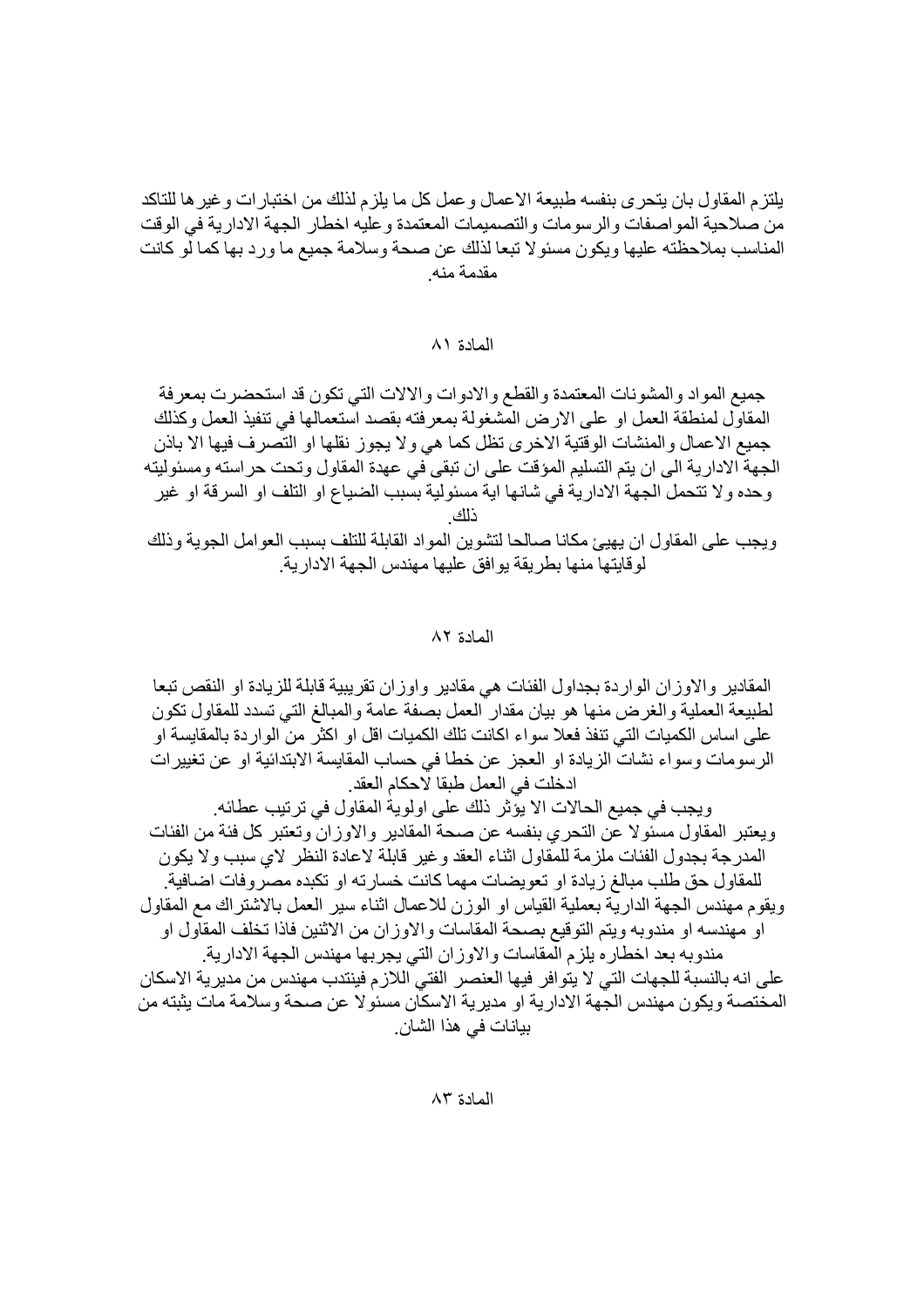يلتزم المقاول بان يتحرى بنفسه طبيعة الاعمال وعمل كل ما يلزم لذلك من اختبارات وغيرها للتاكد من صلاحية المواصفات والرسومات والتصميمات المعتمدة وعليه اخطار الجهة الادارية في الوقت المناسب بملاحظته عليها ويكون مسئولا تبعا لذلك عن صحة وسلامة جميع ما ورد بها كما لو كانت مقدمة منه.

## المادة ٨١

جميع المواد والمشونات المعتمدة والقطع والادوات والالات التي تكون قد استحضرت بمعرفة المقاول لمنطقة العمل او على الارض المشغولة بمعرفته بقصد استعمالها في تنفيذ العمل وكذلك جميع الاعمال والمنشات الوقتية الاخرى تظل كما هي ولا يجوز نقلها او التصرف فيها الا باذن الجهة الادارية الى ان يتم التسليم المؤقت على ان تبقى في عهدة المقاول وتحت حراسته ومسئوليته وحده ولا تتحمل الجهة الادارية في شانها اية مسئولية بسبب الضياع او التلف او السرقة او غير ذلك.

ويجب على المقاول ان يهيئ مكانا صالحا لتشوين المواد القابلة للتلف بسبب العوامل الجوية وذلك لوقايتها منها بطريقة يوافق عليها مهندس الجهة الادارية.

## المادة ٨٢

المقادير والاوزان الواردة بجداول الفئات هي مقادير واوزان تقريبية قابلة للزيادة او النقص تبعا لطبيعة العملية والغرض منها هو بيان مقدار العمل بصفة عامة والمبالغ التي تسدد للمقاول تكون على اساس الكميات التي تنفذ فعلا سواء اكانت تلك الكميات اقل او اكثر من الواردة بالمقايسة او الرسومات وسواء نشات الزيادة او العجز عن خطا في حساب المقايسة الابتدائية او عن تغييرات ادخلت في العمل طبقا لاحكام العقد.

ويجب في جميع الحالات الا يؤثر ذلك على اولوية المقاول في ترتيب عطائه.

ويعتبر المقاول مسئولا عن التحري بنفسه عن صحة المقادير والاوزان وتعتبر كل فئة من الفئات المدرجة بجدول الفئات ملزمة للمقاول اثناء العقد وغير قابلة لاعادة النظر لاي سبب ولا يكون للمقاول حق طلب مبالغ زيادة او تعويضات مهما كانت خسارته او تكبده مصروفات اضافية.

ويقوم مهندس الجهة الدارية بعملية القياس او الوزن للاعمال اثناء سير العمل بالاشتراك مع المقاول او مهندسه او مندوبه ويتم التوقيع بصحة المقاسات والاوزان من الاثنين فاذا تخلف المقاول او مندوبه بعد اخطاره يلزم المقاسات والاوزان التي يجربها مهندس الجهة الادارية.

على انه بالنسبة للجهات التي لا يتوافر فيها العنصر الفني اللازم فينتدب مهندس من مديرية الاسكان المختصة ويكون مهندس الجهة الادارية او مديرية الاسكان مسئولا عن صحة وسلامة مات يثبته من بيانات في هذا الشان.

## المادة ٨٣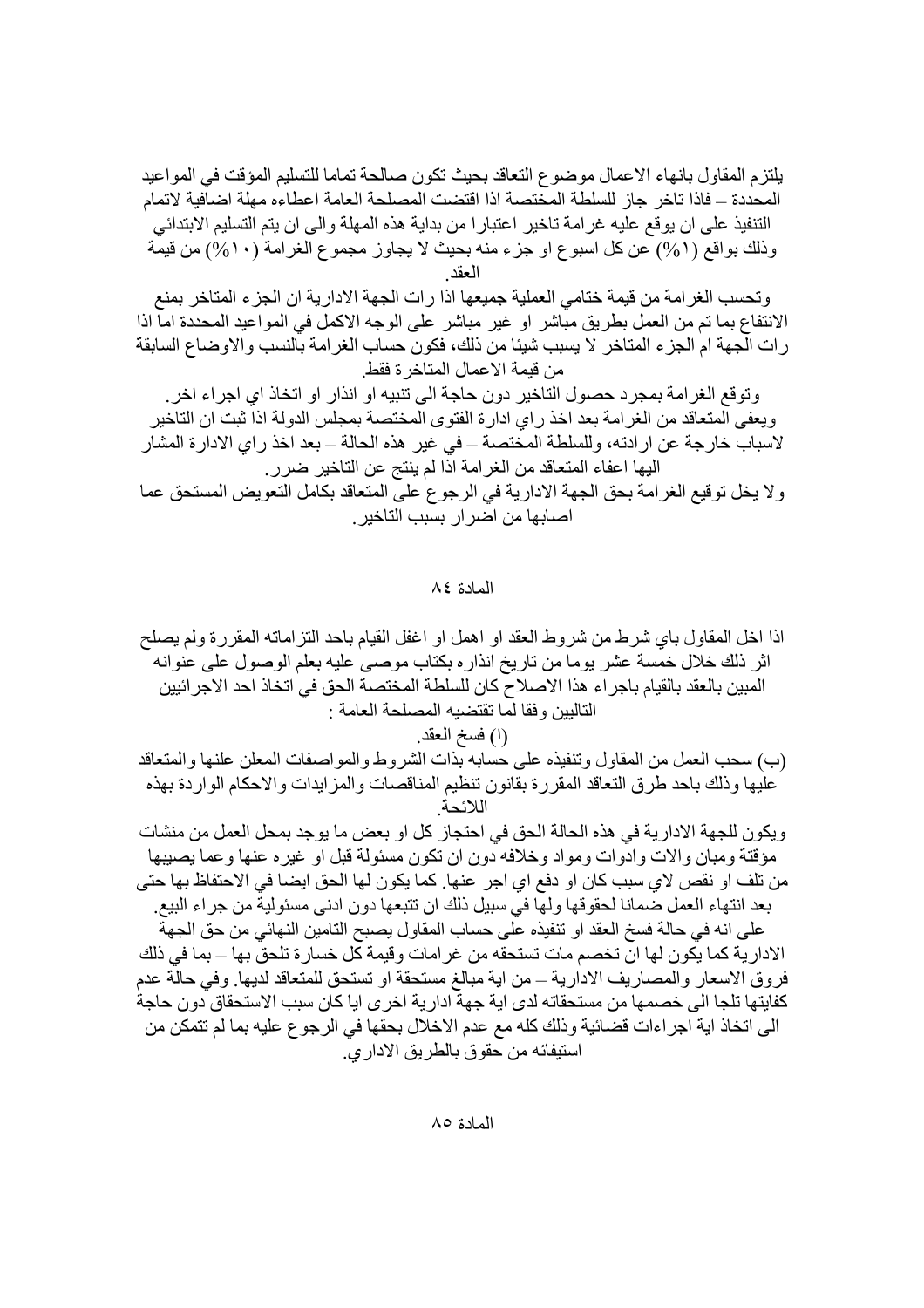يلتزم المقاول بانهاء الاعمال موضوع التعاقد بحيث تكون صالحة تماما للتسليم المؤقت في المواعيد المحددة – فاذا تاخر جاز للسلطة المختصة اذا اقتضت المصلحة العامة اعطاءه مهلة اضافية لاتمام التنفيذ على ان يوقع عليه غرامة تاخير اعتبارا من بداية هذه المهلة والى ان يتم التسليم الابتدائي وذلك بواقع (١%) عن كل اسبوع او جزء منه بحيث لا يجاوز مجموع الغرامة (١٠%) من قيمة العقد.

وتحسب الغرامة من قيمة ختامي العملية جميعها اذا رات الجهة الادارية ان الجزء المتاخر بمنع الانتفاع بما تم من العمل بطريق مباشر او غير مباشر على الوجه الاكمل في المواعيد المحددة اما اذا رات الجهة ام الجزء المتاخر لا يسبب شيئا من ذلك، فكون حساب الغرامة بالنسب والاوضاع السابقة من قيمة الاعمال المتاخرة فقط.

وتوقع الغرامة بمجرد حصول التاخير دون حاجة الى تنبيه او انذار او اتخاذ اي اجراء اخر.

ويعفى المتعاقد من الغرامة بعد اخذ راي ادارة الفتوى المختصة بمجلس الدولة اذا ثبت ان التاخير لاسباب خارجة عن ارادته، وللسلطة المختصة – في غير هذه الحالة – بعد اخذ راي الادارة المشار اليها اعفاء المتعاقد من الغرامة اذا لم ينتج عن التاخير ضرر.

ولا يخل توقيع الغرامة بحق الجهة الادارية في الرجوع على المتعاقد بكامل التعويض المستحق عما اصابها من اضرار بسبب التاخير.

## المادة ٨٤

اذا اخل المقاول باي شرط من شروط العقد او اهمل او اغفل القيام باحد التزاماته المقررة ولم يصلح اثر ذلك خلال خمسة عشر يوما من تاريخ انذاره بكتاب موصى عليه بعلم الوصول على عنوانه المبين بالعقد بالقيام باجراء هذا الاصلاح كان للسلطة المختصة الحق في اتخاذ احد الاجرائيين التاليين وفقا لما تقتضيه المصلحة العامة :

(ا) فسخ العقد.

(ب) سحب العمل من المقاول وتنفيذه على حسابه بذات الشروط والمواصفات المعلن علنها والمتعاقد عليها وذلك باحد طرق التعاقد المقررة بقانون تنظيم المناقصات والمزايدات والاحكام الواردة بهذه اللائحة.

ويكون للجهة الادارية في هذه الحالة الحق في احتجاز كل او بعض ما يوجد بمحل العمل من منشات مؤقتة ومبان والات وادوات ومواد وخلافه دون ان تكون مسئولة قبل او غيره عنها وعما يصيبها من تلف او نقص لاي سبب كان او دفع اي اجر عنها. كما يكون لها الحق ايضا في الاحتفاظ بها حتى بعد انتهاء العمل ضمانا لحقوقها ولها في سبيل ذلك ان تتبعها دون ادنى مسئولية من جراء البيع.

على انه في حالة فسخ العقد او تنفيذه على حساب المقاول يصبح التامين النهائي من حق الجهة الادارية كما يكون لها ان تخصم مات تستحقه من غرامات وقيمة كل خسارة تلحق بها – بما في ذلك فروق الاسعار والمصاريف الادارية – من اية مبالغ مستحقة او تستحق للمتعاقد لديها. وفي حالة عدم كفايتها تلجا الى خصمها من مستحقاته لدى اية جهة ادارية اخرى ايا كان سبب الاستحقاق دون حاجة الى اتخاذ اية اجراءات قضائية وذلك كله مع عدم الاخلال بحقها في الرجوع عليه بما لم تتمكن من استيفائه من حقوق بالطريق الاداري.

## المادة ٨٥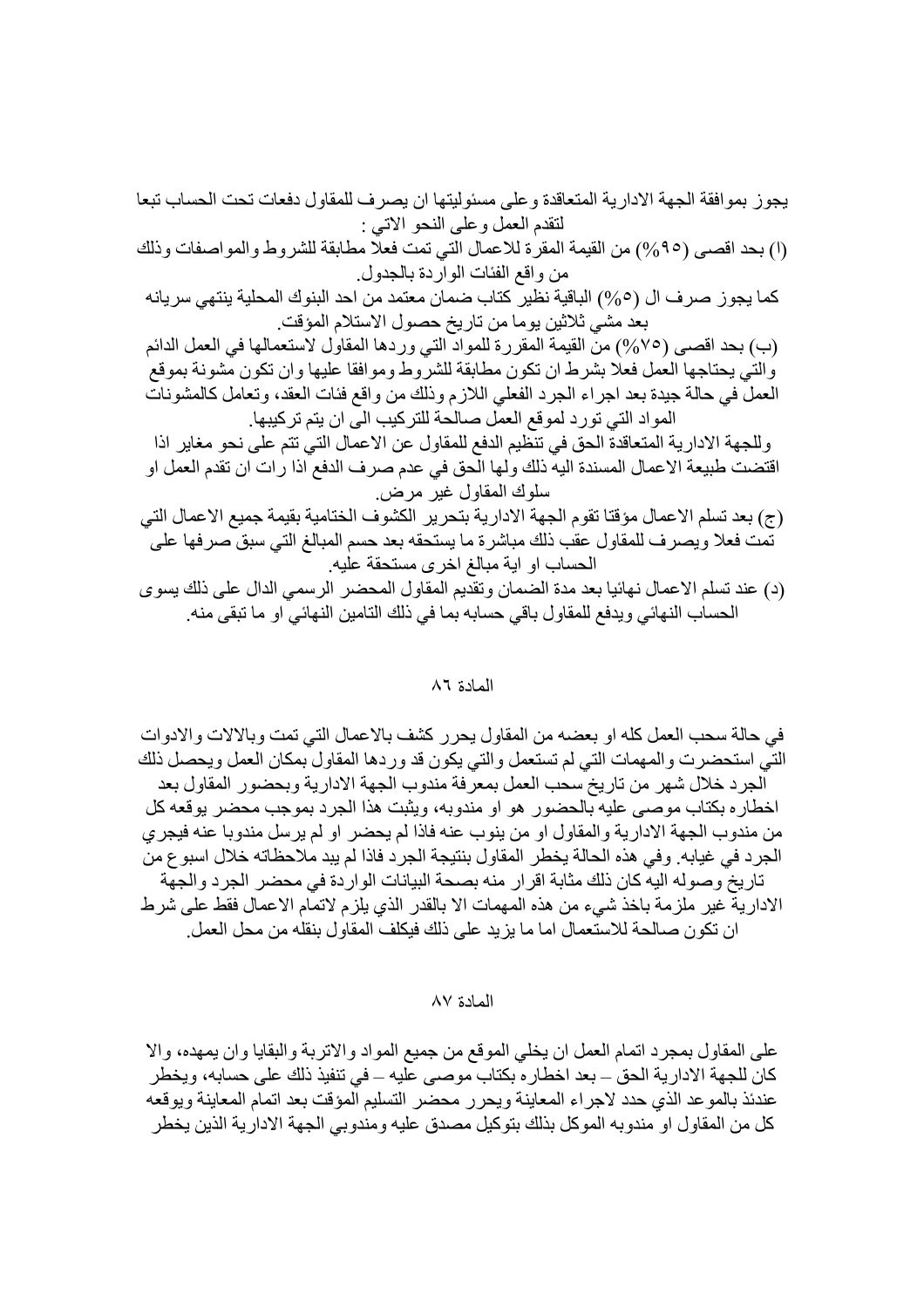يجوز بموافقة الجهة الادارية المتعاقدة وعلى مسئوليتها ان يصرف للمقاول دفعات تحت الحساب تبعا لتقدم العمل وعلى النحو الاتي :

(ا) بحد اقصى (٩٥%) من القيمة المقرة للاعمال التي تمت فعلا مطابقة للشروط والمواصفات وذلك من واقع الفئات الواردة بالجدول.

كما يجوز صرف ال (٥%) الباقية نظير كتاب ضمان معتمد من احد البنوك المحلية ينتهي سريانه بعد مضي ثلاثين يوما من تاريخ حصول الاستلام المؤقت.

(ب) بحد اقصى (٧٥%) من القيمة المقررة للمواد التي وردها المقاول لاستعمالها في العمل الدائم والتي يحتاجها العمل فعلا بشرط ان تكون مطابقة للشروط وموافقا عليها وان تكون مشونة بموقع العمل في حالة جيدة بعد اجراء الجرد الفعلي اللازم وذلك من واقع فئات العقد، وتعامل كالمشونات المواد التي تورد لموقع العمل صالحة للتركيب الى ان يتم تركيبها.

وللجهة الادارية المتعاقدة الحق في تنظيم الدفع للمقاول عن الاعمال التي تتم على نحو مغاير اذا اقتضت طبيعة الاعمال المسندة اليه ذلك ولها الحق في عدم صرف الدفع اذا رات ان تقدم العمل او سلوك المقاول غير مرض.

(ج) بعد تسلم الاعمال مؤقتا تقوم الجهة الادارية بتحرير الكشوف الختامية بقيمة جميع الاعمال التي تمت فعلا ويصرف للمقاول عقب ذلك مباشرة ما يستحقه بعد حسم المبالغ التي سبق صرفها على الحساب او اية مبالغ اخرى مستحقة عليه.

(د) عند تسلم الاعمال نهائيا بعد مدة الضمان وتقديم المقاول المحضر الرسمي الدال على ذلك يسوى الحساب النهائي ويدفع للمقاول باقي حسابه بما في ذلك التامين النهائي او ما تبقى منه.

## المادة ٨٦

في حالة سحب العمل كله او بعضه من المقاول يحرر كشف بالاعمال التي تمت وبالالات والادوات التي استحضرت والمهمات التي لم تستعمل والتي يكون قد وردها المقاول بمكان العمل ويحصل ذلك الجرد خلال شهر من تاريخ سحب العمل بمعرفة مندوب الجهة الادارية وبحضور المقاول بعد اخطاره بكتاب موصى عليه بالحضور هو او مندوبه، ويثبت هذا الجرد بموجب محضر يوقعه كل من مندوب الجهة الادارية والمقاول او من ينوب عنه فاذا لم يحضر او لم يرسل مندوبا عنه فيجري الجرد في غيابه. وفي هذه الحالة يخطر المقاول بنتيجة الجرد فاذا لم يبد ملاحظاته خلال اسبوع من تاريخ وصوله اليه كان ذلك مثابة اقرار منه بصحة البيانات الواردة في محضر الجرد والجهة الادارية غير ملزمة باخذ شيء من هذه المهمات الا بالقدر الذي يلزم لاتمام الاعمال فقط على شرط ان تكون صالحة للاستعمال اما ما يزيد على ذلك فيكلف المقاول بنقله من محل العمل.

## المادة ٨٧

على المقاول بمجرد اتمام العمل ان يخلي الموقع من جميع المواد والاتربة والبقايا وان يمهده، والا كان للجهة الادارية الحق – بعد اخطاره بكتاب موصى عليه – في تنفيذ ذلك على حسابه، ويخطر عندئذ بالموعد الذي حدد لاجراء المعاينة ويحرر محضر التسليم المؤقت بعد اتمام المعاينة ويوقعه كل من المقاول او مندوبه الموكل بذلك بتوكيل مصدق عليه ومندوبي الجهة الادارية الذين يخطر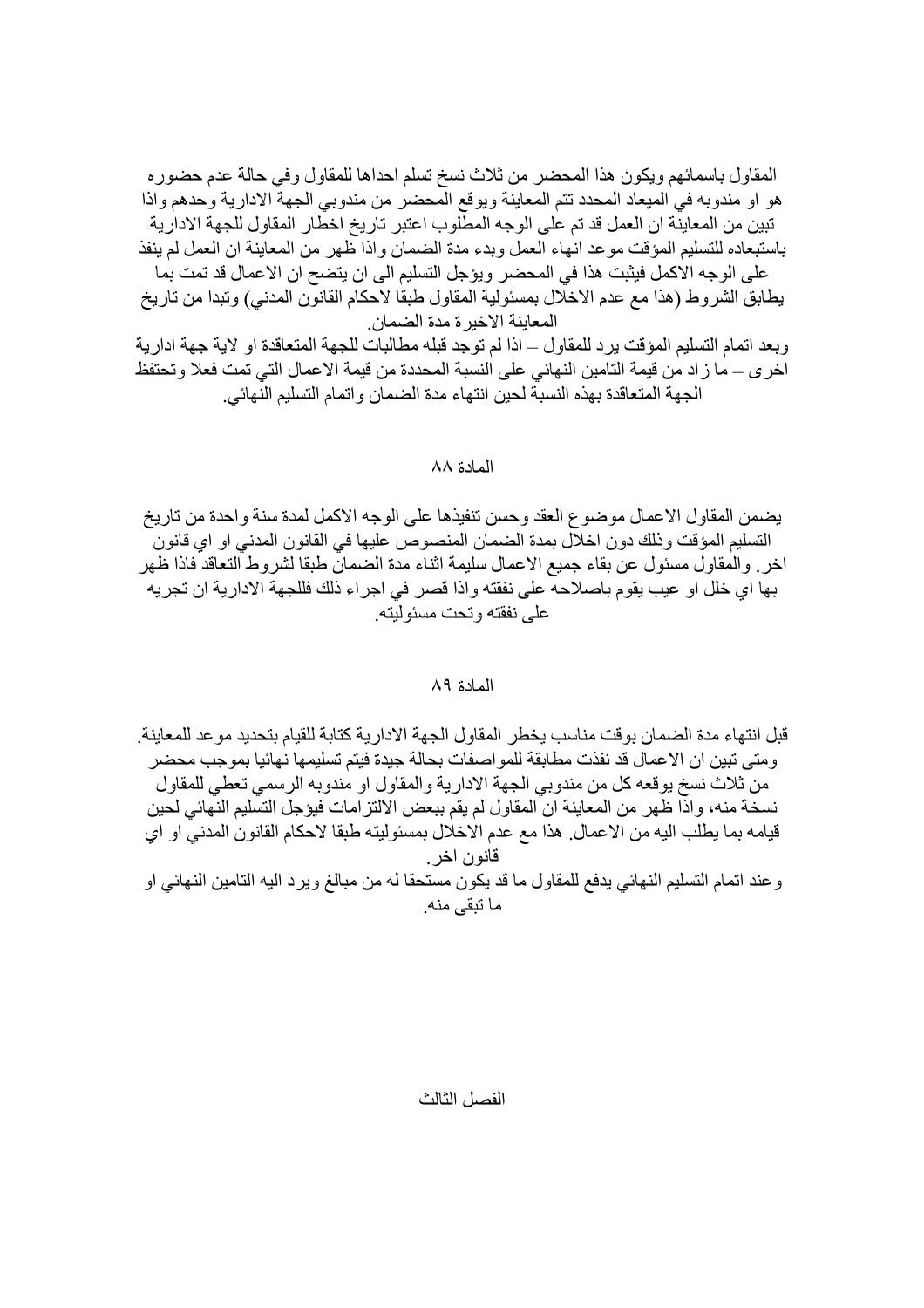المقاول باسمائهم ويكون هذا المحضر من ثلاث نسخ تسلم احداها للمقاول وفي حالة عدم حضوره هو او مندوبه في الميعاد المحدد تتم المعاينة ويوقع المحضر من مندوبي الجهة الادارية وحدهم واذا تبين من المعاينة ان العمل قد تم على الوجه المطلوب اعتبر تاريخ اخطار المقاول للجهة الادارية باستبعاده للتسليم المؤقت موعد انهاء العمل وبدء مدة الضمان واذا ظهر من المعاينة ان العمل لم ينفذ على الوجه الاكمل فيثبت هذا في المحضر ويؤجل التسليم الى ان يتضح ان الاعمال قد تمت بما يطابق الشروط (هذا مع عدم الاخلال بمسئولية المقاول طبقا لاحكام القانون المدني) وتبدا من تاريخ المعاينة الاخيرة مدة الضمان.

وبعد اتمام التسليم المؤقت يرد للمقاول – اذا لم توجد قبله مطالبات للجهة المتعاقدة او لاية جهة ادارية اخرى – ما زاد من قيمة التامين النهائي على النسبة المحددة من قيمة الاعمال التي تمت فعلا وتحتفظ الجهة المتعاقدة بهذه النسبة لحين انتهاء مدة الضمان واتمام التسليم النهائي.

## المادة ٨٨

يضمن المقاول الاعمال موضوع العقد وحسن تنفيذها على الوجه الاكمل لمدة سنة واحدة من تاريخ التسليم المؤقت وذلك دون اخلال بمدة الضمان المنصوص عليها في القانون المدني او اي قانون اخر. والمقاول مسئول عن بقاء جميع الاعمال سليمة اثناء مدة الضمان طبقا لشروط التعاقد فاذا ظهر بها اي خلل او عيب يقوم باصلاحه على نفقته واذا قصر في اجراء ذلك فللجهة الادارية ان تجريه على نفقته وتحت مسئوليته.

## المادة ٨٩

قبل انتهاء مدة الضمان بوقت مناسب يخطر المقاول الجهة الادارية كتابة للقيام بتحديد موعد للمعاينة. ومتى تبين ان الاعمال قد نفذت مطابقة للمواصفات بحالة جيدة فيتم تسليمها نهائيا بموجب محضر من ثلاث نسخ يوقعه كل من مندوبي الجهة الادارية والمقاول او مندوبه الرسمي تعطي للمقاول نسخة منه، واذا ظهر من المعاينة ان المقاول لم يقم ببعض الالتزامات فيؤجل التسليم النهائي لحين قيامه بما يطلب اليه من الاعمال. هذا مع عدم الاخلال بمسئوليته طبقا لاحكام القانون المدني او اي قانون اخر.

وعند اتمام التسليم النهائي يدفع للمقاول ما قد يكون مستحقا له من مبالغ ويرد اليه التامين النهائي او ما تبقى منه.

# الفصل الثالث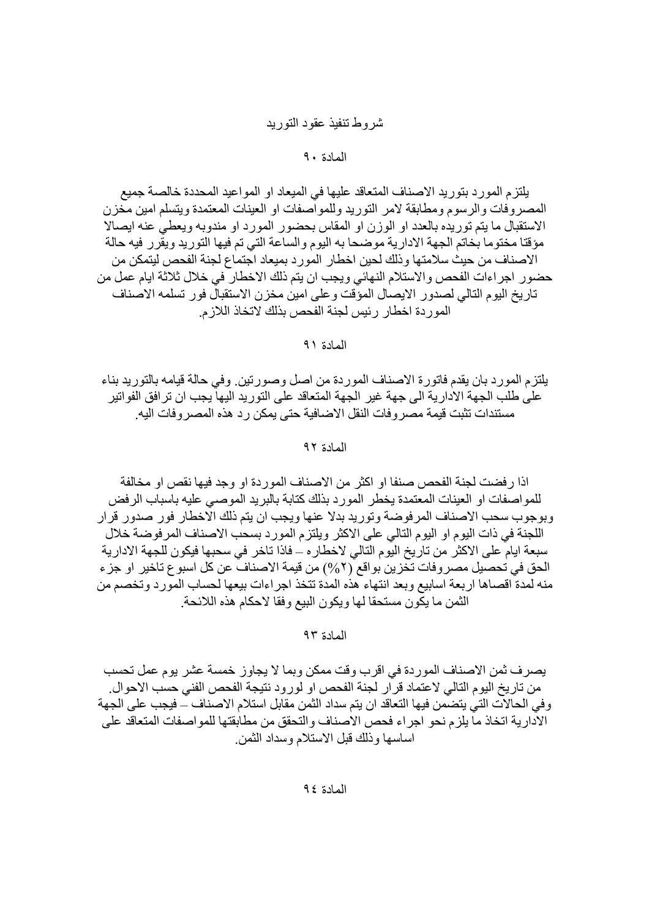## شروط تنفيذ عقود التوريد

### المادة ٩٠

يلتزم المورد بتوريد الاصناف المتعاقد عليها في الميعاد او المواعيد المحددة خالصة جميع المصروفات والرسوم ومطابقة لامر التوريد وللمواصفات او العينات المعتمدة ويتسلم امين مخزن الاستقبال ما يتم توريده بالعدد او الوزن او المقاس بحضور المورد او مندوبه ويعطي عنه ايصالا مؤقتا مختوما بخاتم الجهة الادارية موضحا به اليوم والساعة التي تم فيها التوريد ويقرر فيه حالة الاصناف من حيث سلامتها وذلك لحين اخطار المورد بميعاد اجتماع لجنة الفحص ليتمكن من حضور اجراءات الفحص والاستلام النهائي ويجب ان يتم ذلك الاخطار في خلال ثلاثة ايام عمل من تاريخ اليوم التالي لصدور الايصال المؤقت وعلى امين مخزن الاستقبال فور تسلمه الاصناف الموردة اخطار رئيس لجنة الفحص بذلك لاتخاذ اللازم.

### المادة ٩١

يلتزم المورد بان يقدم فاتورة الاصناف الموردة من اصل وصورتين. وفي حالة قيامه بالتوريد بناء على طلب الجهة الادارية الى جهة غير الجهة المتعاقد على التوريد اليها يجب ان ترافق الفواتير مستندات تثبت قيمة مصروفات النقل الاضافية حتى يمكن رد هذه المصروفات اليه.

### المادة ٩٢

اذا رفضت لجنة الفحص صنفا او اكثر من الاصناف الموردة او وجد فيها نقص او مخالفة للمواصفات او العينات المعتمدة يخطر المورد بذلك كتابة بالبريد الموصي عليه باسباب الرفض وبوجوب سحب الاصناف المرفوضة وتوريد بدلا عنها ويجب ان يتم ذلك الاخطار فور صدور قرار اللجنة في ذات اليوم او اليوم التالي على الاكثر ويلتزم المورد بسحب الاصناف المرفوضة خلال سبعة ايام على الاكثر من تاريخ اليوم التالي لاخطاره – فاذا تاخر في سحبها فيكون للجهة الادارية الحق في تحصيل مصروفات تخزين بواقع (٢%) من قيمة الاصناف عن كل اسبوع تاخير او جزء منه لمدة اقصاها اربعة اسابيع وبعد انتهاء هذه المدة تتخذ اجراءات بيعها لحساب المورد وتخصم من الثمن ما يكون مستحقا لها ويكون البيع وفقا لاحكام هذه اللائحة.

### المادة ٩٣

يصرف ثمن الاصناف الموردة في اقرب وقت ممكن وبما لا يجاوز خمسة عشر يوم عمل تحسب من تاريخ اليوم التالي لاعتماد قرار لجنة الفحص او لورود نتيجة الفحص الفني حسب الاحوال. وفي الحالات التي يتضمن فيها التعاقد ان يتم سداد الثمن مقابل استلام الاصناف – فيجب على الجهة الادارية اتخاذ ما يلزم نحو اجراء فحص الاصناف والتحقق من مطابقتها للمواصفات المتعاقد على اساسها وذلك قبل الاستلام وسداد الثمن.

### المادة ٩٤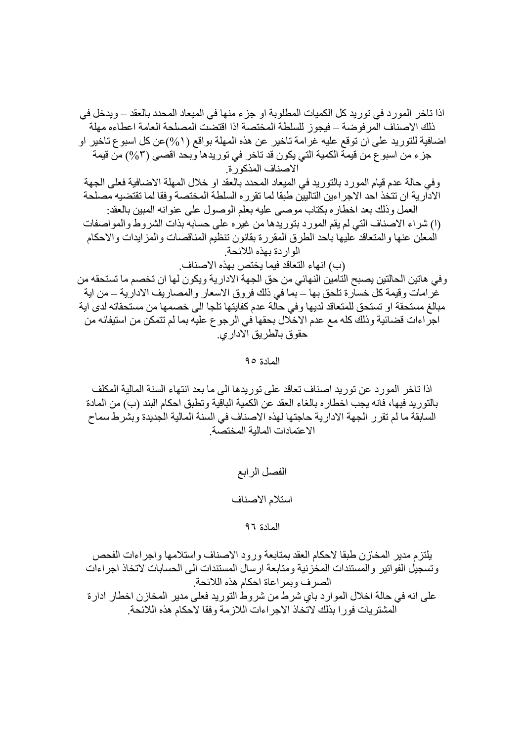اذا تاخر المورد في توريد كل الكميات المطلوبة او جزء منها في الميعاد المحدد بالعقد – ويدخل في ذلك الاصناف المرفوضة – فيجوز للسلطة المختصة اذا اقتضت المصلحة العامة اعطاءه مهلة اضافية للتوريد على ان توقع عليه غرامة تاخير عن هذه المهلة بواقع (١%)عن كل اسبوع تاخير او جزء من اسبوع من قيمة الكمية التي يكون قد تاخر في توريدها وبحد اقصى (٣%) من قيمة الاصناف المذكورة.

وفي حالة عدم قيام المورد بالتوريد في الميعاد المحدد بالعقد او خلال المهلة الاضافية فعلى الجهة الادارية ان تتخذ احد الاجراءين التاليين طبقا لما تقرره السلطة المختصة وفقا لما تقتضيه مصلحة العمل وذلك بعد اخطاره بكتاب موصى عليه بعلم الوصول على عنوانه المبين بالعقد:

(ا) شراء الاصناف التي لم يقم المورد بتوريدها من غيره على حسابه بذات الشروط والمواصفات المعلن عنها والمتعاقد عليها باحد الطرق المقررة بقانون تنظيم المناقصات والمزايدات والاحكام الواردة بهذه اللائحة.

(ب) انهاء التعاقد فيما يختص بهذه الاصناف.

وفي هاتين الحالتين يصبح التامين النهائي من حق الجهة الادارية ويكون لها ان تخصم ما تستحقه من غرامات وقيمة كل خسارة تلحق بها – بما في ذلك فروق الاسعار والمصاريف الادارية – من اية مبالغ مستحقة او تستحق للمتعاقد لديها وفي حالة عدم كفايتها تلجا الى خصمها من مستحقاته لدى اية اجراءات قضائية وذلك كله مع عدم الاخلال بحقها في الرجوع عليه بما لم تتمكن من استيفائه من حقوق بالطريق الاداري.

المادة ٩٥

اذا تاخر المورد عن توريد اصناف تعاقد على توريدها الى ما بعد انتهاء السنة المالية المكلف بالتوريد فيها، فانه يجب اخطاره بالغاء العقد عن الكمية الباقية وتطبق احكام البند (ب) من المادة السابقة ما لم تقرر الجهة الادارية حاجتها لهذه الاصناف في السنة المالية الجديدة وبشرط سماح الاعتمادات المالية المختصة.

## الفصل الرابع

## استلام الاصناف

المادة ٩٦

يلتزم مدير المخازن طبقا لاحكام العقد بمتابعة ورود الاصناف واستلامها واجراءات الفحص وتسجيل الفواتير والمستندات المخزنية ومتابعة ارسال المستندات الى الحسابات لاتخاذ اجراءات الصرف وبمراعاة احكام هذه اللائحة.

على انه في حالة اخلال الموارد باي شرط من شروط التوريد فعلى مدير المخازن اخطار ادارة المشتريات فورا بذلك لاتخاذ الاجراءات اللازمة وفقا لاحكام هذه اللائحة.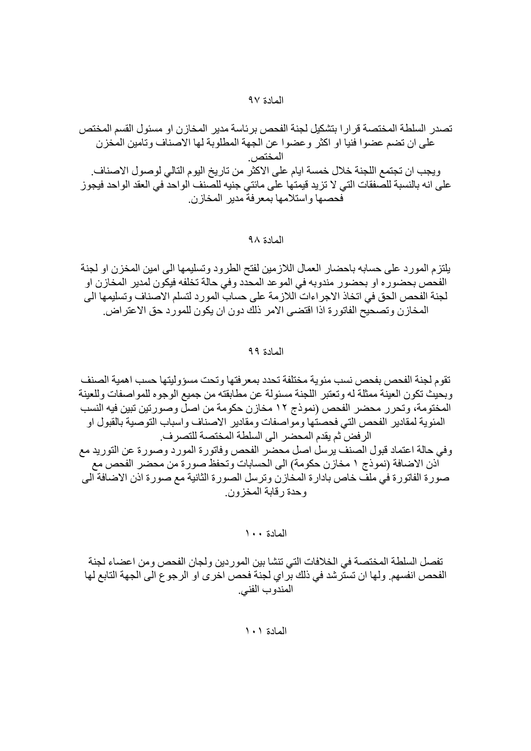## المادة ٩٧

تصدر السلطة المختصة قرارا بتشكيل لجنة الفحص برئاسة مدير المخازن او مسئول القسم المختص على ان تضم عضوا فنيا او اكثر وعضوا عن الجهة المطلوبة لها الاصناف وتامين المخزن المختص.
ويجب ان تجتمع اللجنة خلال خمسة ايام على الاكثر من تاريخ اليوم التالي لوصول الاصناف.
على انه بالنسبة للصفقات التي لا تزيد قيمتها على مائتي جنيه للصنف الواحد في العقد الواحد فيجوز فحصها واستلامها بمعرفة مدير المخازن.

## المادة ٩٨

يلتزم المورد على حسابه باحضار العمال اللازمين لفتح الطرود وتسليمها الى امين المخزن او لجنة الفحص بحضوره او بحضور مندوبه في الموعد المحدد وفي حالة تخلفه فيكون لمدير المخازن او لجنة الفحص الحق في اتخاذ الاجراءات اللازمة على حساب المورد لتسلم الاصناف وتسليمها الى المخازن وتصحيح الفاتورة اذا اقتضى الامر ذلك دون ان يكون للمورد حق الاعتراض.

## المادة ٩٩

تقوم لجنة الفحص بفحص نسب مئوية مختلفة تحدد بمعرفتها وتحت مسؤوليتها حسب اهمية الصنف وبحيث تكون العينة ممثلة له وتعتبر اللجنة مسئولة عن مطابقته من جميع الوجوه للمواصفات وللعينة المختومة، وتحرر محضر الفحص (نموذج ١٢ مخازن حكومة من اصل وصورتين تبين فيه النسب المئوية لمقادير الفحص التي فحصتها ومواصفات ومقادير الاصناف واسباب التوصية بالقبول او الرفض ثم يقدم المحضر الى السلطة المختصة للتصرف.
وفي حالة اعتماد قبول الصنف يرسل اصل محضر الفحص وفاتورة المورد وصورة عن التوريد مع اذن الاضافة (نموذج ١ مخازن حكومة) الى الحسابات وتحفظ صورة من محضر الفحص مع صورة الفاتورة في ملف خاص بادارة المخازن وترسل الصورة الثانية مع صورة اذن الاضافة الى وحدة رقابة المخزون.

## المادة ١٠٠

تفصل السلطة المختصة في الخلافات التي تنشا بين الموردين ولجان الفحص ومن اعضاء لجنة الفحص انفسهم. ولها ان تسترشد في ذلك براي لجنة فحص اخرى او الرجوع الى الجهة التابع لها المندوب الفني.

## المادة ١٠١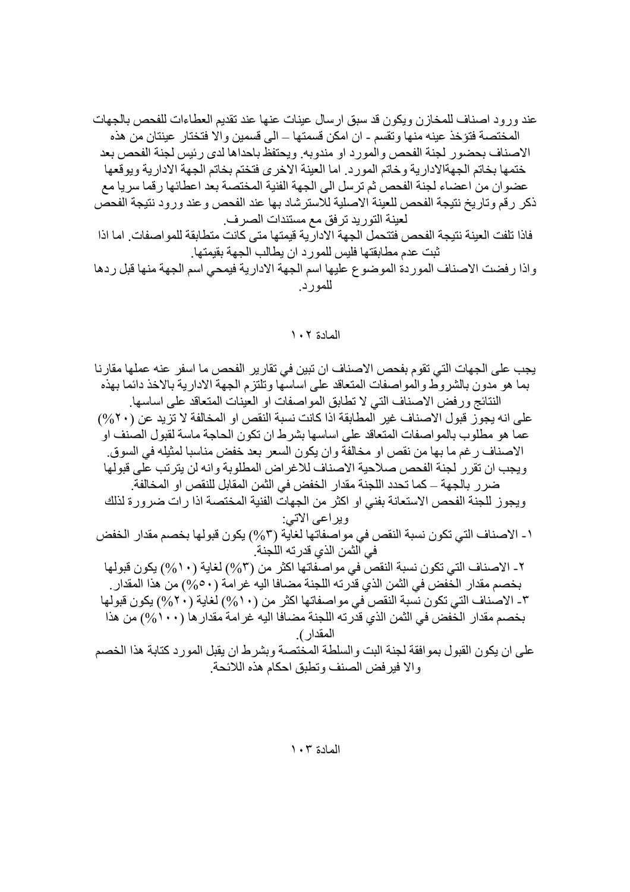عند ورود اصناف للمخازن ويكون قد سبق ارسال عينات عنها عند تقديم العطاءات للفحص بالجهات المختصة فتؤخذ عينه منها وتقسم - ان امكن قسمتها – الى قسمين والا فتختار عينتان من هذه الاصناف بحضور لجنة الفحص والمورد او مندوبه. ويحتفظ باحداها لدى رئيس لجنة الفحص بعد ختمها بخاتم الجهةالادارية وخاتم المورد. اما العينة الاخرى فتختم بخاتم الجهة الادارية ويوقعها عضوان من اعضاء لجنة الفحص ثم ترسل الى الجهة الفنية المختصة بعد اعطائها رقما سريا مع ذكر رقم وتاريخ نتيجة الفحص للعينة الاصلية للاسترشاد بها عند الفحص وعند ورود نتيجة الفحص لعينة التوريد ترفق مع مستندات الصرف.

فاذا تلفت العينة نتيجة الفحص فتتحمل الجهة الادارية قيمتها متى كانت متطابقة للمواصفات. اما اذا ثبت عدم مطابقتها فليس للمورد ان يطالب الجهة بقيمتها.

واذا رفضت الاصناف الموردة الموضوع عليها اسم الجهة الادارية فيمحي اسم الجهة منها قبل ردها للمورد.

## المادة ١٠٢

يجب على الجهات التي تقوم بفحص الاصناف ان تبين في تقارير الفحص ما اسفر عنه عملها مقارنا بما هو مدون بالشروط والمواصفات المتعاقد على اساسها وتلتزم الجهة الادارية بالاخذ دائما بهذه النتائج ورفض الاصناف التي لا تطابق المواصفات او العينات المتعاقد على اساسها.

على انه يجوز قبول الاصناف غير المطابقة اذا كانت نسبة النقص او المخالفة لا تزيد عن (٢٠%) عما هو مطلوب بالمواصفات المتعاقد على اساسها بشرط ان تكون الحاجة ماسة لقبول الصنف او الاصناف رغم ما بها من نقص او مخالفة وان يكون السعر بعد خفض مناسبا لمثيله في السوق.

ويجب ان تقرر لجنة الفحص صلاحية الاصناف للاغراض المطلوبة وانه لن يترتب على قبولها ضرر بالجهة – كما تحدد اللجنة مقدار الخفض في الثمن المقابل للنقص او المخالفة.

ويجوز للجنة الفحص الاستعانة بفني او اكثر من الجهات الفنية المختصة اذا رات ضرورة لذلك ويراعى الاتي:

١- الاصناف التي تكون نسبة النقص في مواصفاتها لغاية (٣%) يكون قبولها بخصم مقدار الخفض في الثمن الذي قدرته اللجنة.

٢- الاصناف التي تكون نسبة النقص في مواصفاتها اكثر من (٣%) لغاية (١٠%) يكون قبولها بخصم مقدار الخفض في الثمن الذي قدرته اللجنة مضافا اليه غرامة (٥٠%) من هذا المقدار.

٣- الاصناف التي تكون نسبة النقص في مواصفاتها اكثر من (١٠%) لغاية (٢٠%) يكون قبولها بخصم مقدار الخفض في الثمن الذي قدرته اللجنة مضافا اليه غرامة مقدارها (١٠٠%) من هذا المقدار).

على ان يكون القبول بموافقة لجنة البت والسلطة المختصة وبشرط ان يقبل المورد كتابة هذا الخصم والا فيرفض الصنف وتطبق احكام هذه اللائحة.

## المادة ١٠٣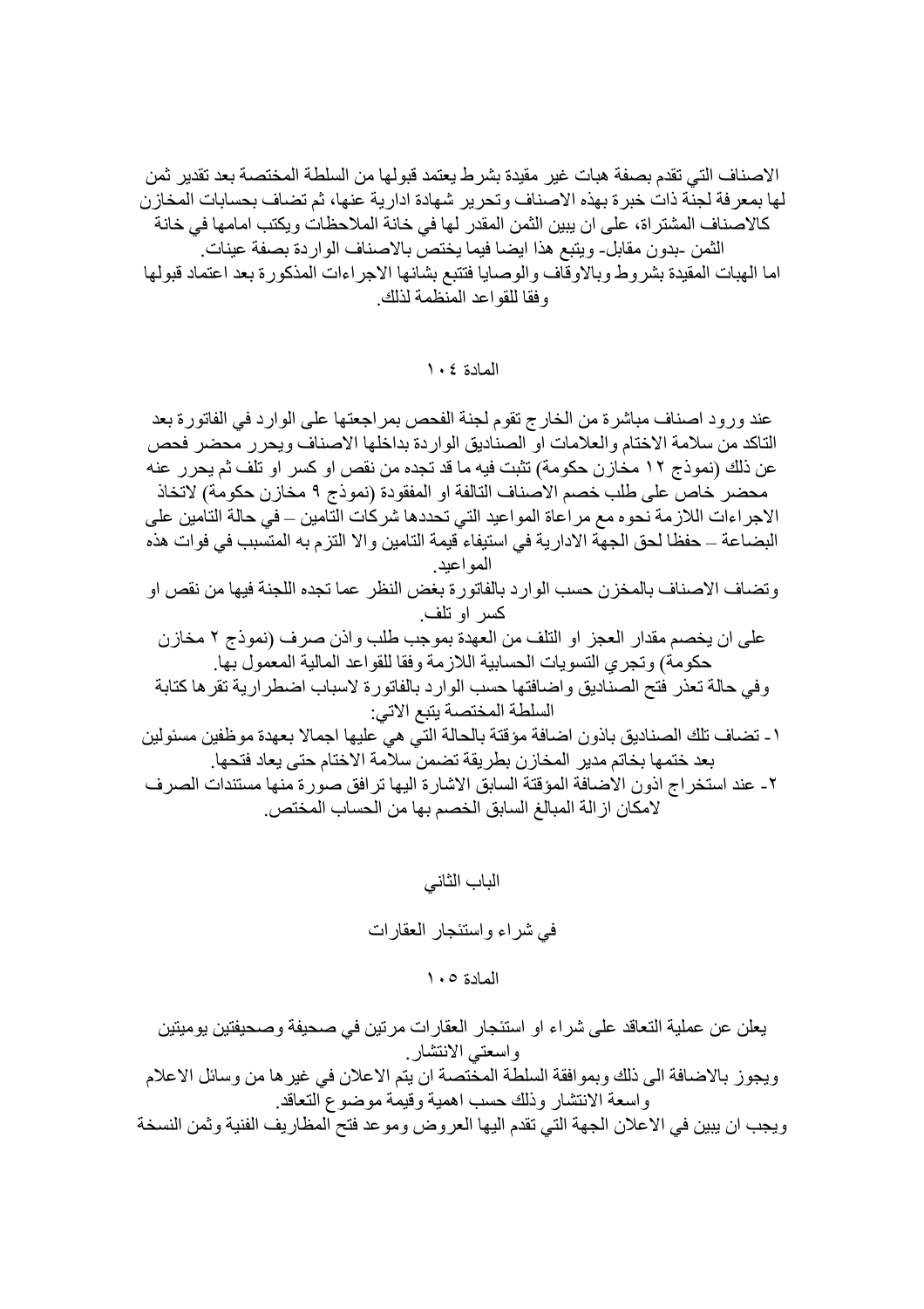الاصناف التي تقدم بصفة هبات غير مقيدة بشرط يعتمد قبولها من السلطة المختصة بعد تقدير ثمن لها بمعرفة لجنة ذات خبرة بهذه الاصناف وتحرير شهادة ادارية عنها، ثم تضاف بحسابات المخازن كالاصناف المشتراة، على ان يبين الثمن المقدر لها في خانة الملاحظات ويكتب امامها في خانة الثمن -بدون مقابل- ويتبع هذا ايضا فيما يختص بالاصناف الواردة بصفة عينات.

اما الهبات المقيدة بشروط وبالاوقاف والوصايا فتتبع بشانها الاجراءات المذكورة بعد اعتماد قبولها وفقا للقواعد المنظمة لذلك.

## المادة ١٠٤

عند ورود اصناف مباشرة من الخارج تقوم لجنة الفحص بمراجعتها على الوارد في الفاتورة بعد التاكد من سلامة الاختام والعلامات او الصناديق الواردة بداخلها الاصناف ويحرر محضر فحص عن ذلك (نموذج ١٢ مخازن حكومة) تثبت فيه ما قد تجده من نقص او كسر او تلف ثم يحرر عنه محضر خاص على طلب خصم الاصناف التالفة او المفقودة (نموذج ٩ مخازن حكومة) لاتخاذ الاجراءات اللازمة نحوه مع مراعاة المواعيد التي تحددها شركات التامين – في حالة التامين على البضاعة – حفظا لحق الجهة الادارية في استيفاء قيمة التامين والا التزم به المتسبب في فوات هذه المواعيد.

وتضاف الاصناف بالمخزن حسب الوارد بالفاتورة بغض النظر عما تجده اللجنة فيها من نقص او كسر او تلف.

على ان يخصم مقدار العجز او التلف من العهدة بموجب طلب واذن صرف (نموذج ٢ مخازن حكومة) وتجري التسويات الحسابية اللازمة وفقا للقواعد المالية المعمول بها.

وفي حالة تعذر فتح الصناديق واضافتها حسب الوارد بالفاتورة لاسباب اضطرارية تقرها كتابة السلطة المختصة يتبع الاتي:

١- تضاف تلك الصناديق باذون اضافة مؤقتة بالحالة التي هي عليها اجمالا بعهدة موظفين مسئولين بعد ختمها بخاتم مدير المخازن بطريقة تضمن سلامة الاختام حتى يعاد فتحها.

٢- عند استخراج اذون الاضافة المؤقتة السابق الاشارة اليها ترافق صورة منها مستندات الصرف لامكان ازالة المبالغ السابق الخصم بها من الحساب المختص.

# الباب الثاني

## في شراء واستئجار العقارات

## المادة ١٠٥

يعلن عن عملية التعاقد على شراء او استئجار العقارات مرتين في صحيفة وصحيفتين يوميتين واسعتي الانتشار.

ويجوز بالاضافة الى ذلك وبموافقة السلطة المختصة ان يتم الاعلان في غيرها من وسائل الاعلام واسعة الانتشار وذلك حسب اهمية وقيمة موضوع التعاقد.

ويجب ان يبين في الاعلان الجهة التي تقدم اليها العروض وموعد فتح المظاريف الفنية وثمن النسخة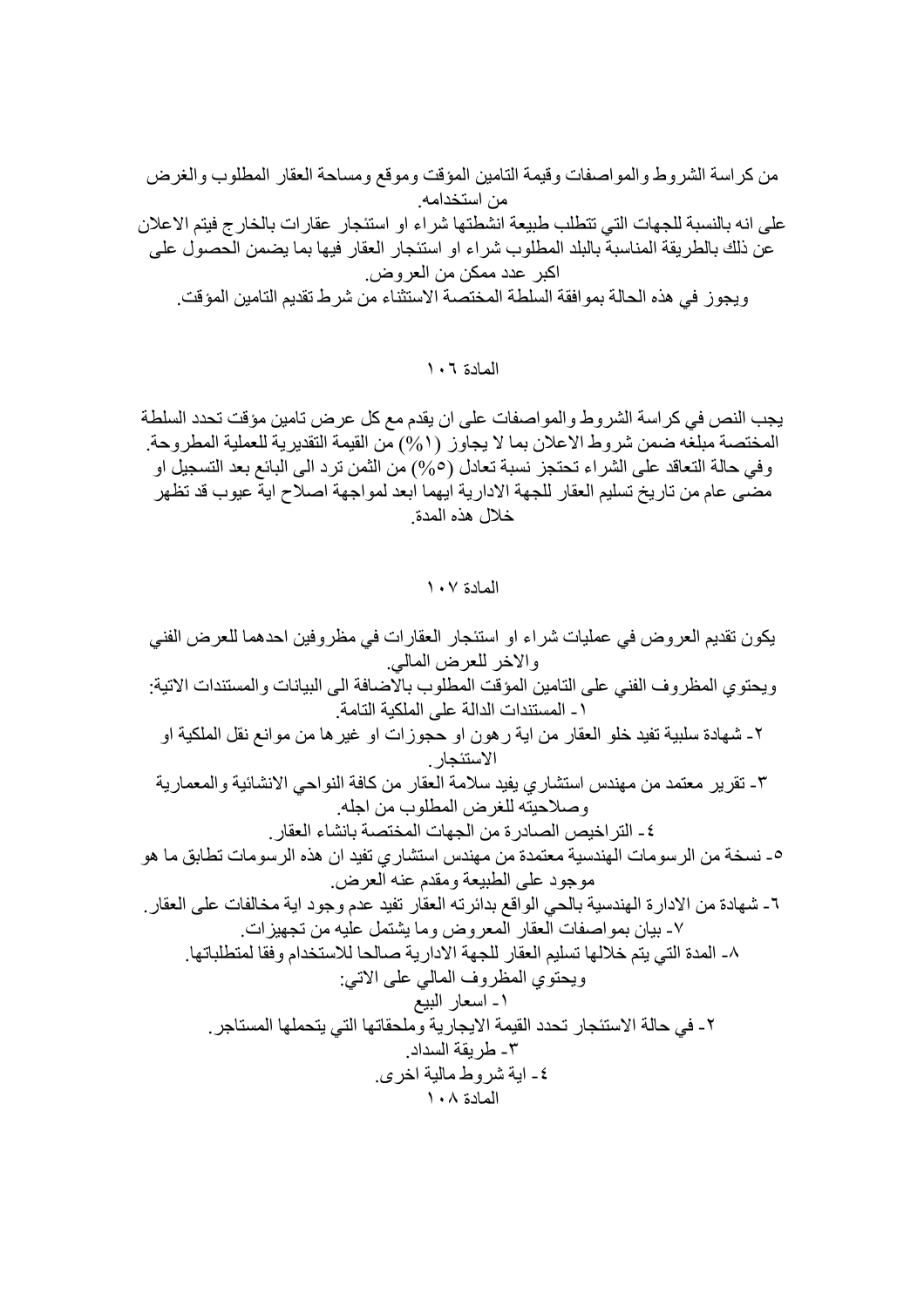من كراسة الشروط والمواصفات وقيمة التامين المؤقت وموقع ومساحة العقار المطلوب والغرض من استخدامه.

على انه بالنسبة للجهات التي تتطلب طبيعة انشطتها شراء او استئجار عقارات بالخارج فيتم الاعلان عن ذلك بالطريقة المناسبة بالبلد المطلوب شراء او استئجار العقار فيها بما يضمن الحصول على اكبر عدد ممكن من العروض.

ويجوز في هذه الحالة بموافقة السلطة المختصة الاستثناء من شرط تقديم التامين المؤقت.

## المادة ١٠٦

يجب النص في كراسة الشروط والمواصفات على ان يقدم مع كل عرض تامين مؤقت تحدد السلطة المختصة مبلغه ضمن شروط الاعلان بما لا يجاوز (١%) من القيمة التقديرية للعملية المطروحة.

وفي حالة التعاقد على الشراء تحتجز نسبة تعادل (٥%) من الثمن ترد الى البائع بعد التسجيل او مضى عام من تاريخ تسليم العقار للجهة الادارية ايهما ابعد لمواجهة اصلاح اية عيوب قد تظهر خلال هذه المدة.

## المادة ١٠٧

يكون تقديم العروض في عمليات شراء او استئجار العقارات في مظروفين احدهما للعرض الفني والاخر للعرض المالي.

ويحتوي المظروف الفني على التامين المؤقت المطلوب بالاضافة الى البيانات والمستندات الاتية:

١- المستندات الدالة على الملكية التامة.

٢- شهادة سلبية تفيد خلو العقار من اية رهون او حجوزات او غيرها من موانع نقل الملكية او الاستئجار.

٣- تقرير معتمد من مهندس استشاري يفيد سلامة العقار من كافة النواحي الانشائية والمعمارية وصلاحيته للغرض المطلوب من اجله.

٤- التراخيص الصادرة من الجهات المختصة بانشاء العقار.

٥- نسخة من الرسومات الهندسية معتمدة من مهندس استشاري تفيد ان هذه الرسومات تطابق ما هو موجود على الطبيعة ومقدم عنه العرض.

٦- شهادة من الادارة الهندسية بالحي الواقع بدائرته العقار تفيد عدم وجود اية مخالفات على العقار.

٧- بيان بمواصفات العقار المعروض وما يشتمل عليه من تجهيزات.

٨- المدة التي يتم خلالها تسليم العقار للجهة الادارية صالحا للاستخدام وفقا لمتطلباتها.

ويحتوي المظروف المالي على الاتي:

١- اسعار البيع

٢- في حالة الاستئجار تحدد القيمة الايجارية وملحقاتها التي يتحملها المستاجر.

٣- طريقة السداد.

٤- اية شروط مالية اخرى.

## المادة ١٠٨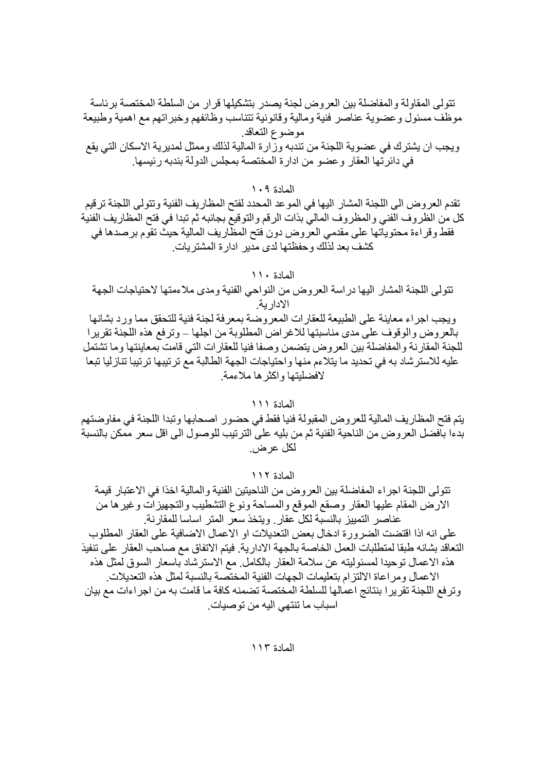تتولى المقاولة والمفاضلة بين العروض لجنة يصدر بتشكيلها قرار من السلطة المختصة برئاسة موظف مسئول وعضوية عناصر فنية ومالية وقانونية تتناسب وظائفهم وخبراتهم مع اهمية وطبيعة موضوع التعاقد.

ويجب ان يشترك في عضوية اللجنة من تندبه وزارة المالية لذلك وممثل لمديرية الاسكان التي يقع في دائرتها العقار وعضو من ادارة المختصة بمجلس الدولة بندبه رئيسها.

المادة ١٠٩

تقدم العروض الى اللجنة المشار اليها في الموعد المحدد لفتح المظاريف الفنية وتتولى اللجنة ترقيم كل من الظروف الفني والمظروف المالي بذات الرقم والتوقيع بجانبه ثم تبدا في فتح المظاريف الفنية فقط وقراءة محتوياتها على مقدمي العروض دون فتح المظاريف المالية حيث تقوم برصدها في كشف بعد لذلك وحفظتها لدى مدير ادارة المشتريات.

المادة ١١٠

تتولى اللجنة المشار اليها دراسة العروض من النواحي الفنية ومدى ملاءمتها لاحتياجات الجهة الادارية.

ويجب اجراء معاينة على الطبيعة للعقارات المعروضة بمعرفة لجنة فنية للتحقق مما ورد بشانها بالعروض والوقوف على مدى مناسبتها للاغراض المطلوبة من اجلها – وترفع هذه اللجنة تقريرا للجنة المقارنة والمفاضلة بين العروض يتضمن وصفا فنيا للعقارات التي قامت بمعاينتها وما تشتمل عليه للاسترشاد به في تحديد ما يتلاءم منها واحتياجات الجهة الطالبة مع ترتيبها ترتيبا تنازليا تبعا لافضليتها واكثرها ملاءمة.

المادة ١١١

يتم فتح المظاريف المالية للعروض المقبولة فنيا فقط في حضور اصحابها وتبدا اللجنة في مفاوضتهم بدءا بافضل العروض من الناحية الفنية ثم من يليه على الترتيب للوصول الى اقل سعر ممكن بالنسبة لكل عرض.

المادة ١١٢

تتولى اللجنة اجراء المفاضلة بين العروض من الناحيتين الفنية والمالية اخذا في الاعتبار قيمة الارض المقام عليها العقار وصقع الموقع والمساحة ونوع التشطيب والتجهيزات وغيرها من عناصر التمييز بالنسبة لكل عقار. ويتخذ سعر المتر اساسا للمقارنة.

على انه اذا اقتضت الضرورة ادخال بعض التعديلات او الاعمال الاضافية على العقار المطلوب التعاقد بشانه طبقا لمتطلبات العمل الخاصة بالجهة الادارية. فيتم الاتفاق مع صاحب العقار على تنفيذ هذه الاعمال توحيدا لمسئوليته عن سلامة العقار بالكامل. مع الاسترشاد باسعار السوق لمثل هذه الاعمال ومراعاة الالتزام بتعليمات الجهات الفنية المختصة بالنسبة لمثل هذه التعديلات.

وترفع اللجنة تقريرا بنتائج اعمالها للسلطة المختصة تضمنه كافة ما قامت به من اجراءات مع بيان اسباب ما تنتهي اليه من توصيات.

المادة ١١٣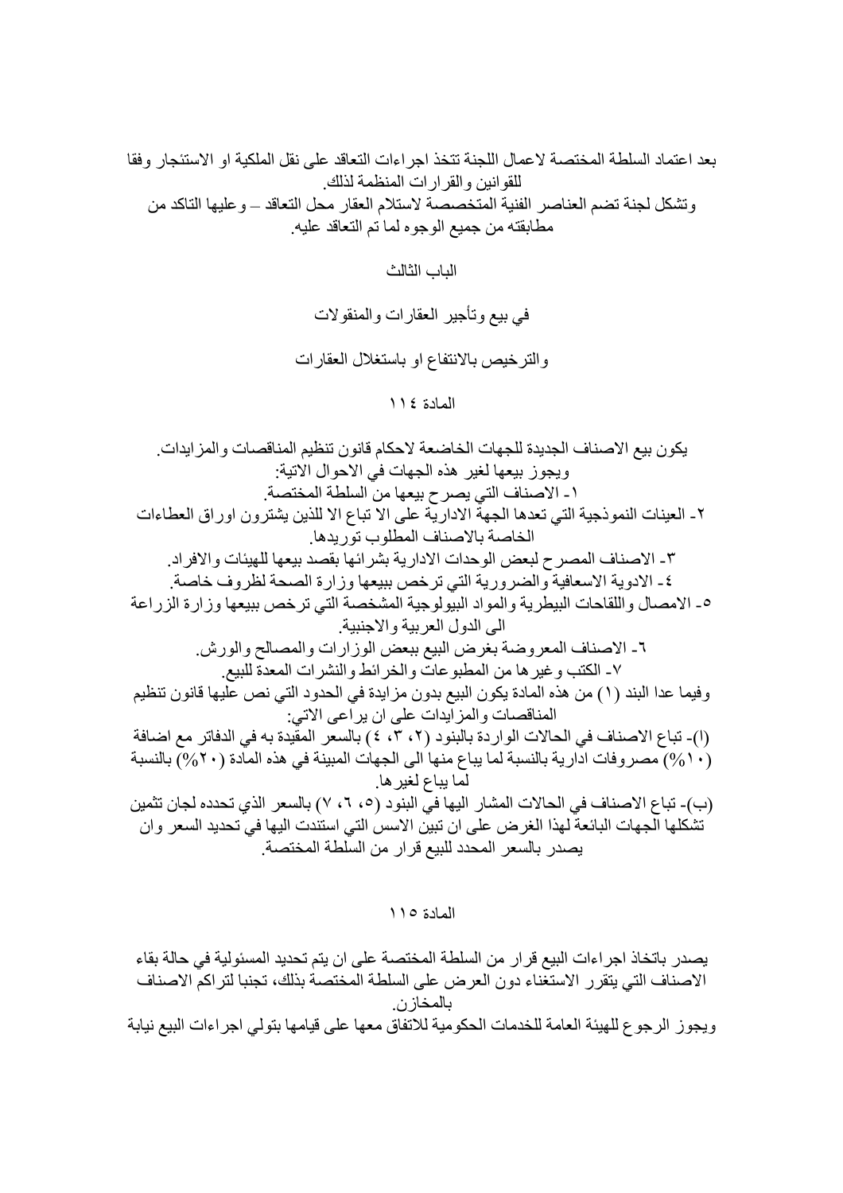بعد اعتماد السلطة المختصة لاعمال اللجنة تتخذ اجراءات التعاقد على نقل الملكية او الاستئجار وفقا للقوانين والقرارات المنظمة لذلك.
وتشكل لجنة تضم العناصر الفنية المتخصصة لاستلام العقار محل التعاقد – وعليها التاكد من مطابقته من جميع الوجوه لما تم التعاقد عليه.

## الباب الثالث

## في بيع وتأجير العقارات والمنقولات

## والترخيص بالانتفاع او باستغلال العقارات

### المادة ١١٤

يكون بيع الاصناف الجديدة للجهات الخاضعة لاحكام قانون تنظيم المناقصات والمزايدات.
ويجوز بيعها لغير هذه الجهات في الاحوال الاتية:

١- الاصناف التي يصرح بيعها من السلطة المختصة.
٢- العينات النموذجية التي تعدها الجهة الادارية على الا تباع الا للذين يشترون اوراق العطاءات الخاصة بالاصناف المطلوب توريدها.
٣- الاصناف المصرح لبعض الوحدات الادارية بشرائها بقصد بيعها للهيئات والافراد.
٤- الادوية الاسعافية والضرورية التي ترخص ببيعها وزارة الصحة لظروف خاصة.
٥- الامصال واللقاحات البيطرية والمواد البيولوجية المشخصة التي ترخص ببيعها وزارة الزراعة الى الدول العربية والاجنبية.
٦- الاصناف المعروضة بغرض البيع ببعض الوزارات والمصالح والورش.
٧- الكتب وغيرها من المطبوعات والخرائط والنشرات المعدة للبيع.

وفيما عدا البند (١) من هذه المادة يكون البيع بدون مزايدة في الحدود التي نص عليها قانون تنظيم المناقصات والمزايدات على ان يراعى الاتي:

(ا)- تباع الاصناف في الحالات الواردة بالبنود (٢، ٣، ٤) بالسعر المقيدة به في الدفاتر مع اضافة (١٠%) مصروفات ادارية بالنسبة لما يباع منها الى الجهات المبينة في هذه المادة (٢٠%) بالنسبة لما يباع لغيرها.

(ب)- تباع الاصناف في الحالات المشار اليها في البنود (٥، ٦، ٧) بالسعر الذي تحدده لجان تثمين تشكلها الجهات البائعة لهذا الغرض على ان تبين الاسس التي استندت اليها في تحديد السعر وان يصدر بالسعر المحدد للبيع قرار من السلطة المختصة.

### المادة ١١٥

يصدر باتخاذ اجراءات البيع قرار من السلطة المختصة على ان يتم تحديد المسئولية في حالة بقاء الاصناف التي يتقرر الاستغناء دون العرض على السلطة المختصة بذلك، تجنبا لتراكم الاصناف بالمخازن.
ويجوز الرجوع للهيئة العامة للخدمات الحكومية للاتفاق معها على قيامها بتولي اجراءات البيع نيابة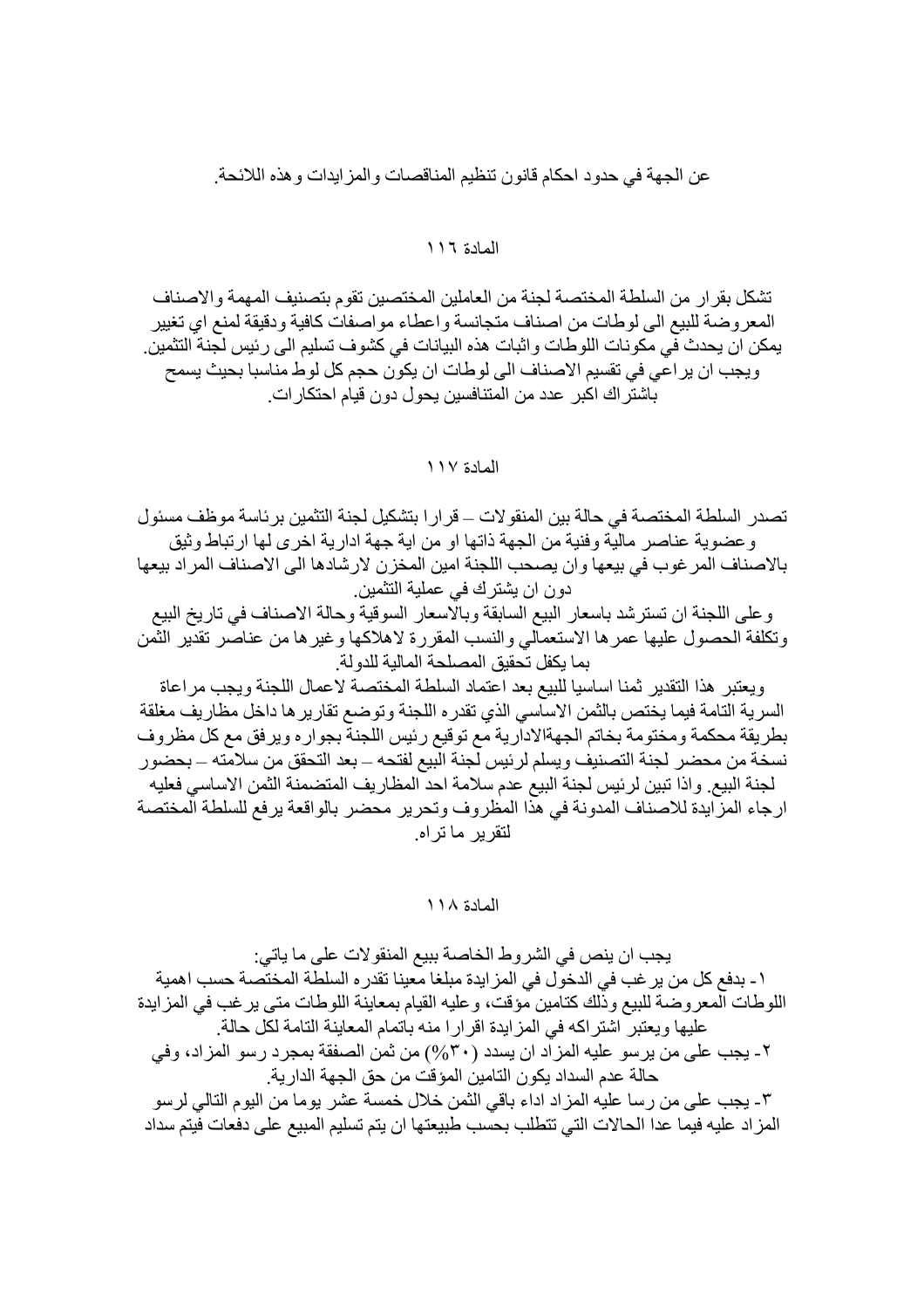عن الجهة في حدود احكام قانون تنظيم المناقصات والمزايدات وهذه اللائحة.

المادة ١١٦

تشكل بقرار من السلطة المختصة لجنة من العاملين المختصين تقوم بتصنيف المهمة والاصناف المعروضة للبيع الى لوطات من اصناف متجانسة واعطاء مواصفات كافية ودقيقة لمنع اي تغيير يمكن ان يحدث في مكونات اللوطات واثبات هذه البيانات في كشوف تسليم الى رئيس لجنة التثمين. ويجب ان يراعي في تقسيم الاصناف الى لوطات ان يكون حجم كل لوط مناسبا بحيث يسمح باشتراك اكبر عدد من المتنافسين يحول دون قيام احتكارات.

المادة ١١٧

تصدر السلطة المختصة في حالة بين المنقولات – قرارا بتشكيل لجنة التثمين برئاسة موظف مسئول وعضوية عناصر مالية وفنية من الجهة ذاتها او من اية جهة ادارية اخرى لها ارتباط وثيق بالاصناف المرغوب في بيعها وان يصحب اللجنة امين المخزن لارشادها الى الاصناف المراد بيعها دون ان يشترك في عملية التثمين.

وعلى اللجنة ان تسترشد باسعار البيع السابقة وبالاسعار السوقية وحالة الاصناف في تاريخ البيع وتكلفة الحصول عليها عمرها الاستعمالي والنسب المقررة لاهلاكها وغيرها من عناصر تقدير الثمن بما يكفل تحقيق المصلحة المالية للدولة.

ويعتبر هذا التقدير ثمنا اساسيا للبيع بعد اعتماد السلطة المختصة لاعمال اللجنة ويجب مراعاة السرية التامة فيما يختص بالثمن الاساسي الذي تقدره اللجنة وتوضع تقاريرها داخل مظاريف مغلقة بطريقة محكمة ومختومة بخاتم الجهةالادارية مع توقيع رئيس اللجنة بجواره ويرفق مع كل مظروف نسخة من محضر لجنة التصنيف ويسلم لرئيس لجنة البيع لفتحه – بعد التحقق من سلامته – بحضور لجنة البيع. واذا تبين لرئيس لجنة البيع عدم سلامة احد المظاريف المتضمنة الثمن الاساسي فعليه ارجاء المزايدة للاصناف المدونة في هذا المظروف وتحرير محضر بالواقعة يرفع للسلطة المختصة لتقرير ما تراه.

المادة ١١٨

يجب ان ينص في الشروط الخاصة ببيع المنقولات على ما ياتي:

١- بدفع كل من يرغب في الدخول في المزايدة مبلغا معينا تقدره السلطة المختصة حسب اهمية اللوطات المعروضة للبيع وذلك كتامين مؤقت، وعليه القيام بمعاينة اللوطات متى يرغب في المزايدة عليها ويعتبر اشتراكه في المزايدة اقرارا منه باتمام المعاينة التامة لكل حالة.

٢- يجب على من يرسو عليه المزاد ان يسدد (٣٠%) من ثمن الصفقة بمجرد رسو المزاد، وفي حالة عدم السداد يكون التامين المؤقت من حق الجهة الدارية.

٣- يجب على من رسا عليه المزاد اداء باقي الثمن خلال خمسة عشر يوما من اليوم التالي لرسو المزاد عليه فيما عدا الحالات التي تتطلب بحسب طبيعتها ان يتم تسليم المبيع على دفعات فيتم سداد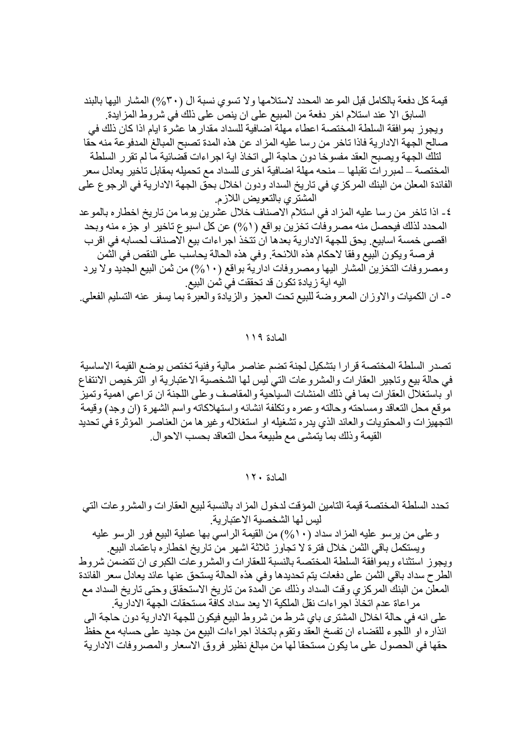قيمة كل دفعة بالكامل قبل الموعد المحدد لاستلامها ولا تسوي نسبة ال (٣٠%) المشار اليها بالبند السابق الا عند استلام اخر دفعة من المبيع على ان ينص على ذلك في شروط المزايدة.
ويجوز بموافقة السلطة المختصة اعطاء مهلة اضافية للسداد مقدارها عشرة ايام اذا كان ذلك في صالح الجهة الادارية فاذا تاخر من رسا عليه المزاد عن هذه المدة تصبح المبالغ المدفوعة منه حقا لتلك الجهة ويصبح العقد مفسوخا دون حاجة الى اتخاذ اية اجراءات قضائية ما لم تقرر السلطة المختصة – لمبررات تقبلها – منحه مهلة اضافية اخرى للسداد مع تحميله بمقابل تاخير يعادل سعر الفائدة المعلن من البنك المركزي في تاريخ السداد ودون اخلال بحق الجهة الادارية في الرجوع على المشتري بالتعويض اللازم.

٤- اذا تاخر من رسا عليه المزاد في استلام الاصناف خلال عشرين يوما من تاريخ اخطاره بالموعد المحدد لذلك فيحصل منه مصروفات تخزين بواقع (١%) عن كل اسبوع تاخير او جزء منه وبحد اقصى خمسة اسابيع. يحق للجهة الادارية بعدها ان تتخذ اجراءات بيع الاصناف لحسابه في اقرب فرصة ويكون البيع وفقا لاحكام هذه اللائحة. وفي هذه الحالة يحاسب على النقص في الثمن ومصروفات التخزين المشار اليها ومصروفات ادارية بواقع (١٠%) من ثمن البيع الجديد ولا يرد اليه اية زيادة تكون قد تحققت في ثمن البيع.

٥- ان الكميات والاوزان المعروضة للبيع تحت العجز والزيادة والعبرة بما يسفر عنه التسليم الفعلي.

## المادة ١١٩

تصدر السلطة المختصة قرارا بتشكيل لجنة تضم عناصر مالية وفنية تختص بوضع القيمة الاساسية في حالة بيع وتاجير العقارات والمشروعات التي ليس لها الشخصية الاعتبارية او الترخيص الانتفاع او باستغلال العقارات بما في ذلك المنشات السياحية والمقاصف وعلى اللجنة ان تراعي اهمية وتميز موقع محل التعاقد ومساحته وحالته وعمره وتكلفة انشائه واستهلاكاته واسم الشهرة (ان وجد) وقيمة التجهيزات والمحتويات والعائد الذي يدره تشغيله او استغلاله وغيرها من العناصر المؤثرة في تحديد القيمة وذلك بما يتمشى مع طبيعة محل التعاقد بحسب الاحوال.

## المادة ١٢٠

تحدد السلطة المختصة قيمة التامين المؤقت لدخول المزاد بالنسبة لبيع العقارات والمشروعات التي ليس لها الشخصية الاعتبارية.
وعلى من يرسو عليه المزاد سداد (١٠%) من القيمة الراسي بها عملية البيع فور الرسو عليه ويستكمل باقي الثمن خلال فترة لا تجاوز ثلاثة اشهر من تاريخ اخطاره باعتماد البيع.
ويجوز استثناء وبموافقة السلطة المختصة بالنسبة للعقارات والمشروعات الكبرى ان تتضمن شروط الطرح سداد باقي الثمن على دفعات يتم تحديدها وفي هذه الحالة يستحق عنها عائد يعادل سعر الفائدة المعلن من البنك المركزي وقت السداد وذلك عن المدة من تاريخ الاستحقاق وحتى تاريخ السداد مع مراعاة عدم اتخاذ اجراءات نقل الملكية الا بعد سداد كافة مستحقات الجهة الادارية.
على انه في حالة اخلال المشترى باي شرط من شروط البيع فيكون للجهة الادارية دون حاجة الى انذاره او اللجوء للقضاء ان تفسخ العقد وتقوم باتخاذ اجراءات البيع من جديد على حسابه مع حفظ حقها في الحصول على ما يكون مستحقا لها من مبالغ نظير فروق الاسعار والمصروفات الادارية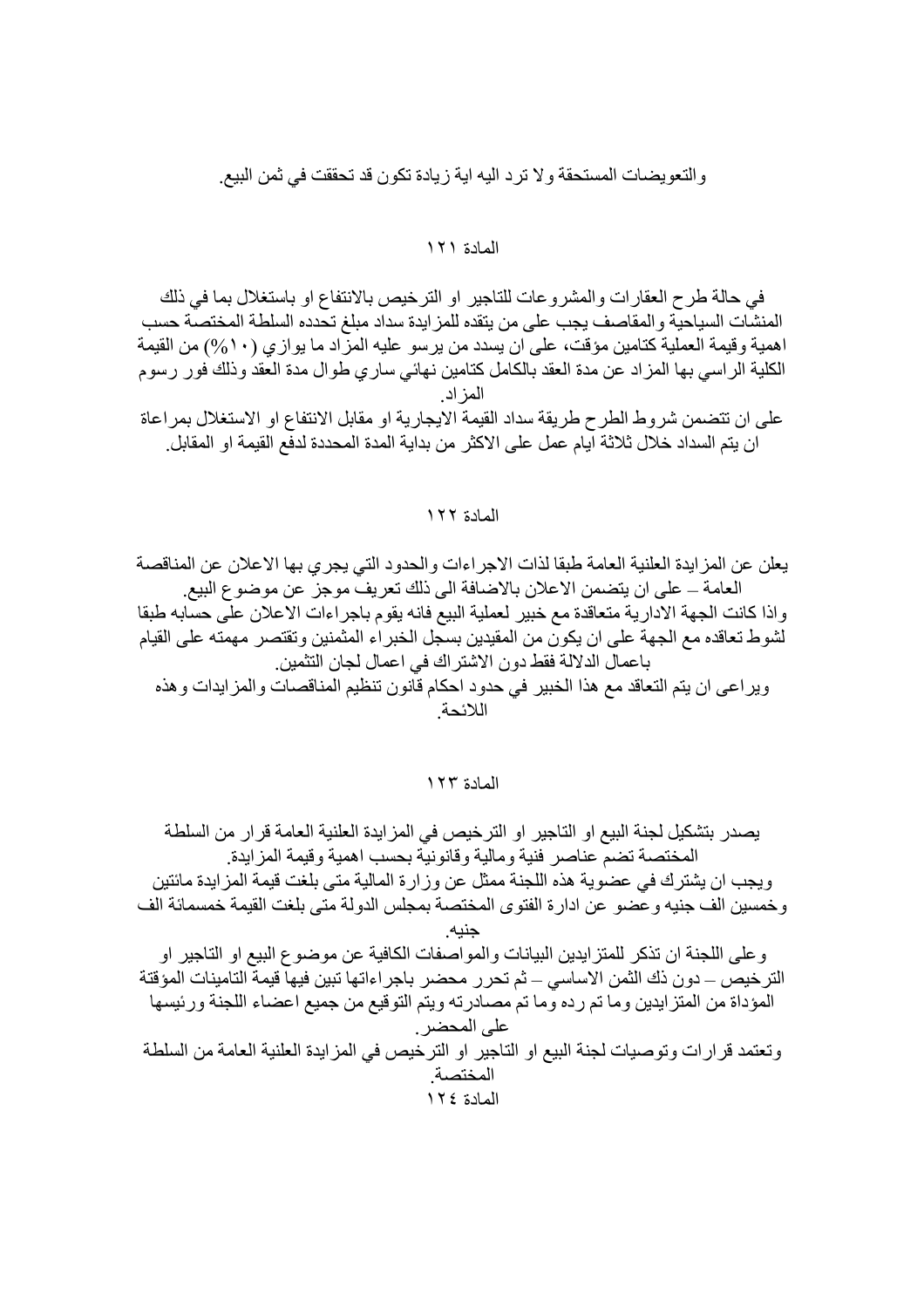والتعويضات المستحقة ولا ترد اليه اية زيادة تكون قد تحققت في ثمن البيع.

المادة ١٢١

في حالة طرح العقارات والمشروعات للتاجير او الترخيص بالانتفاع او باستغلال بما في ذلك المنشات السياحية والمقاصف يجب على من يتقده للمزايدة سداد مبلغ تحدده السلطة المختصة حسب اهمية وقيمة العملية كتامين مؤقت، على ان يسدد من يرسو عليه المزاد ما يوازي (١٠%) من القيمة الكلية الراسي بها المزاد عن مدة العقد بالكامل كتامين نهائي ساري طوال مدة العقد وذلك فور رسوم المزاد.

على ان تتضمن شروط الطرح طريقة سداد القيمة الايجارية او مقابل الانتفاع او الاستغلال بمراعاة ان يتم السداد خلال ثلاثة ايام عمل على الاكثر من بداية المدة المحددة لدفع القيمة او المقابل.

المادة ١٢٢

يعلن عن المزايدة العلنية العامة طبقا لذات الاجراءات والحدود التي يجري بها الاعلان عن المناقصة العامة – على ان يتضمن الاعلان بالاضافة الى ذلك تعريف موجز عن موضوع البيع.

واذا كانت الجهة الادارية متعاقدة مع خبير لعملية البيع فانه يقوم باجراءات الاعلان على حسابه طبقا لشوط تعاقده مع الجهة على ان يكون من المقيدين بسجل الخبراء المثمنين وتقتصر مهمته على القيام باعمال الدلالة فقط دون الاشتراك في اعمال لجان التثمين.

ويراعى ان يتم التعاقد مع هذا الخبير في حدود احكام قانون تنظيم المناقصات والمزايدات وهذه اللائحة.

المادة ١٢٣

يصدر بتشكيل لجنة البيع او التاجير او الترخيص في المزايدة العلنية العامة قرار من السلطة المختصة تضم عناصر فنية ومالية وقانونية بحسب اهمية وقيمة المزايدة.

ويجب ان يشترك في عضوية هذه اللجنة ممثل عن وزارة المالية متى بلغت قيمة المزايدة مائتين وخمسين الف جنيه وعضو عن ادارة الفتوى المختصة بمجلس الدولة متى بلغت القيمة خمسمائة الف جنيه.

وعلى اللجنة ان تذكر للمتزايدين البيانات والمواصفات الكافية عن موضوع البيع او التاجير او الترخيص – دون ذلك الثمن الاساسي – ثم تحرر محضر باجراءاتها تبين فيها قيمة التامينات المؤقتة المؤداة من المتزايدين وما تم رده وما تم مصادرته ويتم التوقيع من جميع اعضاء اللجنة ورئيسها على المحضر.

وتعتمد قرارات وتوصيات لجنة البيع او التاجير او الترخيص في المزايدة العلنية العامة من السلطة المختصة.

المادة ١٢٤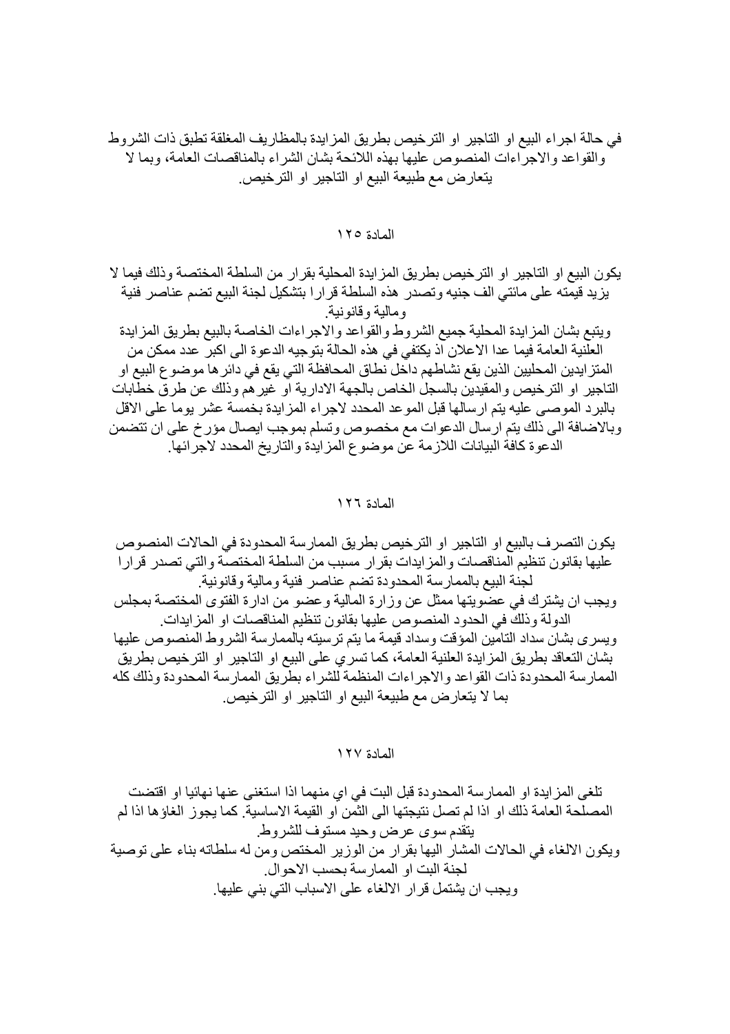في حالة اجراء البيع او التاجير او الترخيص بطريق المزايدة بالمظاريف المغلقة تطبق ذات الشروط والقواعد والاجراءات المنصوص عليها بهذه اللائحة بشان الشراء بالمناقصات العامة، وبما لا يتعارض مع طبيعة البيع او التاجير او الترخيص.

## المادة ١٢٥

يكون البيع او التاجير او الترخيص بطريق المزايدة المحلية بقرار من السلطة المختصة وذلك فيما لا يزيد قيمته على مائتي الف جنيه وتصدر هذه السلطة قرارا بتشكيل لجنة البيع تضم عناصر فنية ومالية وقانونية.

ويتبع بشان المزايدة المحلية جميع الشروط والقواعد والاجراءات الخاصة بالبيع بطريق المزايدة العلنية العامة فيما عدا الاعلان اذ يكتفي في هذه الحالة بتوجيه الدعوة الى اكبر عدد ممكن من المتزايدين المحليين الذين يقع نشاطهم داخل نطاق المحافظة التي يقع في دائرها موضوع البيع او التاجير او الترخيص والمقيدين بالسجل الخاص بالجهة الادارية او غيرهم وذلك عن طرق خطابات بالبرد الموصى عليه يتم ارسالها قبل الموعد المحدد لاجراء المزايدة بخمسة عشر يوما على الاقل وبالاضافة الى ذلك يتم ارسال الدعوات مع مخصوص وتسلم بموجب ايصال مؤرخ على ان تتضمن الدعوة كافة البيانات اللازمة عن موضوع المزايدة والتاريخ المحدد لاجرائها.

## المادة ١٢٦

يكون التصرف بالبيع او التاجير او الترخيص بطريق الممارسة المحدودة في الحالات المنصوص عليها بقانون تنظيم المناقصات والمزايدات بقرار مسبب من السلطة المختصة والتي تصدر قرارا لجنة البيع بالممارسة المحدودة تضم عناصر فنية ومالية وقانونية.

ويجب ان يشترك في عضويتها ممثل عن وزارة المالية وعضو من ادارة الفتوى المختصة بمجلس الدولة وذلك في الحدود المنصوص عليها بقانون تنظيم المناقصات او المزايدات.

ويسرى بشان سداد التامين المؤقت وسداد قيمة ما يتم ترسيته بالممارسة الشروط المنصوص عليها بشان التعاقد بطريق المزايدة العلنية العامة، كما تسري على البيع او التاجير او الترخيص بطريق الممارسة المحدودة ذات القواعد والاجراءات المنظمة للشراء بطريق الممارسة المحدودة وذلك كله بما لا يتعارض مع طبيعة البيع او التاجير او الترخيص.

## المادة ١٢٧

تلغى المزايدة او الممارسة المحدودة قبل البت في اي منهما اذا استغنى عنها نهائيا او اقتضت المصلحة العامة ذلك او اذا لم تصل نتيجتها الى الثمن او القيمة الاساسية. كما يجوز الغاؤها اذا لم يتقدم سوى عرض وحيد مستوف للشروط.

ويكون الالغاء في الحالات المشار اليها بقرار من الوزير المختص ومن له سلطاته بناء على توصية لجنة البت او الممارسة بحسب الاحوال.

ويجب ان يشتمل قرار الالغاء على الاسباب التي بني عليها.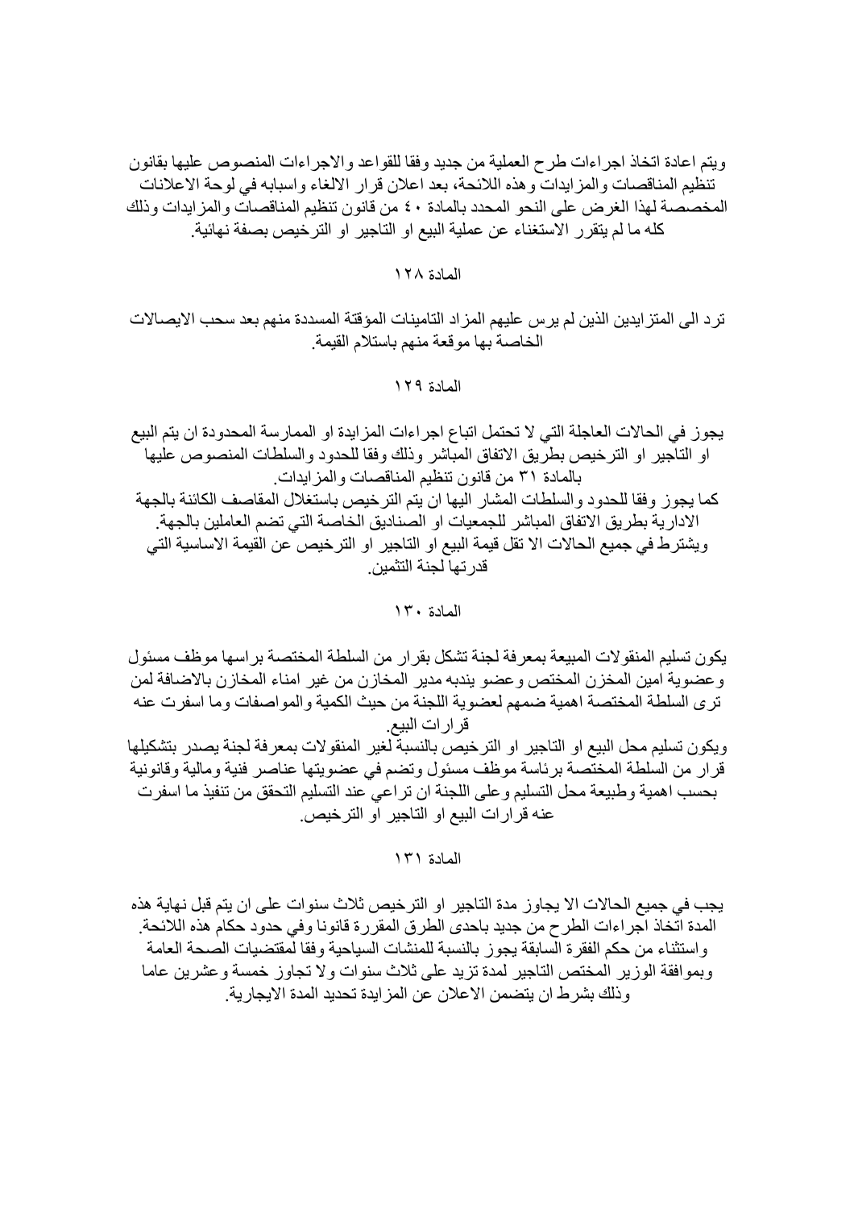ويتم اعادة اتخاذ اجراءات طرح العملية من جديد وفقا للقواعد والاجراءات المنصوص عليها بقانون تنظيم المناقصات والمزايدات وهذه اللائحة، بعد اعلان قرار الالغاء واسبابه في لوحة الاعلانات المخصصة لهذا الغرض على النحو المحدد بالمادة ٤٠ من قانون تنظيم المناقصات والمزايدات وذلك كله ما لم يتقرر الاستغناء عن عملية البيع او التاجير او الترخيص بصفة نهائية.

المادة ١٢٨

ترد الى المتزايدين الذين لم يرس عليهم المزاد التامينات المؤقتة المسددة منهم بعد سحب الايصالات الخاصة بها موقعة منهم باستلام القيمة.

المادة ١٢٩

يجوز في الحالات العاجلة التي لا تحتمل اتباع اجراءات المزايدة او الممارسة المحدودة ان يتم البيع او التاجير او الترخيص بطريق الاتفاق المباشر وذلك وفقا للحدود والسلطات المنصوص عليها بالمادة ٣١ من قانون تنظيم المناقصات والمزايدات.
كما يجوز وفقا للحدود والسلطات المشار اليها ان يتم الترخيص باستغلال المقاصف الكائنة بالجهة الادارية بطريق الاتفاق المباشر للجمعيات او الصناديق الخاصة التي تضم العاملين بالجهة.
ويشترط في جميع الحالات الا تقل قيمة البيع او التاجير او الترخيص عن القيمة الاساسية التي قدرتها لجنة التثمين.

المادة ١٣٠

يكون تسليم المنقولات المبيعة بمعرفة لجنة تشكل بقرار من السلطة المختصة براسها موظف مسئول وعضوية امين المخزن المختص وعضو يندبه مدير المخازن من غير امناء المخازن بالاضافة لمن ترى السلطة المختصة اهمية ضمهم لعضوية اللجنة من حيث الكمية والمواصفات وما اسفرت عنه قرارات البيع.
ويكون تسليم محل البيع او التاجير او الترخيص بالنسبة لغير المنقولات بمعرفة لجنة يصدر بتشكيلها قرار من السلطة المختصة برئاسة موظف مسئول وتضم في عضويتها عناصر فنية ومالية وقانونية بحسب اهمية وطبيعة محل التسليم وعلى اللجنة ان تراعي عند التسليم التحقق من تنفيذ ما اسفرت عنه قرارات البيع او التاجير او الترخيص.

المادة ١٣١

يجب في جميع الحالات الا يجاوز مدة التاجير او الترخيص ثلاث سنوات على ان يتم قبل نهاية هذه المدة اتخاذ اجراءات الطرح من جديد باحدى الطرق المقررة قانونا وفي حدود حكام هذه اللائحة.
واستثناء من حكم الفقرة السابقة يجوز بالنسبة للمنشات السياحية وفقا لمقتضيات الصحة العامة وبموافقة الوزير المختص التاجير لمدة تزيد على ثلاث سنوات ولا تجاوز خمسة وعشرين عاما وذلك بشرط ان يتضمن الاعلان عن المزايدة تحديد المدة الايجارية.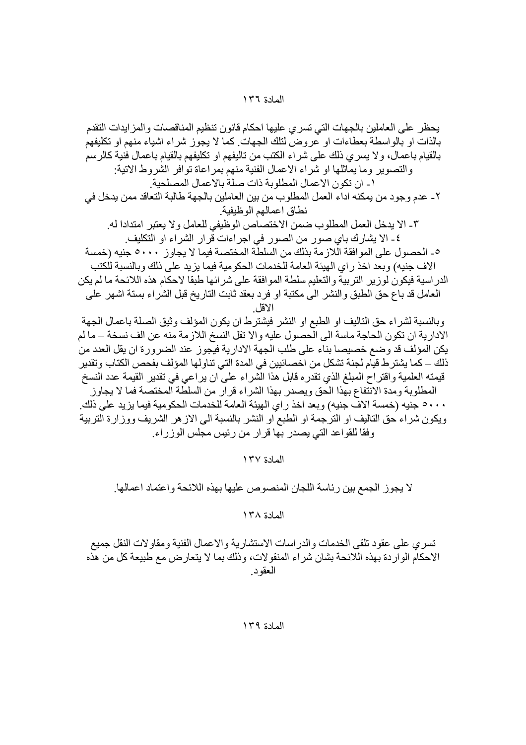## المادة ١٣٦

يحظر على العاملين بالجهات التي تسري عليها احكام قانون تنظيم المناقصات والمزايدات التقدم بالذات او بالواسطة بعطاءات او عروض لتلك الجهات. كما لا يجوز شراء اشياء منهم او تكليفهم بالقيام باعمال، ولا يسري ذلك على شراء الكتب من تاليفهم او تكليفهم بالقيام باعمال فنية كالرسم والتصوير وما يماثلها او شراء الاعمال الفنية منهم بمراعاة توافر الشروط الاتية:

١- ان تكون الاعمال المطلوبة ذات صلة بالاعمال المصلحية.

٢- عدم وجود من يمكنه اداء العمل المطلوب من بين العاملين بالجهة طالبة التعاقد ممن يدخل في نطاق اعمالهم الوظيفية.

٣- الا يدخل العمل المطلوب ضمن الاختصاص الوظيفي للعامل ولا يعتبر امتدادا له.

٤- الا يشارك باي صور من الصور في اجراءات قرار الشراء او التكليف.

٥- الحصول على الموافقة اللازمة بذلك من السلطة المختصة فيما لا يجاوز ٥٠٠٠ جنيه (خمسة الاف جنيه) وبعد اخذ راي الهيئة العامة للخدمات الحكومية فيما يزيد على ذلك وبالنسبة للكتب الدراسية فيكون لوزير التربية والتعليم سلطة الموافقة على شرائها طبقا لاحكام هذه اللائحة ما لم يكن العامل قد باع حق الطبق والنشر الى مكتبة او فرد بعقد ثابت التاريخ قبل الشراء بستة اشهر على الاقل.

وبالنسبة لشراء حق التاليف او الطبع او النشر فيشترط ان يكون المؤلف وثيق الصلة باعمال الجهة الادارية ان تكون الحاجة ماسة الى الحصول عليه والا تقل النسخ اللازمة منه عن الف نسخة – ما لم يكن المؤلف قد وضع خصيصا بناء على طلب الجهة الادارية فيجوز عند الضرورة ان يقل العدد من ذلك – كما يشترط قيام لجنة تشكل من اخصائيين في المدة التي تناولها المؤلف بفحص الكتاب وتقدير قيمته العلمية واقتراح المبلغ الذي تقدره قابل هذا الشراء على ان يراعي في تقدير القيمة عدد النسخ المطلوبة ومدة الانتفاع بهذا الحق ويصدر بهذا الشراء قرار من السلطة المختصة فما لا يجاوز ٥٠٠٠ جنيه (خمسة الاف جنيه) وبعد اخذ راي الهيئة العامة للخدمات الحكومية فيما يزيد على ذلك. ويكون شراء حق التاليف او الترجمة او الطبع او النشر بالنسبة الى الازهر الشريف ووزارة التربية وفقا للقواعد التي يصدر بها قرار من رئيس مجلس الوزراء.

## المادة ١٣٧

لا يجوز الجمع بين رئاسة اللجان المنصوص عليها بهذه اللائحة واعتماد اعمالها.

## المادة ١٣٨

تسري على عقود تلقى الخدمات والدراسات الاستشارية والاعمال الفنية ومقاولات النقل جميع الاحكام الواردة بهذه اللائحة بشان شراء المنقولات، وذلك بما لا يتعارض مع طبيعة كل من هذه العقود.

## المادة ١٣٩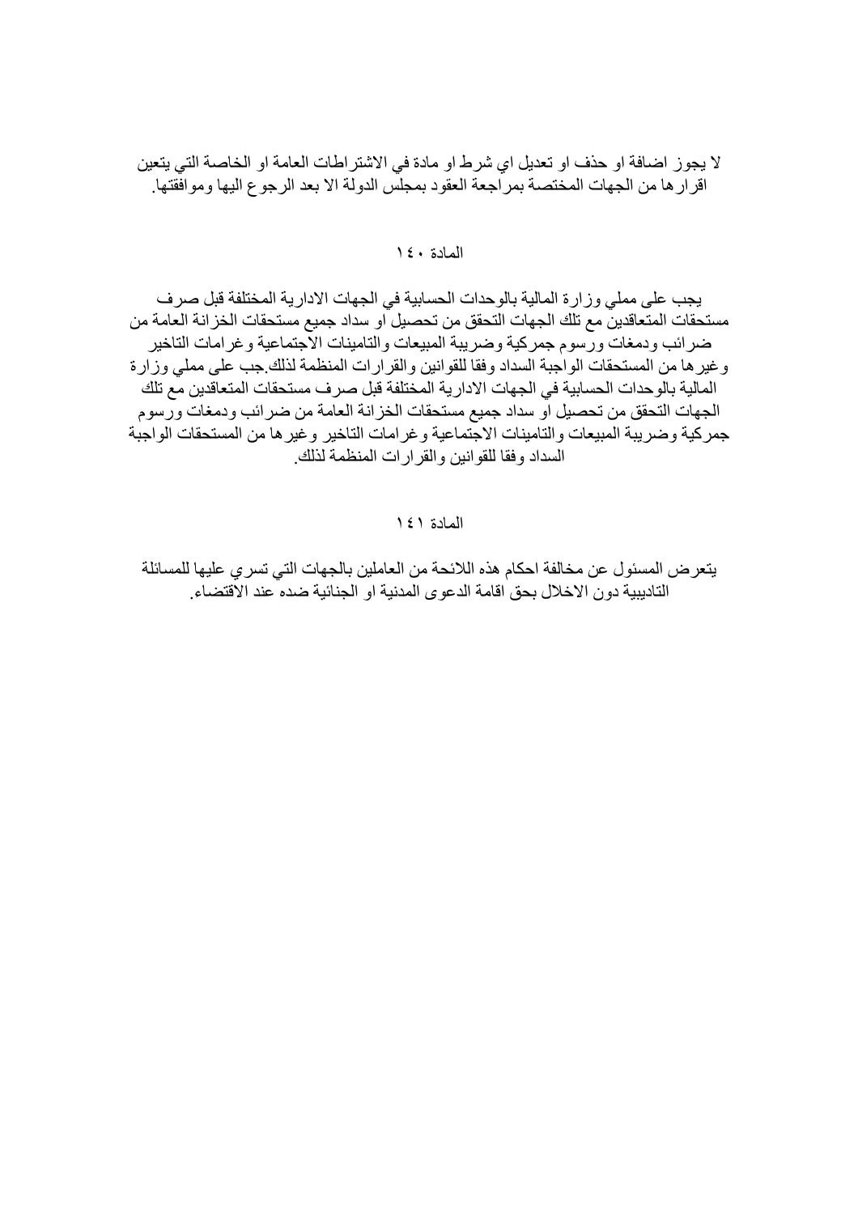لا يجوز اضافة او حذف او تعديل اي شرط او مادة في الاشتراطات العامة او الخاصة التي يتعين اقرارها من الجهات المختصة بمراجعة العقود بمجلس الدولة الا بعد الرجوع اليها وموافقتها.

## المادة ١٤٠

يجب على ممثلي وزارة المالية بالوحدات الحسابية في الجهات الادارية المختلفة قبل صرف مستحقات المتعاقدين مع تلك الجهات التحقق من تحصيل او سداد جميع مستحقات الخزانة العامة من ضرائب ودمغات ورسوم جمركية وضريبة المبيعات والتامينات الاجتماعية وغرامات التاخير وغيرها من المستحقات الواجبة السداد وفقا للقوانين والقرارات المنظمة لذلك.جب على ممثلي وزارة المالية بالوحدات الحسابية في الجهات الادارية المختلفة قبل صرف مستحقات المتعاقدين مع تلك الجهات التحقق من تحصيل او سداد جميع مستحقات الخزانة العامة من ضرائب ودمغات ورسوم جمركية وضريبة المبيعات والتامينات الاجتماعية وغرامات التاخير وغيرها من المستحقات الواجبة السداد وفقا للقوانين والقرارات المنظمة لذلك.

## المادة ١٤١

يتعرض المسئول عن مخالفة احكام هذه اللائحة من العاملين بالجهات التي تسري عليها للمسائلة التاديبية دون الاخلال بحق اقامة الدعوى المدنية او الجنائية ضده عند الاقتضاء.